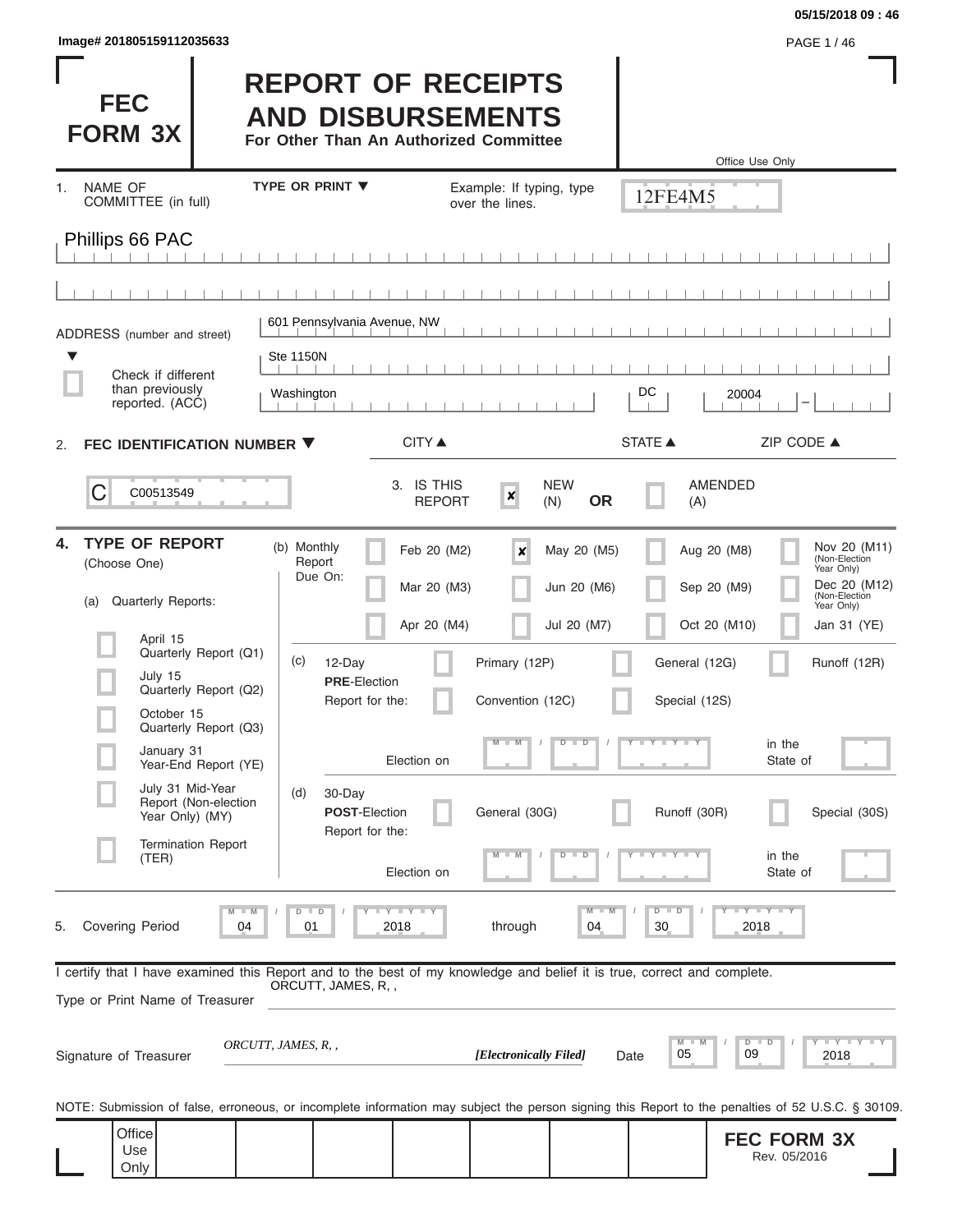Image# 201805159112035633

# FEC FORM 3X

# REPORT OF RECEIPTS AND DISBURSEMENTS

**For Other Than An Authorized Committee**

Office Use Only

12FE4M5

1. NAME OF COMMITTEE (in full) — TYPE OR PRINT ▼ — Example: If typing, type over the lines.

Phillips 66 PAC

ADDRESS (number and street)

601 Pennsylvania Avenue, NW

Ste 1150N

☐ Check if different than previously reported. (ACC)

| CITY ▲ | STATE ▲ | ZIP CODE ▲ |
|---|---|---|
| Washington | DC | 20004 |

2. **FEC IDENTIFICATION NUMBER ▼**

C C00513549

3. IS THIS REPORT ☒ NEW (N) **OR** ☐ AMENDED (A)

4. **TYPE OF REPORT** (Choose One)

(a) Quarterly Reports:

- ☐ April 15 Quarterly Report (Q1)
- ☐ July 15 Quarterly Report (Q2)
- ☐ October 15 Quarterly Report (Q3)
- ☐ January 31 Year-End Report (YE)
- ☐ July 31 Mid-Year Report (Non-election Year Only) (MY)
- ☐ Termination Report (TER)

(b) Monthly Report Due On:

| | | | |
|---|---|---|---|
| ☐ Feb 20 (M2) | ☒ May 20 (M5) | ☐ Aug 20 (M8) | ☐ Nov 20 (M11) (Non-Election Year Only) |
| ☐ Mar 20 (M3) | ☐ Jun 20 (M6) | ☐ Sep 20 (M9) | ☐ Dec 20 (M12) (Non-Election Year Only) |
| ☐ Apr 20 (M4) | ☐ Jul 20 (M7) | ☐ Oct 20 (M10) | ☐ Jan 31 (YE) |

(c) 12-Day **PRE**-Election Report for the: ☐ Primary (12P) ☐ General (12G) ☐ Runoff (12R) ☐ Convention (12C) ☐ Special (12S)

Election on MM / DD / YYYY in the State of

(d) 30-Day **POST**-Election Report for the: ☐ General (30G) ☐ Runoff (30R) ☐ Special (30S)

Election on MM / DD / YYYY in the State of

5. Covering Period 04 / 01 / 2018 through 04 / 30 / 2018

I certify that I have examined this Report and to the best of my knowledge and belief it is true, correct and complete.

Type or Print Name of Treasurer: ORCUTT, JAMES, R, ,

Signature of Treasurer: *ORCUTT, JAMES, R, ,* ***[Electronically Filed]*** Date 05 / 09 / 2018

NOTE: Submission of false, erroneous, or incomplete information may subject the person signing this Report to the penalties of 52 U.S.C. § 30109.

Office Use Only

**FEC FORM 3X** Rev. 05/2016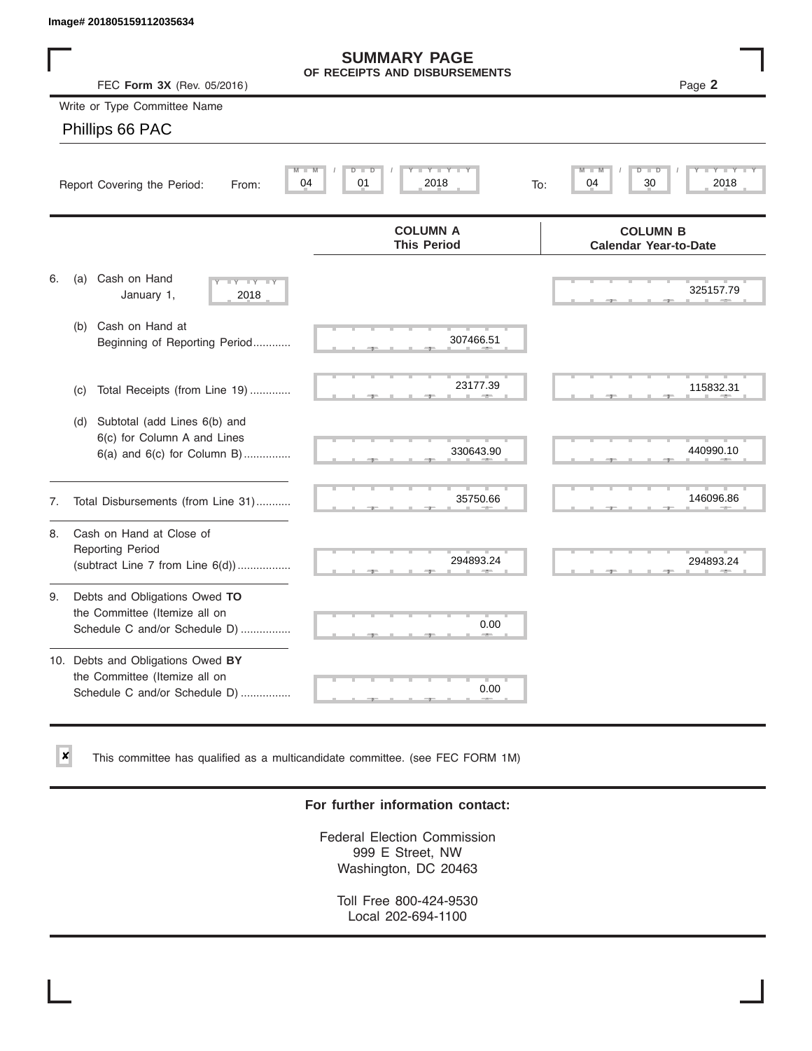Image# 201805159112035634

# SUMMARY PAGE
## OF RECEIPTS AND DISBURSEMENTS

FEC **Form 3X** (Rev. 05/2016)

Write or Type Committee Name

Phillips 66 PAC

Report Covering the Period: From: 04 / 01 / 2018 To: 04 / 30 / 2018

| | COLUMN A This Period | COLUMN B Calendar Year-to-Date |
|---|---|---|
| 6. (a) Cash on Hand January 1, 2018 | | 325157.79 |
| (b) Cash on Hand at Beginning of Reporting Period | 307466.51 | |
| (c) Total Receipts (from Line 19) | 23177.39 | 115832.31 |
| (d) Subtotal (add Lines 6(b) and 6(c) for Column A and Lines 6(a) and 6(c) for Column B) | 330643.90 | 440990.10 |
| 7. Total Disbursements (from Line 31) | 35750.66 | 146096.86 |
| 8. Cash on Hand at Close of Reporting Period (subtract Line 7 from Line 6(d)) | 294893.24 | 294893.24 |
| 9. Debts and Obligations Owed **TO** the Committee (Itemize all on Schedule C and/or Schedule D) | 0.00 | |
| 10. Debts and Obligations Owed **BY** the Committee (Itemize all on Schedule C and/or Schedule D) | 0.00 | |

☒ This committee has qualified as a multicandidate committee. (see FEC FORM 1M)

**For further information contact:**

Federal Election Commission
999 E Street, NW
Washington, DC 20463

Toll Free 800-424-9530
Local 202-694-1100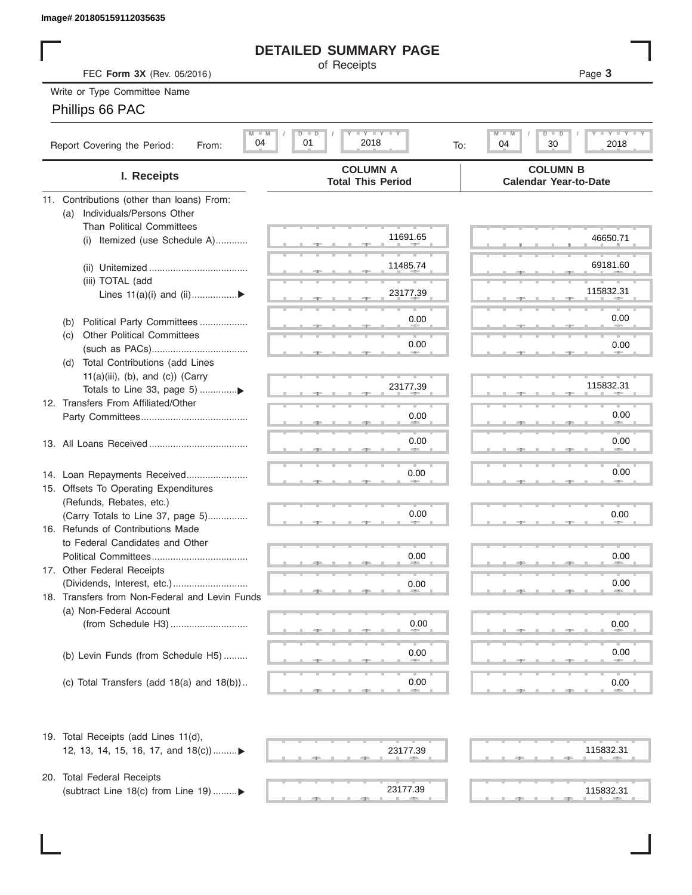Image# 201805159112035635

# DETAILED SUMMARY PAGE

of Receipts

FEC **Form 3X** (Rev. 05/2016)

Write or Type Committee Name

Phillips 66 PAC

Report Covering the Period: From: 04 / 01 / 2018 To: 04 / 30 / 2018

| I. Receipts | COLUMN A Total This Period | COLUMN B Calendar Year-to-Date |
|---|---|---|
| 11. Contributions (other than loans) From: | | |
| (a) Individuals/Persons Other Than Political Committees | | |
| (i) Itemized (use Schedule A) | 11691.65 | 46650.71 |
| (ii) Unitemized | 11485.74 | 69181.60 |
| (iii) TOTAL (add Lines 11(a)(i) and (ii) ▶ | 23177.39 | 115832.31 |
| (b) Political Party Committees | 0.00 | 0.00 |
| (c) Other Political Committees (such as PACs) | 0.00 | 0.00 |
| (d) Total Contributions (add Lines 11(a)(iii), (b), and (c)) (Carry Totals to Line 33, page 5) ▶ | 23177.39 | 115832.31 |
| 12. Transfers From Affiliated/Other Party Committees | 0.00 | 0.00 |
| 13. All Loans Received | 0.00 | 0.00 |
| 14. Loan Repayments Received | 0.00 | 0.00 |
| 15. Offsets To Operating Expenditures (Refunds, Rebates, etc.) (Carry Totals to Line 37, page 5) | 0.00 | 0.00 |
| 16. Refunds of Contributions Made to Federal Candidates and Other Political Committees | 0.00 | 0.00 |
| 17. Other Federal Receipts (Dividends, Interest, etc.) | 0.00 | 0.00 |
| 18. Transfers from Non-Federal and Levin Funds | | |
| (a) Non-Federal Account (from Schedule H3) | 0.00 | 0.00 |
| (b) Levin Funds (from Schedule H5) | 0.00 | 0.00 |
| (c) Total Transfers (add 18(a) and 18(b)) | 0.00 | 0.00 |
| 19. Total Receipts (add Lines 11(d), 12, 13, 14, 15, 16, 17, and 18(c)) ▶ | 23177.39 | 115832.31 |
| 20. Total Federal Receipts (subtract Line 18(c) from Line 19) ▶ | 23177.39 | 115832.31 |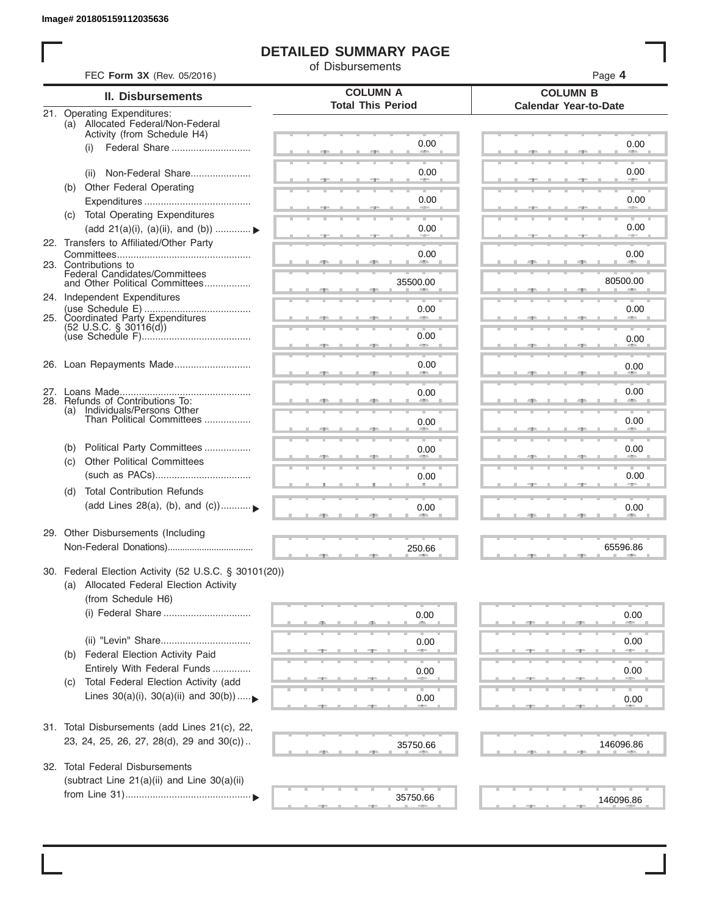Image# 201805159112035636

# DETAILED SUMMARY PAGE

of Disbursements

FEC **Form 3X** (Rev. 05/2016)

Page **4**

| II. Disbursements | COLUMN A Total This Period | COLUMN B Calendar Year-to-Date |
|---|---|---|
| 21. Operating Expenditures: | | |
| (a) Allocated Federal/Non-Federal Activity (from Schedule H4) | | |
| (i) Federal Share | 0.00 | 0.00 |
| (ii) Non-Federal Share | 0.00 | 0.00 |
| (b) Other Federal Operating Expenditures | 0.00 | 0.00 |
| (c) Total Operating Expenditures (add 21(a)(i), (a)(ii), and (b)) ▶ | 0.00 | 0.00 |
| 22. Transfers to Affiliated/Other Party Committees | 0.00 | 0.00 |
| 23. Contributions to Federal Candidates/Committees and Other Political Committees | 35500.00 | 80500.00 |
| 24. Independent Expenditures (use Schedule E) | 0.00 | 0.00 |
| 25. Coordinated Party Expenditures (52 U.S.C. § 30116(d)) (use Schedule F) | 0.00 | 0.00 |
| 26. Loan Repayments Made | 0.00 | 0.00 |
| 27. Loans Made | 0.00 | 0.00 |
| 28. Refunds of Contributions To: | | |
| (a) Individuals/Persons Other Than Political Committees | 0.00 | 0.00 |
| (b) Political Party Committees | 0.00 | 0.00 |
| (c) Other Political Committees (such as PACs) | 0.00 | 0.00 |
| (d) Total Contribution Refunds (add Lines 28(a), (b), and (c)) ▶ | 0.00 | 0.00 |
| 29. Other Disbursements (Including Non-Federal Donations) | 250.66 | 65596.86 |
| 30. Federal Election Activity (52 U.S.C. § 30101(20)) | | |
| (a) Allocated Federal Election Activity (from Schedule H6) | | |
| (i) Federal Share | 0.00 | 0.00 |
| (ii) "Levin" Share | 0.00 | 0.00 |
| (b) Federal Election Activity Paid Entirely With Federal Funds | 0.00 | 0.00 |
| (c) Total Federal Election Activity (add Lines 30(a)(i), 30(a)(ii) and 30(b)) ▶ | 0.00 | 0.00 |
| 31. Total Disbursements (add Lines 21(c), 22, 23, 24, 25, 26, 27, 28(d), 29 and 30(c)) | 35750.66 | 146096.86 |
| 32. Total Federal Disbursements (subtract Line 21(a)(ii) and Line 30(a)(ii) from Line 31) ▶ | 35750.66 | 146096.86 |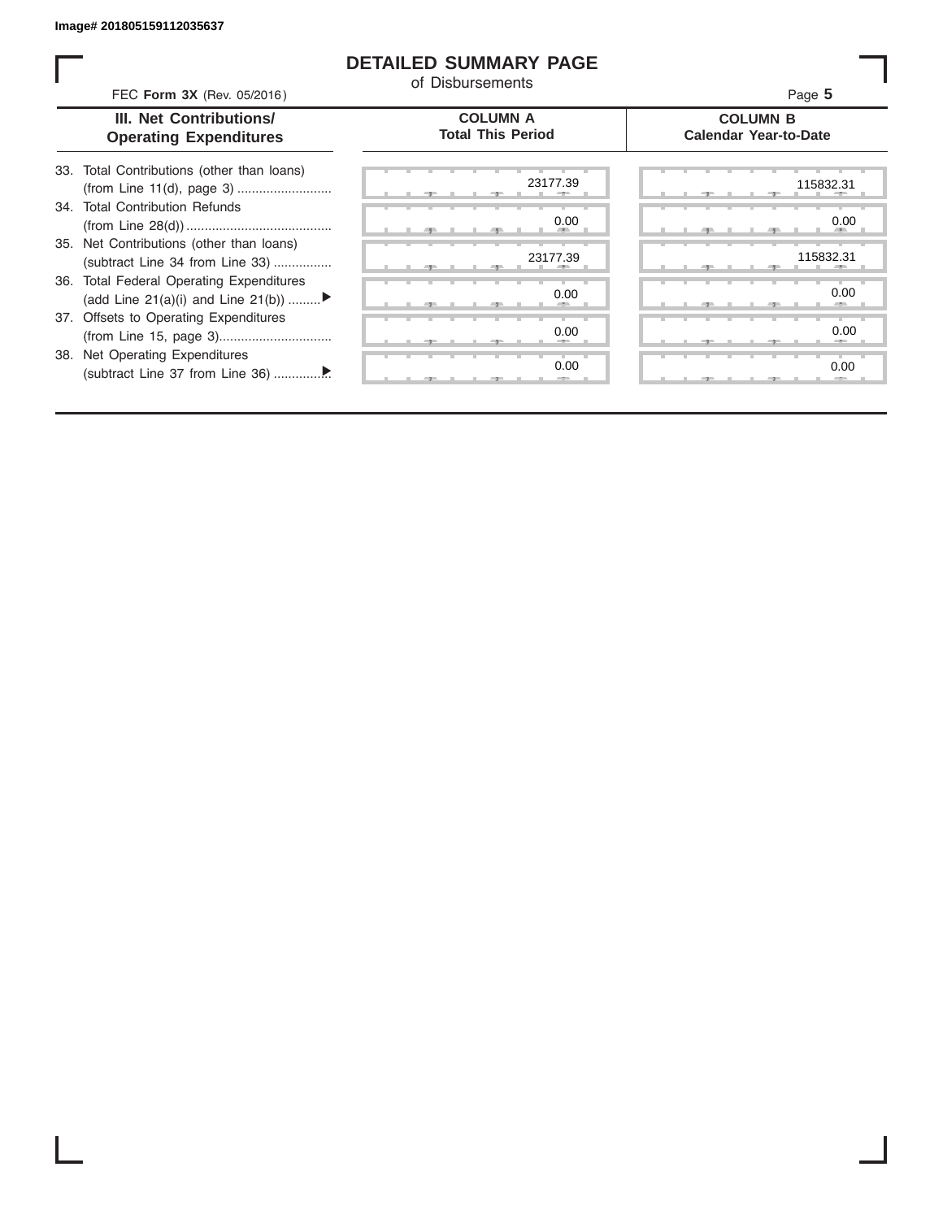Image# 201805159112035637

# DETAILED SUMMARY PAGE

of Disbursements

FEC **Form 3X** (Rev. 05/2016)

| III. Net Contributions/ Operating Expenditures | COLUMN A Total This Period | COLUMN B Calendar Year-to-Date |
|---|---|---|
| 33. Total Contributions (other than loans) (from Line 11(d), page 3) .......................... | 23177.39 | 115832.31 |
| 34. Total Contribution Refunds (from Line 28(d)) ........................................ | 0.00 | 0.00 |
| 35. Net Contributions (other than loans) (subtract Line 34 from Line 33) ................ | 23177.39 | 115832.31 |
| 36. Total Federal Operating Expenditures (add Line 21(a)(i) and Line 21(b)) .........▶ | 0.00 | 0.00 |
| 37. Offsets to Operating Expenditures (from Line 15, page 3)............................... | 0.00 | 0.00 |
| 38. Net Operating Expenditures (subtract Line 37 from Line 36) ...............▶ | 0.00 | 0.00 |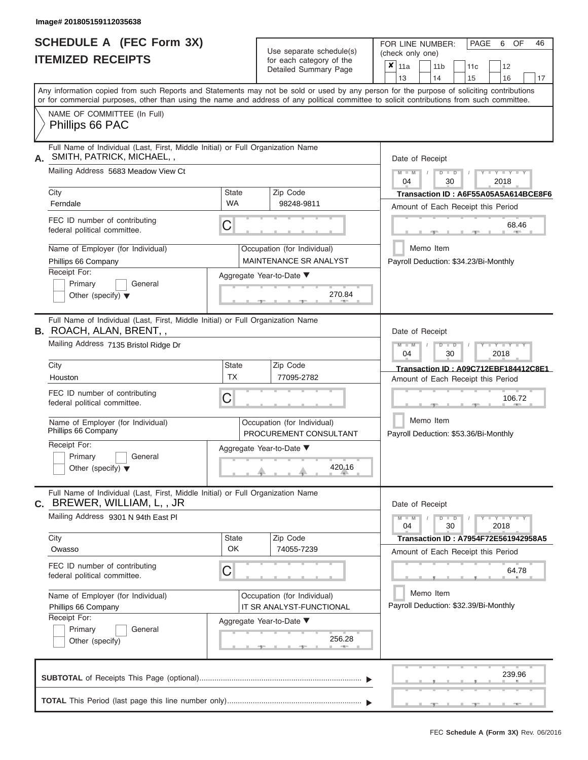Image# 201805159112035638

# SCHEDULE A (FEC Form 3X)
# ITEMIZED RECEIPTS

Use separate schedule(s) for each category of the Detailed Summary Page

FOR LINE NUMBER: (check only one)

PAGE 6 OF 46

| | | | | | | | | |
|---|---|---|---|---|---|---|---|---|
| ✘ | 11a | | 11b | | 11c | | 12 | |
| | 13 | | 14 | | 15 | | 16 | 17 |

Any information copied from such Reports and Statements may not be sold or used by any person for the purpose of soliciting contributions or for commercial purposes, other than using the name and address of any political committee to solicit contributions from such committee.

NAME OF COMMITTEE (In Full)
Phillips 66 PAC

---

**A.** Full Name of Individual (Last, First, Middle Initial) or Full Organization Name
SMITH, PATRICK, MICHAEL, ,

Mailing Address 5683 Meadow View Ct

City: Ferndale | State: WA | Zip Code: 98248-9811

FEC ID number of contributing federal political committee. C

Name of Employer (for Individual): Phillips 66 Company

Occupation (for Individual): MAINTENANCE SR ANALYST

Receipt For: Primary / General / Other (specify)

Aggregate Year-to-Date: 270.84

Date of Receipt: 04 / 30 / 2018

Transaction ID : A6F55A05A5A614BCE8F6

Amount of Each Receipt this Period: 68.46

Memo Item

Payroll Deduction: $34.23/Bi-Monthly

---

**B.** Full Name of Individual (Last, First, Middle Initial) or Full Organization Name
ROACH, ALAN, BRENT, ,

Mailing Address 7135 Bristol Ridge Dr

City: Houston | State: TX | Zip Code: 77095-2782

FEC ID number of contributing federal political committee. C

Name of Employer (for Individual): Phillips 66 Company

Occupation (for Individual): PROCUREMENT CONSULTANT

Receipt For: Primary / General / Other (specify)

Aggregate Year-to-Date: 420.16

Date of Receipt: 04 / 30 / 2018

Transaction ID : A09C712EBF184412C8E1

Amount of Each Receipt this Period: 106.72

Memo Item

Payroll Deduction: $53.36/Bi-Monthly

---

**C.** Full Name of Individual (Last, First, Middle Initial) or Full Organization Name
BREWER, WILLIAM, L, , JR

Mailing Address 9301 N 94th East Pl

City: Owasso | State: OK | Zip Code: 74055-7239

FEC ID number of contributing federal political committee. C

Name of Employer (for Individual): Phillips 66 Company

Occupation (for Individual): IT SR ANALYST-FUNCTIONAL

Receipt For: Primary / General / Other (specify)

Aggregate Year-to-Date: 256.28

Date of Receipt: 04 / 30 / 2018

Transaction ID : A7954F72E561942958A5

Amount of Each Receipt this Period: 64.78

Memo Item

Payroll Deduction: $32.39/Bi-Monthly

---

**SUBTOTAL** of Receipts This Page (optional): 239.96

**TOTAL** This Period (last page this line number only):

FEC **Schedule A (Form 3X)** Rev. 06/2016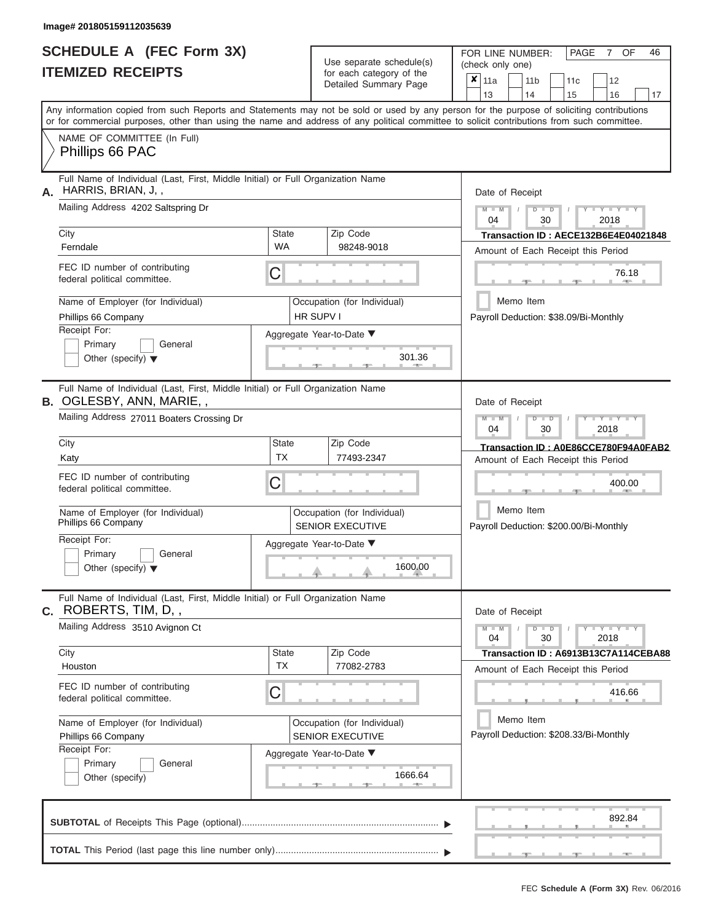Image# 201805159112035639

# SCHEDULE A (FEC Form 3X)
## ITEMIZED RECEIPTS

Use separate schedule(s) for each category of the Detailed Summary Page

FOR LINE NUMBER: (check only one)

- [x] 11a
- [ ] 11b
- [ ] 11c
- [ ] 12
- [ ] 13
- [ ] 14
- [ ] 15
- [ ] 16
- [ ] 17

Any information copied from such Reports and Statements may not be sold or used by any person for the purpose of soliciting contributions or for commercial purposes, other than using the name and address of any political committee to solicit contributions from such committee.

NAME OF COMMITTEE (In Full)
Phillips 66 PAC

---

**A.** Full Name of Individual (Last, First, Middle Initial) or Full Organization Name: HARRIS, BRIAN, J, ,

Mailing Address: 4202 Saltspring Dr

City: Ferndale | State: WA | Zip Code: 98248-9018

FEC ID number of contributing federal political committee: C

Name of Employer (for Individual): Phillips 66 Company

Occupation (for Individual): HR SUPV I

Receipt For: Primary / General / Other (specify)

Aggregate Year-to-Date: 301.36

Date of Receipt: 04 / 30 / 2018

Transaction ID : AECE132B6E4E04021848

Amount of Each Receipt this Period: 76.18

Memo Item

Payroll Deduction: $38.09/Bi-Monthly

---

**B.** Full Name of Individual (Last, First, Middle Initial) or Full Organization Name: OGLESBY, ANN, MARIE, ,

Mailing Address: 27011 Boaters Crossing Dr

City: Katy | State: TX | Zip Code: 77493-2347

FEC ID number of contributing federal political committee: C

Name of Employer (for Individual): Phillips 66 Company

Occupation (for Individual): SENIOR EXECUTIVE

Receipt For: Primary / General / Other (specify)

Aggregate Year-to-Date: 1600.00

Date of Receipt: 04 / 30 / 2018

Transaction ID : A0E86CCE780F94A0FAB2

Amount of Each Receipt this Period: 400.00

Memo Item

Payroll Deduction: $200.00/Bi-Monthly

---

**C.** Full Name of Individual (Last, First, Middle Initial) or Full Organization Name: ROBERTS, TIM, D, ,

Mailing Address: 3510 Avignon Ct

City: Houston | State: TX | Zip Code: 77082-2783

FEC ID number of contributing federal political committee: C

Name of Employer (for Individual): Phillips 66 Company

Occupation (for Individual): SENIOR EXECUTIVE

Receipt For: Primary / General / Other (specify)

Aggregate Year-to-Date: 1666.64

Date of Receipt: 04 / 30 / 2018

Transaction ID : A6913B13C7A114CEBA88

Amount of Each Receipt this Period: 416.66

Memo Item

Payroll Deduction: $208.33/Bi-Monthly

---

**SUBTOTAL** of Receipts This Page (optional): 892.84

**TOTAL** This Period (last page this line number only):

FEC Schedule A (Form 3X) Rev. 06/2016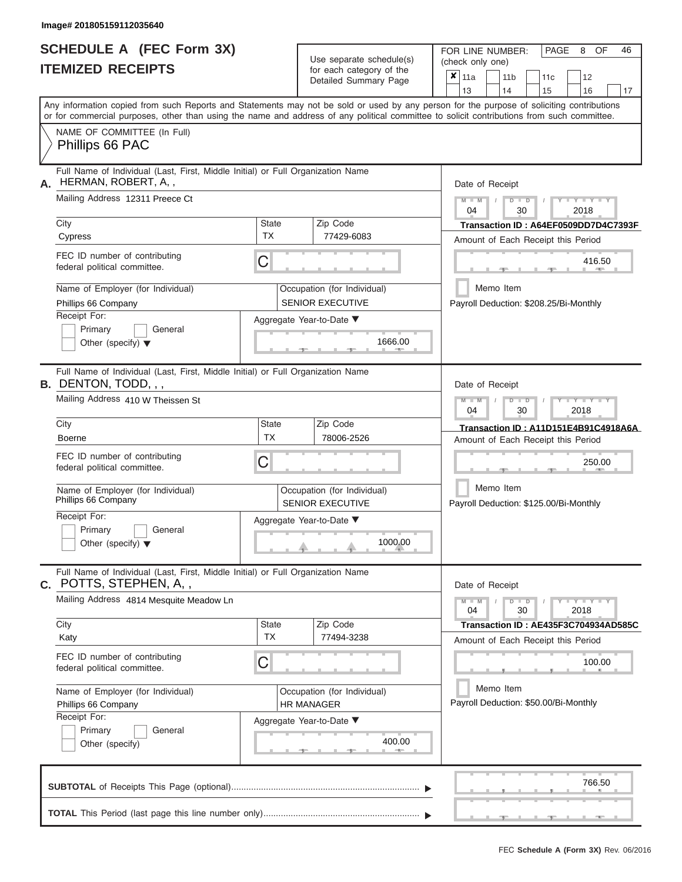Image# 201805159112035640

# SCHEDULE A (FEC Form 3X)
## ITEMIZED RECEIPTS

Use separate schedule(s) for each category of the Detailed Summary Page

FOR LINE NUMBER: (check only one)

- [x] 11a
- [ ] 11b
- [ ] 11c
- [ ] 12
- [ ] 13
- [ ] 14
- [ ] 15
- [ ] 16
- [ ] 17

Any information copied from such Reports and Statements may not be sold or used by any person for the purpose of soliciting contributions or for commercial purposes, other than using the name and address of any political committee to solicit contributions from such committee.

NAME OF COMMITTEE (In Full)
Phillips 66 PAC

---

**A.** Full Name of Individual (Last, First, Middle Initial) or Full Organization Name: HERMAN, ROBERT, A, ,

Mailing Address: 12311 Preece Ct

City: Cypress | State: TX | Zip Code: 77429-6083

FEC ID number of contributing federal political committee: C

Name of Employer (for Individual): Phillips 66 Company

Occupation (for Individual): SENIOR EXECUTIVE

Receipt For: Primary / General / Other (specify)

Aggregate Year-to-Date: 1666.00

Date of Receipt: 04 / 30 / 2018

Transaction ID : A64EF0509DD7D4C7393F

Amount of Each Receipt this Period: 416.50

Memo Item

Payroll Deduction: $208.25/Bi-Monthly

---

**B.** Full Name of Individual (Last, First, Middle Initial) or Full Organization Name: DENTON, TODD, , ,

Mailing Address: 410 W Theissen St

City: Boerne | State: TX | Zip Code: 78006-2526

FEC ID number of contributing federal political committee: C

Name of Employer (for Individual): Phillips 66 Company

Occupation (for Individual): SENIOR EXECUTIVE

Receipt For: Primary / General / Other (specify)

Aggregate Year-to-Date: 1000.00

Date of Receipt: 04 / 30 / 2018

Transaction ID : A11D151E4B91C4918A6A

Amount of Each Receipt this Period: 250.00

Memo Item

Payroll Deduction: $125.00/Bi-Monthly

---

**C.** Full Name of Individual (Last, First, Middle Initial) or Full Organization Name: POTTS, STEPHEN, A, ,

Mailing Address: 4814 Mesquite Meadow Ln

City: Katy | State: TX | Zip Code: 77494-3238

FEC ID number of contributing federal political committee: C

Name of Employer (for Individual): Phillips 66 Company

Occupation (for Individual): HR MANAGER

Receipt For: Primary / General / Other (specify)

Aggregate Year-to-Date: 400.00

Date of Receipt: 04 / 30 / 2018

Transaction ID : AE435F3C704934AD585C

Amount of Each Receipt this Period: 100.00

Memo Item

Payroll Deduction: $50.00/Bi-Monthly

---

**SUBTOTAL** of Receipts This Page (optional): 766.50

**TOTAL** This Period (last page this line number only):

FEC Schedule A (Form 3X) Rev. 06/2016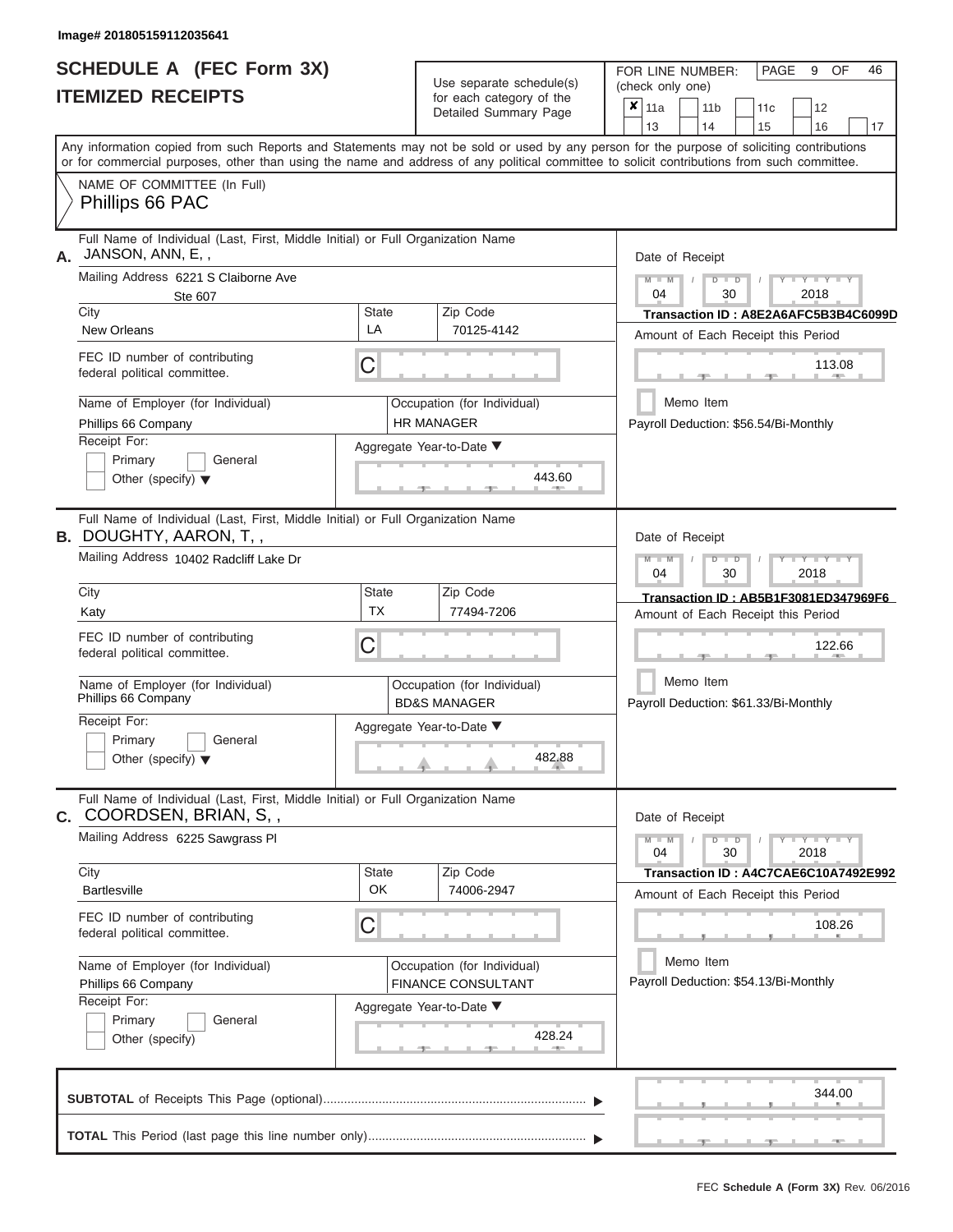Image# 201805159112035641

# SCHEDULE A (FEC Form 3X)
## ITEMIZED RECEIPTS

Use separate schedule(s) for each category of the Detailed Summary Page

FOR LINE NUMBER: (check only one)

- [x] 11a
- [ ] 11b
- [ ] 11c
- [ ] 12
- [ ] 13
- [ ] 14
- [ ] 15
- [ ] 16
- [ ] 17

PAGE 9 OF 46

Any information copied from such Reports and Statements may not be sold or used by any person for the purpose of soliciting contributions or for commercial purposes, other than using the name and address of any political committee to solicit contributions from such committee.

NAME OF COMMITTEE (In Full)
Phillips 66 PAC

---

**A.** Full Name of Individual (Last, First, Middle Initial) or Full Organization Name
JANSON, ANN, E, ,

Mailing Address: 6221 S Claiborne Ave, Ste 607

City: New Orleans | State: LA | Zip Code: 70125-4142

FEC ID number of contributing federal political committee: C

Name of Employer (for Individual): Phillips 66 Company

Occupation (for Individual): HR MANAGER

Receipt For: Primary / General / Other (specify)

Aggregate Year-to-Date: 443.60

Date of Receipt: 04 / 30 / 2018

Transaction ID : A8E2A6AFC5B3B4C6099D

Amount of Each Receipt this Period: 113.08

Memo Item

Payroll Deduction: $56.54/Bi-Monthly

---

**B.** Full Name of Individual (Last, First, Middle Initial) or Full Organization Name
DOUGHTY, AARON, T, ,

Mailing Address: 10402 Radcliff Lake Dr

City: Katy | State: TX | Zip Code: 77494-7206

FEC ID number of contributing federal political committee: C

Name of Employer (for Individual): Phillips 66 Company

Occupation (for Individual): BD&S MANAGER

Receipt For: Primary / General / Other (specify)

Aggregate Year-to-Date: 482.88

Date of Receipt: 04 / 30 / 2018

Transaction ID : AB5B1F3081ED347969F6

Amount of Each Receipt this Period: 122.66

Memo Item

Payroll Deduction: $61.33/Bi-Monthly

---

**C.** Full Name of Individual (Last, First, Middle Initial) or Full Organization Name
COORDSEN, BRIAN, S, ,

Mailing Address: 6225 Sawgrass Pl

City: Bartlesville | State: OK | Zip Code: 74006-2947

FEC ID number of contributing federal political committee: C

Name of Employer (for Individual): Phillips 66 Company

Occupation (for Individual): FINANCE CONSULTANT

Receipt For: Primary / General / Other (specify)

Aggregate Year-to-Date: 428.24

Date of Receipt: 04 / 30 / 2018

Transaction ID : A4C7CAE6C10A7492E992

Amount of Each Receipt this Period: 108.26

Memo Item

Payroll Deduction: $54.13/Bi-Monthly

---

**SUBTOTAL** of Receipts This Page (optional): 344.00

**TOTAL** This Period (last page this line number only):

FEC Schedule A (Form 3X) Rev. 06/2016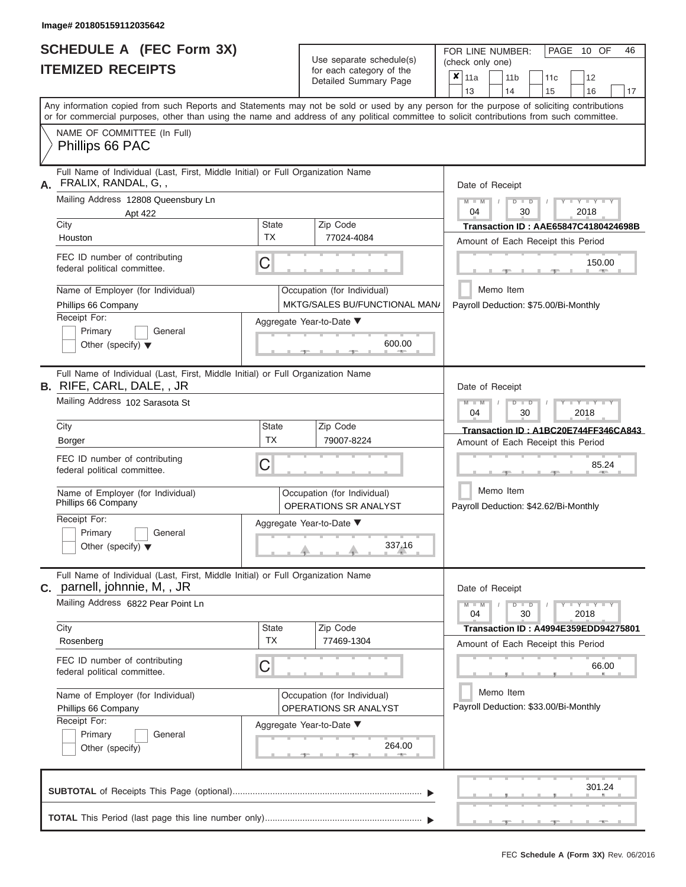Image# 201805159112035642

# SCHEDULE A (FEC Form 3X)
## ITEMIZED RECEIPTS

Use separate schedule(s) for each category of the Detailed Summary Page

FOR LINE NUMBER: (check only one)

- [x] 11a
- [ ] 11b
- [ ] 11c
- [ ] 12
- [ ] 13
- [ ] 14
- [ ] 15
- [ ] 16
- [ ] 17

PAGE 10 OF 46

Any information copied from such Reports and Statements may not be sold or used by any person for the purpose of soliciting contributions or for commercial purposes, other than using the name and address of any political committee to solicit contributions from such committee.

NAME OF COMMITTEE (In Full)
Phillips 66 PAC

---

**A.** Full Name of Individual (Last, First, Middle Initial) or Full Organization Name
FRALIX, RANDAL, G, ,

Mailing Address 12808 Queensbury Ln
Apt 422

| City | State | Zip Code |
|---|---|---|
| Houston | TX | 77024-4084 |

FEC ID number of contributing federal political committee. C

Name of Employer (for Individual): Phillips 66 Company
Occupation (for Individual): MKTG/SALES BU/FUNCTIONAL MAN/

Receipt For: Primary / General / Other (specify)

Aggregate Year-to-Date: 600.00

Date of Receipt: 04 / 30 / 2018
Transaction ID : AAE65847C4180424698B
Amount of Each Receipt this Period: 150.00
Memo Item
Payroll Deduction: $75.00/Bi-Monthly

---

**B.** Full Name of Individual (Last, First, Middle Initial) or Full Organization Name
RIFE, CARL, DALE, , JR

Mailing Address 102 Sarasota St

| City | State | Zip Code |
|---|---|---|
| Borger | TX | 79007-8224 |

FEC ID number of contributing federal political committee. C

Name of Employer (for Individual): Phillips 66 Company
Occupation (for Individual): OPERATIONS SR ANALYST

Receipt For: Primary / General / Other (specify)

Aggregate Year-to-Date: 337.16

Date of Receipt: 04 / 30 / 2018
Transaction ID : A1BC20E744FF346CA843
Amount of Each Receipt this Period: 85.24
Memo Item
Payroll Deduction: $42.62/Bi-Monthly

---

**C.** Full Name of Individual (Last, First, Middle Initial) or Full Organization Name
parnell, johnnie, M, , JR

Mailing Address 6822 Pear Point Ln

| City | State | Zip Code |
|---|---|---|
| Rosenberg | TX | 77469-1304 |

FEC ID number of contributing federal political committee. C

Name of Employer (for Individual): Phillips 66 Company
Occupation (for Individual): OPERATIONS SR ANALYST

Receipt For: Primary / General / Other (specify)

Aggregate Year-to-Date: 264.00

Date of Receipt: 04 / 30 / 2018
Transaction ID : A4994E359EDD94275801
Amount of Each Receipt this Period: 66.00
Memo Item
Payroll Deduction: $33.00/Bi-Monthly

---

**SUBTOTAL** of Receipts This Page (optional): 301.24

**TOTAL** This Period (last page this line number only):

FEC Schedule A (Form 3X) Rev. 06/2016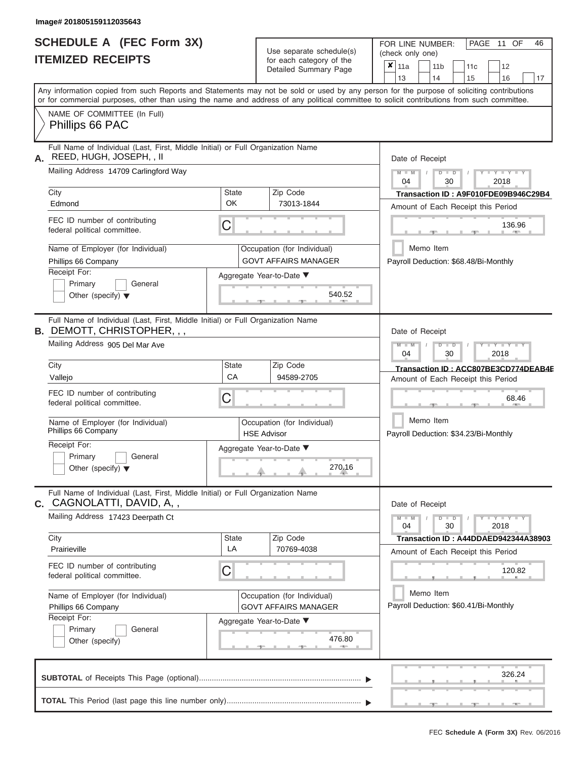Image# 201805159112035643

# SCHEDULE A (FEC Form 3X)
## ITEMIZED RECEIPTS

Use separate schedule(s) for each category of the Detailed Summary Page

FOR LINE NUMBER: (check only one)

☒ 11a ☐ 11b ☐ 11c ☐ 12 ☐ 13 ☐ 14 ☐ 15 ☐ 16 ☐ 17

PAGE 11 OF 46

Any information copied from such Reports and Statements may not be sold or used by any person for the purpose of soliciting contributions or for commercial purposes, other than using the name and address of any political committee to solicit contributions from such committee.

NAME OF COMMITTEE (In Full)
Phillips 66 PAC

---

**A.** Full Name of Individual (Last, First, Middle Initial) or Full Organization Name: REED, HUGH, JOSEPH, , II

Mailing Address: 14709 Carlingford Way

City: Edmond | State: OK | Zip Code: 73013-1844

FEC ID number of contributing federal political committee: C

Name of Employer (for Individual): Phillips 66 Company

Occupation (for Individual): GOVT AFFAIRS MANAGER

Receipt For: ☐ Primary ☐ General ☐ Other (specify)

Aggregate Year-to-Date: 540.52

Date of Receipt: 04 / 30 / 2018

Transaction ID : A9F010FDE09B946C29B4

Amount of Each Receipt this Period: 136.96

☐ Memo Item

Payroll Deduction: $68.48/Bi-Monthly

---

**B.** Full Name of Individual (Last, First, Middle Initial) or Full Organization Name: DEMOTT, CHRISTOPHER, , ,

Mailing Address: 905 Del Mar Ave

City: Vallejo | State: CA | Zip Code: 94589-2705

FEC ID number of contributing federal political committee: C

Name of Employer (for Individual): Phillips 66 Company

Occupation (for Individual): HSE Advisor

Receipt For: ☐ Primary ☐ General ☐ Other (specify)

Aggregate Year-to-Date: 270.16

Date of Receipt: 04 / 30 / 2018

Transaction ID : ACC807BE3CD774DEAB4E

Amount of Each Receipt this Period: 68.46

☐ Memo Item

Payroll Deduction: $34.23/Bi-Monthly

---

**C.** Full Name of Individual (Last, First, Middle Initial) or Full Organization Name: CAGNOLATTI, DAVID, A, ,

Mailing Address: 17423 Deerpath Ct

City: Prairieville | State: LA | Zip Code: 70769-4038

FEC ID number of contributing federal political committee: C

Name of Employer (for Individual): Phillips 66 Company

Occupation (for Individual): GOVT AFFAIRS MANAGER

Receipt For: ☐ Primary ☐ General ☐ Other (specify)

Aggregate Year-to-Date: 476.80

Date of Receipt: 04 / 30 / 2018

Transaction ID : A44DDAED942344A38903

Amount of Each Receipt this Period: 120.82

☐ Memo Item

Payroll Deduction: $60.41/Bi-Monthly

---

**SUBTOTAL** of Receipts This Page (optional): 326.24

**TOTAL** This Period (last page this line number only):

FEC Schedule A (Form 3X) Rev. 06/2016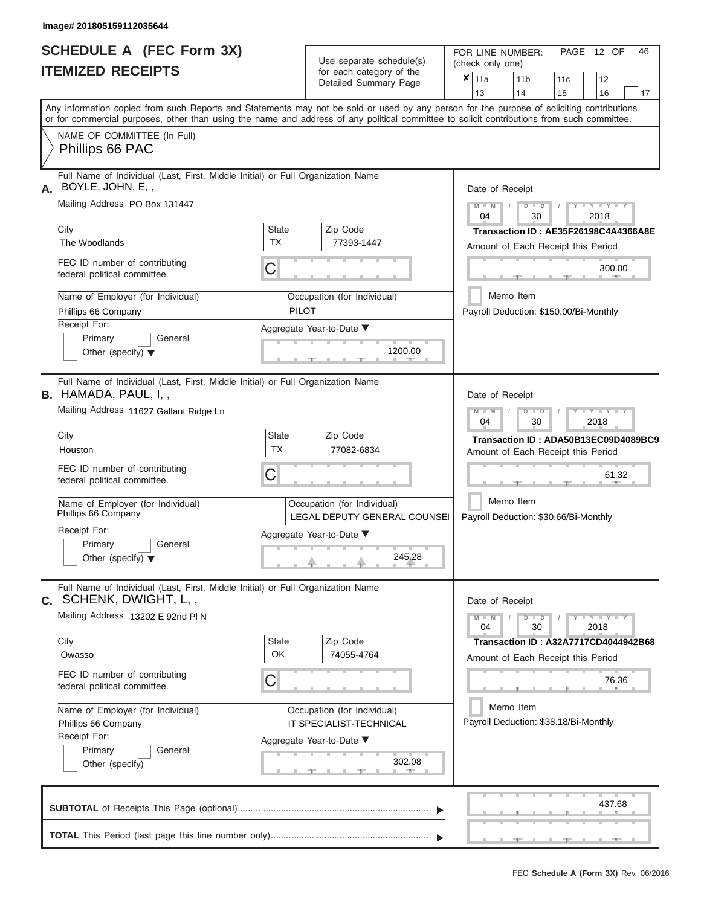Image# 201805159112035644

# SCHEDULE A (FEC Form 3X)
## ITEMIZED RECEIPTS

Use separate schedule(s) for each category of the Detailed Summary Page

FOR LINE NUMBER: (check only one)

☒ 11a ☐ 11b ☐ 11c ☐ 12 ☐ 13 ☐ 14 ☐ 15 ☐ 16 ☐ 17

Any information copied from such Reports and Statements may not be sold or used by any person for the purpose of soliciting contributions or for commercial purposes, other than using the name and address of any political committee to solicit contributions from such committee.

NAME OF COMMITTEE (In Full)
Phillips 66 PAC

---

**A.** Full Name of Individual (Last, First, Middle Initial) or Full Organization Name: BOYLE, JOHN, E, ,

Mailing Address: PO Box 131447

City: The Woodlands | State: TX | Zip Code: 77393-1447

FEC ID number of contributing federal political committee: C

Name of Employer (for Individual): Phillips 66 Company

Occupation (for Individual): PILOT

Receipt For: ☐ Primary ☐ General ☐ Other (specify)

Aggregate Year-to-Date: 1200.00

Date of Receipt: 04 / 30 / 2018

Transaction ID : AE35F26198C4A4366A8E

Amount of Each Receipt this Period: 300.00

☐ Memo Item

Payroll Deduction: $150.00/Bi-Monthly

---

**B.** Full Name of Individual (Last, First, Middle Initial) or Full Organization Name: HAMADA, PAUL, I, ,

Mailing Address: 11627 Gallant Ridge Ln

City: Houston | State: TX | Zip Code: 77082-6834

FEC ID number of contributing federal political committee: C

Name of Employer (for Individual): Phillips 66 Company

Occupation (for Individual): LEGAL DEPUTY GENERAL COUNSEL

Receipt For: ☐ Primary ☐ General ☐ Other (specify)

Aggregate Year-to-Date: 245.28

Date of Receipt: 04 / 30 / 2018

Transaction ID : ADA50B13EC09D4089BC9

Amount of Each Receipt this Period: 61.32

☐ Memo Item

Payroll Deduction: $30.66/Bi-Monthly

---

**C.** Full Name of Individual (Last, First, Middle Initial) or Full Organization Name: SCHENK, DWIGHT, L, ,

Mailing Address: 13202 E 92nd Pl N

City: Owasso | State: OK | Zip Code: 74055-4764

FEC ID number of contributing federal political committee: C

Name of Employer (for Individual): Phillips 66 Company

Occupation (for Individual): IT SPECIALIST-TECHNICAL

Receipt For: ☐ Primary ☐ General ☐ Other (specify)

Aggregate Year-to-Date: 302.08

Date of Receipt: 04 / 30 / 2018

Transaction ID : A32A7717CD4044942B68

Amount of Each Receipt this Period: 76.36

☐ Memo Item

Payroll Deduction: $38.18/Bi-Monthly

---

**SUBTOTAL** of Receipts This Page (optional): 437.68

**TOTAL** This Period (last page this line number only):

FEC Schedule A (Form 3X) Rev. 06/2016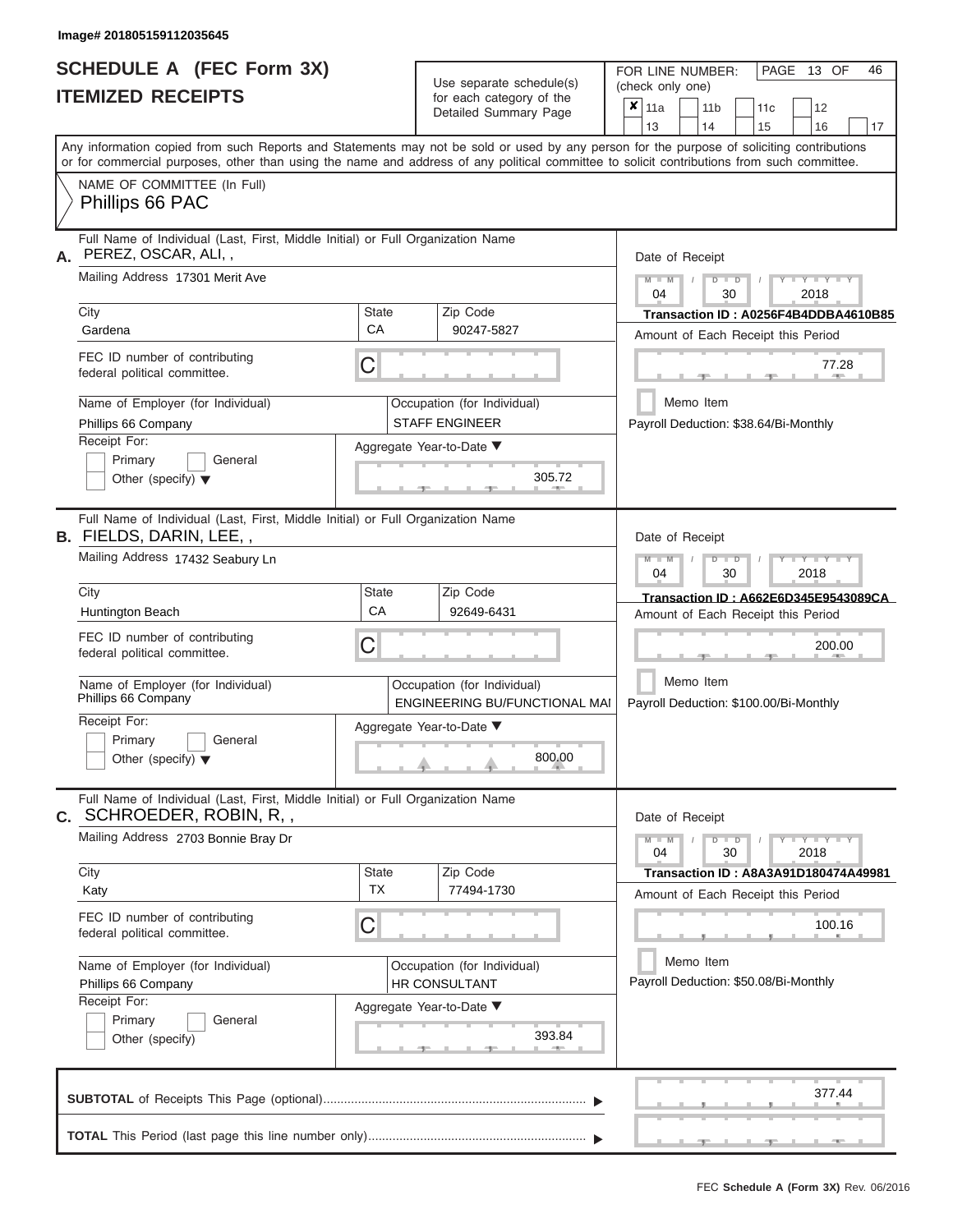Image# 201805159112035645

# SCHEDULE A (FEC Form 3X)
## ITEMIZED RECEIPTS

Use separate schedule(s) for each category of the Detailed Summary Page

FOR LINE NUMBER: (check only one)

☒ 11a ☐ 11b ☐ 11c ☐ 12 ☐ 13 ☐ 14 ☐ 15 ☐ 16 ☐ 17

PAGE 13 OF 46

Any information copied from such Reports and Statements may not be sold or used by any person for the purpose of soliciting contributions or for commercial purposes, other than using the name and address of any political committee to solicit contributions from such committee.

NAME OF COMMITTEE (In Full)
Phillips 66 PAC

---

**A.** Full Name of Individual (Last, First, Middle Initial) or Full Organization Name
PEREZ, OSCAR, ALI, ,

Mailing Address 17301 Merit Ave

City: Gardena | State: CA | Zip Code: 90247-5827

FEC ID number of contributing federal political committee. C

Name of Employer (for Individual): Phillips 66 Company

Occupation (for Individual): STAFF ENGINEER

Receipt For: ☐ Primary ☐ General ☐ Other (specify)

Aggregate Year-to-Date: 305.72

Date of Receipt: 04 / 30 / 2018

Transaction ID : A0256F4B4DDBA4610B85

Amount of Each Receipt this Period: 77.28

☐ Memo Item

Payroll Deduction: $38.64/Bi-Monthly

---

**B.** Full Name of Individual (Last, First, Middle Initial) or Full Organization Name
FIELDS, DARIN, LEE, ,

Mailing Address 17432 Seabury Ln

City: Huntington Beach | State: CA | Zip Code: 92649-6431

FEC ID number of contributing federal political committee. C

Name of Employer (for Individual): Phillips 66 Company

Occupation (for Individual): ENGINEERING BU/FUNCTIONAL MAI

Receipt For: ☐ Primary ☐ General ☐ Other (specify)

Aggregate Year-to-Date: 800.00

Date of Receipt: 04 / 30 / 2018

Transaction ID : A662E6D345E9543089CA

Amount of Each Receipt this Period: 200.00

☐ Memo Item

Payroll Deduction: $100.00/Bi-Monthly

---

**C.** Full Name of Individual (Last, First, Middle Initial) or Full Organization Name
SCHROEDER, ROBIN, R, ,

Mailing Address 2703 Bonnie Bray Dr

City: Katy | State: TX | Zip Code: 77494-1730

FEC ID number of contributing federal political committee. C

Name of Employer (for Individual): Phillips 66 Company

Occupation (for Individual): HR CONSULTANT

Receipt For: ☐ Primary ☐ General ☐ Other (specify)

Aggregate Year-to-Date: 393.84

Date of Receipt: 04 / 30 / 2018

Transaction ID : A8A3A91D180474A49981

Amount of Each Receipt this Period: 100.16

☐ Memo Item

Payroll Deduction: $50.08/Bi-Monthly

---

**SUBTOTAL** of Receipts This Page (optional): 377.44

**TOTAL** This Period (last page this line number only):

FEC Schedule A (Form 3X) Rev. 06/2016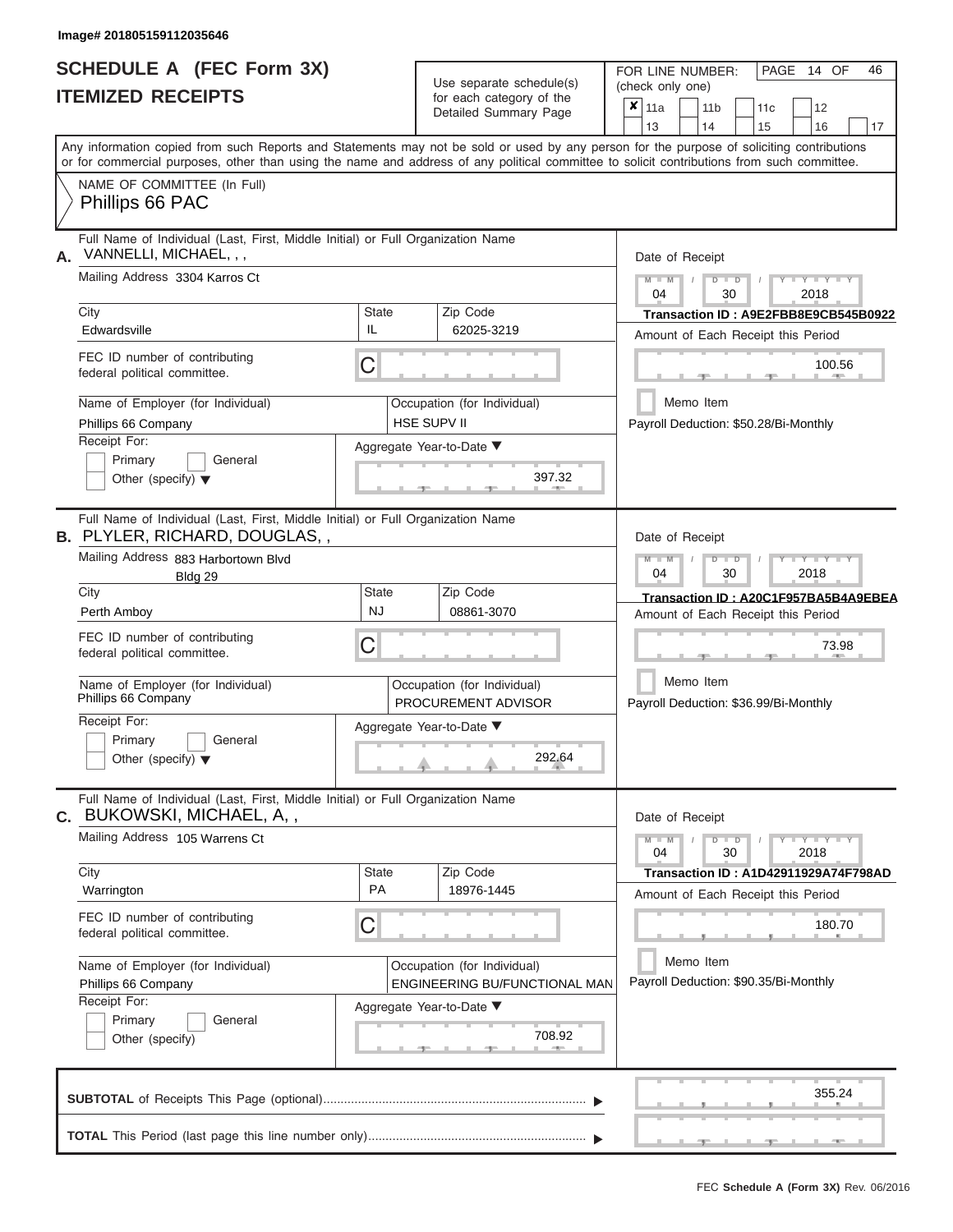Image# 201805159112035646

# SCHEDULE A (FEC Form 3X)
## ITEMIZED RECEIPTS

Use separate schedule(s) for each category of the Detailed Summary Page

FOR LINE NUMBER: (check only one)

☒ 11a ☐ 11b ☐ 11c ☐ 12 ☐ 13 ☐ 14 ☐ 15 ☐ 16 ☐ 17

PAGE 14 OF 46

Any information copied from such Reports and Statements may not be sold or used by any person for the purpose of soliciting contributions or for commercial purposes, other than using the name and address of any political committee to solicit contributions from such committee.

NAME OF COMMITTEE (In Full)
Phillips 66 PAC

---

**A.** Full Name of Individual (Last, First, Middle Initial) or Full Organization Name
VANNELLI, MICHAEL, , ,

Mailing Address 3304 Karros Ct

City: Edwardsville | State: IL | Zip Code: 62025-3219

FEC ID number of contributing federal political committee: C

Name of Employer (for Individual): Phillips 66 Company

Occupation (for Individual): HSE SUPV II

Receipt For: ☐ Primary ☐ General ☐ Other (specify)

Aggregate Year-to-Date: 397.32

Date of Receipt: 04 / 30 / 2018

Transaction ID : A9E2FBB8E9CB545B0922

Amount of Each Receipt this Period: 100.56

☐ Memo Item

Payroll Deduction: $50.28/Bi-Monthly

---

**B.** Full Name of Individual (Last, First, Middle Initial) or Full Organization Name
PLYLER, RICHARD, DOUGLAS, ,

Mailing Address 883 Harbortown Blvd
Bldg 29

City: Perth Amboy | State: NJ | Zip Code: 08861-3070

FEC ID number of contributing federal political committee: C

Name of Employer (for Individual): Phillips 66 Company

Occupation (for Individual): PROCUREMENT ADVISOR

Receipt For: ☐ Primary ☐ General ☐ Other (specify)

Aggregate Year-to-Date: 292.64

Date of Receipt: 04 / 30 / 2018

Transaction ID : A20C1F957BA5B4A9EBEA

Amount of Each Receipt this Period: 73.98

☐ Memo Item

Payroll Deduction: $36.99/Bi-Monthly

---

**C.** Full Name of Individual (Last, First, Middle Initial) or Full Organization Name
BUKOWSKI, MICHAEL, A, ,

Mailing Address 105 Warrens Ct

City: Warrington | State: PA | Zip Code: 18976-1445

FEC ID number of contributing federal political committee: C

Name of Employer (for Individual): Phillips 66 Company

Occupation (for Individual): ENGINEERING BU/FUNCTIONAL MAN

Receipt For: ☐ Primary ☐ General ☐ Other (specify)

Aggregate Year-to-Date: 708.92

Date of Receipt: 04 / 30 / 2018

Transaction ID : A1D42911929A74F798AD

Amount of Each Receipt this Period: 180.70

☐ Memo Item

Payroll Deduction: $90.35/Bi-Monthly

---

**SUBTOTAL** of Receipts This Page (optional): 355.24

**TOTAL** This Period (last page this line number only):

FEC Schedule A (Form 3X) Rev. 06/2016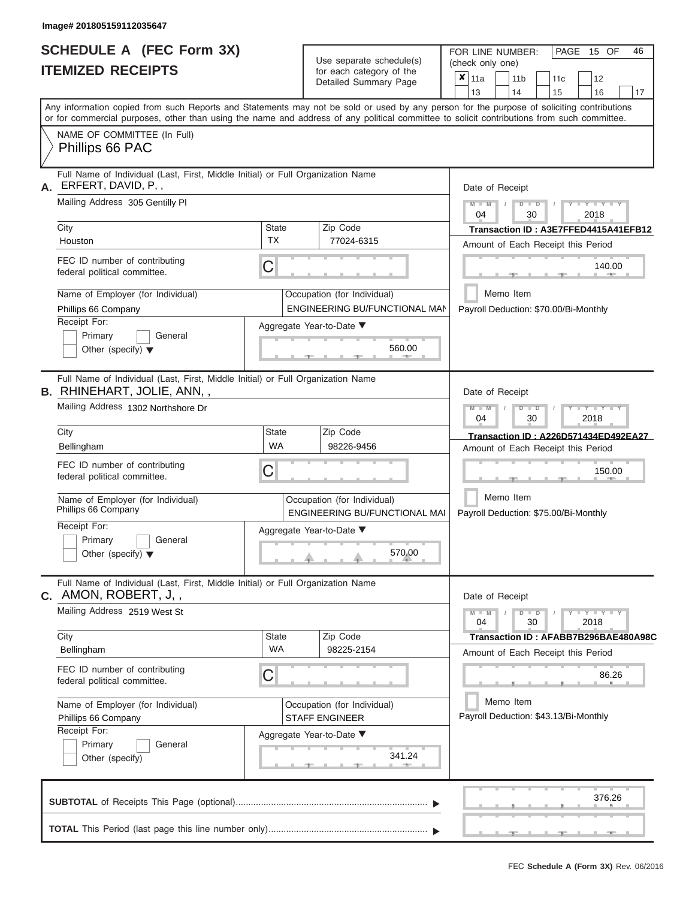Image# 201805159112035647

# SCHEDULE A (FEC Form 3X)
## ITEMIZED RECEIPTS

Use separate schedule(s) for each category of the Detailed Summary Page

FOR LINE NUMBER: (check only one)

☒ 11a ☐ 11b ☐ 11c ☐ 12 ☐ 13 ☐ 14 ☐ 15 ☐ 16 ☐ 17

PAGE 15 OF 46

Any information copied from such Reports and Statements may not be sold or used by any person for the purpose of soliciting contributions or for commercial purposes, other than using the name and address of any political committee to solicit contributions from such committee.

NAME OF COMMITTEE (In Full)
Phillips 66 PAC

---

**A.** Full Name of Individual (Last, First, Middle Initial) or Full Organization Name: ERFERT, DAVID, P, ,

Mailing Address: 305 Gentilly Pl

City: Houston | State: TX | Zip Code: 77024-6315

FEC ID number of contributing federal political committee: C

Name of Employer (for Individual): Phillips 66 Company

Occupation (for Individual): ENGINEERING BU/FUNCTIONAL MAN

Receipt For: ☐ Primary ☐ General ☐ Other (specify)

Aggregate Year-to-Date: 560.00

Date of Receipt: 04 / 30 / 2018

Transaction ID : A3E7FFED4415A41EFB12

Amount of Each Receipt this Period: 140.00

☐ Memo Item

Payroll Deduction: $70.00/Bi-Monthly

---

**B.** Full Name of Individual (Last, First, Middle Initial) or Full Organization Name: RHINEHART, JOLIE, ANN, ,

Mailing Address: 1302 Northshore Dr

City: Bellingham | State: WA | Zip Code: 98226-9456

FEC ID number of contributing federal political committee: C

Name of Employer (for Individual): Phillips 66 Company

Occupation (for Individual): ENGINEERING BU/FUNCTIONAL MAI

Receipt For: ☐ Primary ☐ General ☐ Other (specify)

Aggregate Year-to-Date: 570.00

Date of Receipt: 04 / 30 / 2018

Transaction ID : A226D571434ED492EA27

Amount of Each Receipt this Period: 150.00

☐ Memo Item

Payroll Deduction: $75.00/Bi-Monthly

---

**C.** Full Name of Individual (Last, First, Middle Initial) or Full Organization Name: AMON, ROBERT, J, ,

Mailing Address: 2519 West St

City: Bellingham | State: WA | Zip Code: 98225-2154

FEC ID number of contributing federal political committee: C

Name of Employer (for Individual): Phillips 66 Company

Occupation (for Individual): STAFF ENGINEER

Receipt For: ☐ Primary ☐ General ☐ Other (specify)

Aggregate Year-to-Date: 341.24

Date of Receipt: 04 / 30 / 2018

Transaction ID : AFABB7B296BAE480A98C

Amount of Each Receipt this Period: 86.26

☐ Memo Item

Payroll Deduction: $43.13/Bi-Monthly

---

**SUBTOTAL** of Receipts This Page (optional): 376.26

**TOTAL** This Period (last page this line number only):

FEC **Schedule A (Form 3X)** Rev. 06/2016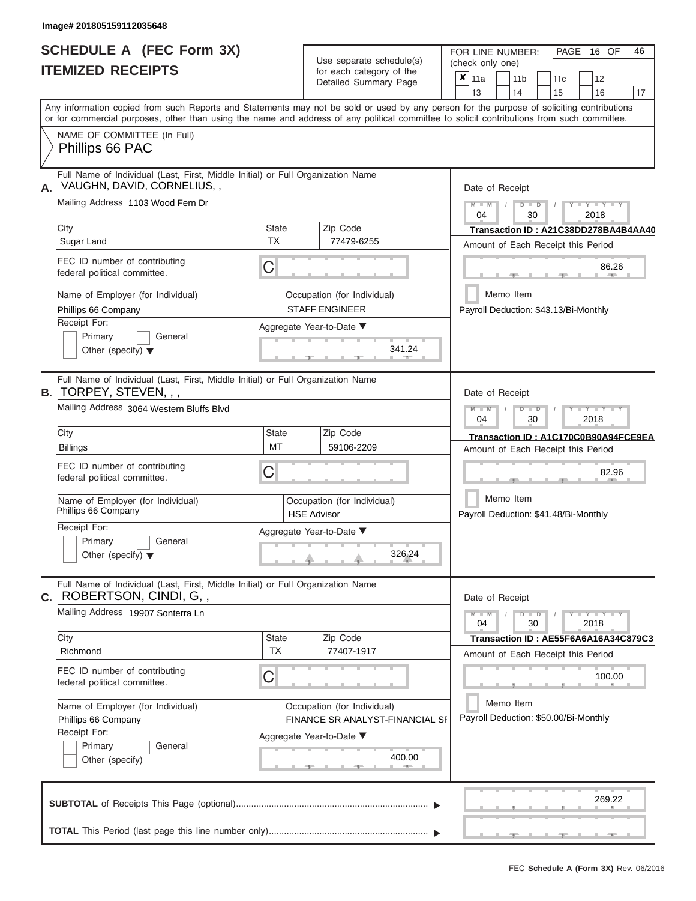Image# 201805159112035648

# SCHEDULE A (FEC Form 3X)
# ITEMIZED RECEIPTS

Use separate schedule(s) for each category of the Detailed Summary Page

FOR LINE NUMBER: (check only one)

☒ 11a ☐ 11b ☐ 11c ☐ 12 ☐ 13 ☐ 14 ☐ 15 ☐ 16 ☐ 17

PAGE 16 OF 46

Any information copied from such Reports and Statements may not be sold or used by any person for the purpose of soliciting contributions or for commercial purposes, other than using the name and address of any political committee to solicit contributions from such committee.

NAME OF COMMITTEE (In Full)
Phillips 66 PAC

---

**A.** Full Name of Individual (Last, First, Middle Initial) or Full Organization Name
VAUGHN, DAVID, CORNELIUS, ,

Mailing Address: 1103 Wood Fern Dr

| City | State | Zip Code |
|---|---|---|
| Sugar Land | TX | 77479-6255 |

FEC ID number of contributing federal political committee: C

Name of Employer (for Individual): Phillips 66 Company

Occupation (for Individual): STAFF ENGINEER

Receipt For: ☐ Primary ☐ General ☐ Other (specify)

Aggregate Year-to-Date: 341.24

Date of Receipt: 04 / 30 / 2018

Transaction ID : A21C38DD278BA4B4AA40

Amount of Each Receipt this Period: 86.26

☐ Memo Item

Payroll Deduction: $43.13/Bi-Monthly

---

**B.** Full Name of Individual (Last, First, Middle Initial) or Full Organization Name
TORPEY, STEVEN, , ,

Mailing Address: 3064 Western Bluffs Blvd

| City | State | Zip Code |
|---|---|---|
| Billings | MT | 59106-2209 |

FEC ID number of contributing federal political committee: C

Name of Employer (for Individual): Phillips 66 Company

Occupation (for Individual): HSE Advisor

Receipt For: ☐ Primary ☐ General ☐ Other (specify)

Aggregate Year-to-Date: 326.24

Date of Receipt: 04 / 30 / 2018

Transaction ID : A1C170C0B90A94FCE9EA

Amount of Each Receipt this Period: 82.96

☐ Memo Item

Payroll Deduction: $41.48/Bi-Monthly

---

**C.** Full Name of Individual (Last, First, Middle Initial) or Full Organization Name
ROBERTSON, CINDI, G, ,

Mailing Address: 19907 Sonterra Ln

| City | State | Zip Code |
|---|---|---|
| Richmond | TX | 77407-1917 |

FEC ID number of contributing federal political committee: C

Name of Employer (for Individual): Phillips 66 Company

Occupation (for Individual): FINANCE SR ANALYST-FINANCIAL SF

Receipt For: ☐ Primary ☐ General ☐ Other (specify)

Aggregate Year-to-Date: 400.00

Date of Receipt: 04 / 30 / 2018

Transaction ID : AE55F6A6A16A34C879C3

Amount of Each Receipt this Period: 100.00

☐ Memo Item

Payroll Deduction: $50.00/Bi-Monthly

---

**SUBTOTAL** of Receipts This Page (optional): 269.22

**TOTAL** This Period (last page this line number only):

FEC Schedule A (Form 3X) Rev. 06/2016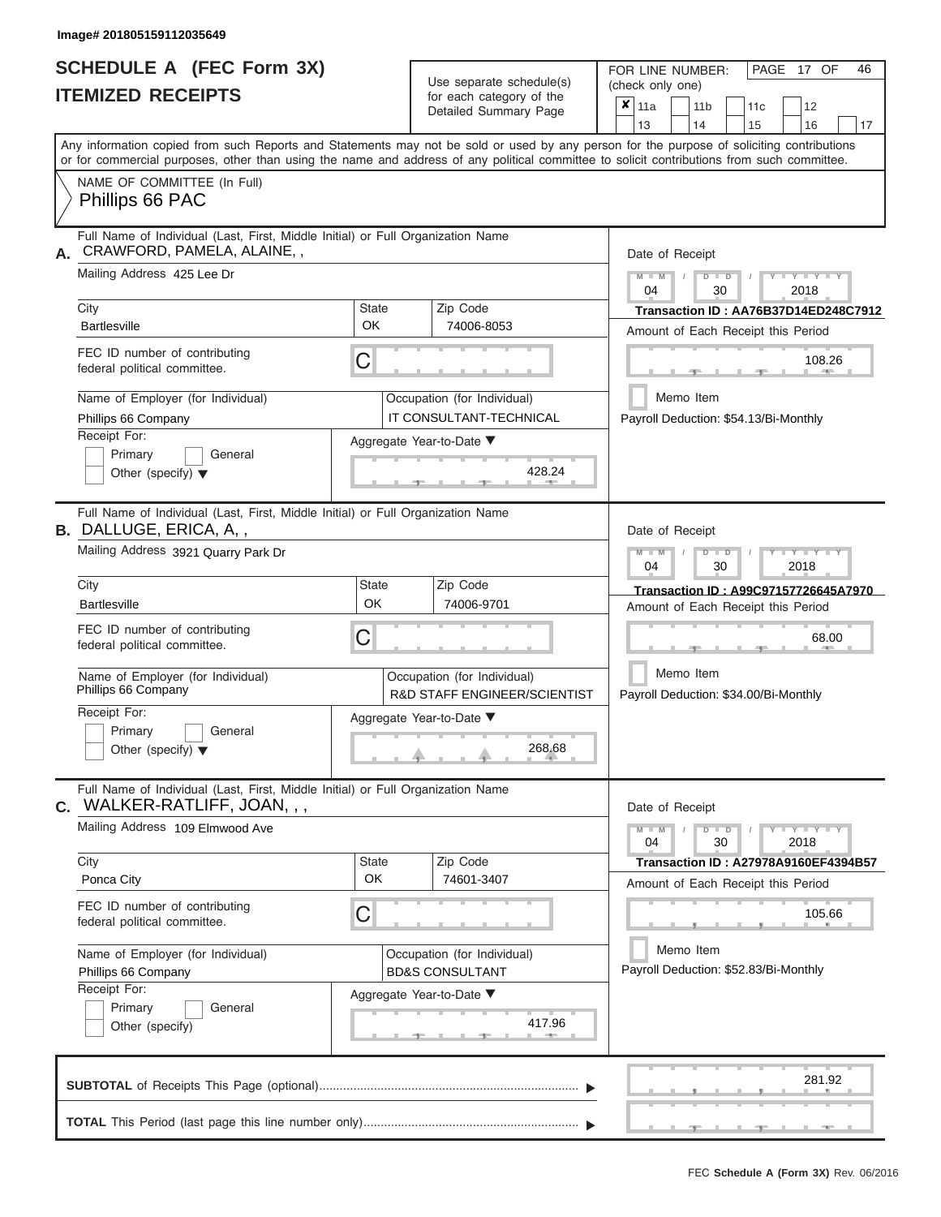Image# 201805159112035649

# SCHEDULE A (FEC Form 3X)
## ITEMIZED RECEIPTS

Use separate schedule(s) for each category of the Detailed Summary Page

FOR LINE NUMBER: (check only one)

- [x] 11a
- [ ] 11b
- [ ] 11c
- [ ] 12
- [ ] 13
- [ ] 14
- [ ] 15
- [ ] 16
- [ ] 17

PAGE 17 OF 46

Any information copied from such Reports and Statements may not be sold or used by any person for the purpose of soliciting contributions or for commercial purposes, other than using the name and address of any political committee to solicit contributions from such committee.

NAME OF COMMITTEE (In Full)
Phillips 66 PAC

---

**A.** Full Name of Individual (Last, First, Middle Initial) or Full Organization Name: CRAWFORD, PAMELA, ALAINE, ,

Mailing Address: 425 Lee Dr

City: Bartlesville | State: OK | Zip Code: 74006-8053

FEC ID number of contributing federal political committee: C

Name of Employer (for Individual): Phillips 66 Company

Occupation (for Individual): IT CONSULTANT-TECHNICAL

Receipt For: Primary / General / Other (specify)

Aggregate Year-to-Date: 428.24

Date of Receipt: 04 / 30 / 2018

Transaction ID : AA76B37D14ED248C7912

Amount of Each Receipt this Period: 108.26

Memo Item

Payroll Deduction: $54.13/Bi-Monthly

---

**B.** Full Name of Individual (Last, First, Middle Initial) or Full Organization Name: DALLUGE, ERICA, A, ,

Mailing Address: 3921 Quarry Park Dr

City: Bartlesville | State: OK | Zip Code: 74006-9701

FEC ID number of contributing federal political committee: C

Name of Employer (for Individual): Phillips 66 Company

Occupation (for Individual): R&D STAFF ENGINEER/SCIENTIST

Receipt For: Primary / General / Other (specify)

Aggregate Year-to-Date: 268.68

Date of Receipt: 04 / 30 / 2018

Transaction ID : A99C97157726645A7970

Amount of Each Receipt this Period: 68.00

Memo Item

Payroll Deduction: $34.00/Bi-Monthly

---

**C.** Full Name of Individual (Last, First, Middle Initial) or Full Organization Name: WALKER-RATLIFF, JOAN, , ,

Mailing Address: 109 Elmwood Ave

City: Ponca City | State: OK | Zip Code: 74601-3407

FEC ID number of contributing federal political committee: C

Name of Employer (for Individual): Phillips 66 Company

Occupation (for Individual): BD&S CONSULTANT

Receipt For: Primary / General / Other (specify)

Aggregate Year-to-Date: 417.96

Date of Receipt: 04 / 30 / 2018

Transaction ID : A27978A9160EF4394B57

Amount of Each Receipt this Period: 105.66

Memo Item

Payroll Deduction: $52.83/Bi-Monthly

---

**SUBTOTAL** of Receipts This Page (optional): 281.92

**TOTAL** This Period (last page this line number only):

FEC Schedule A (Form 3X) Rev. 06/2016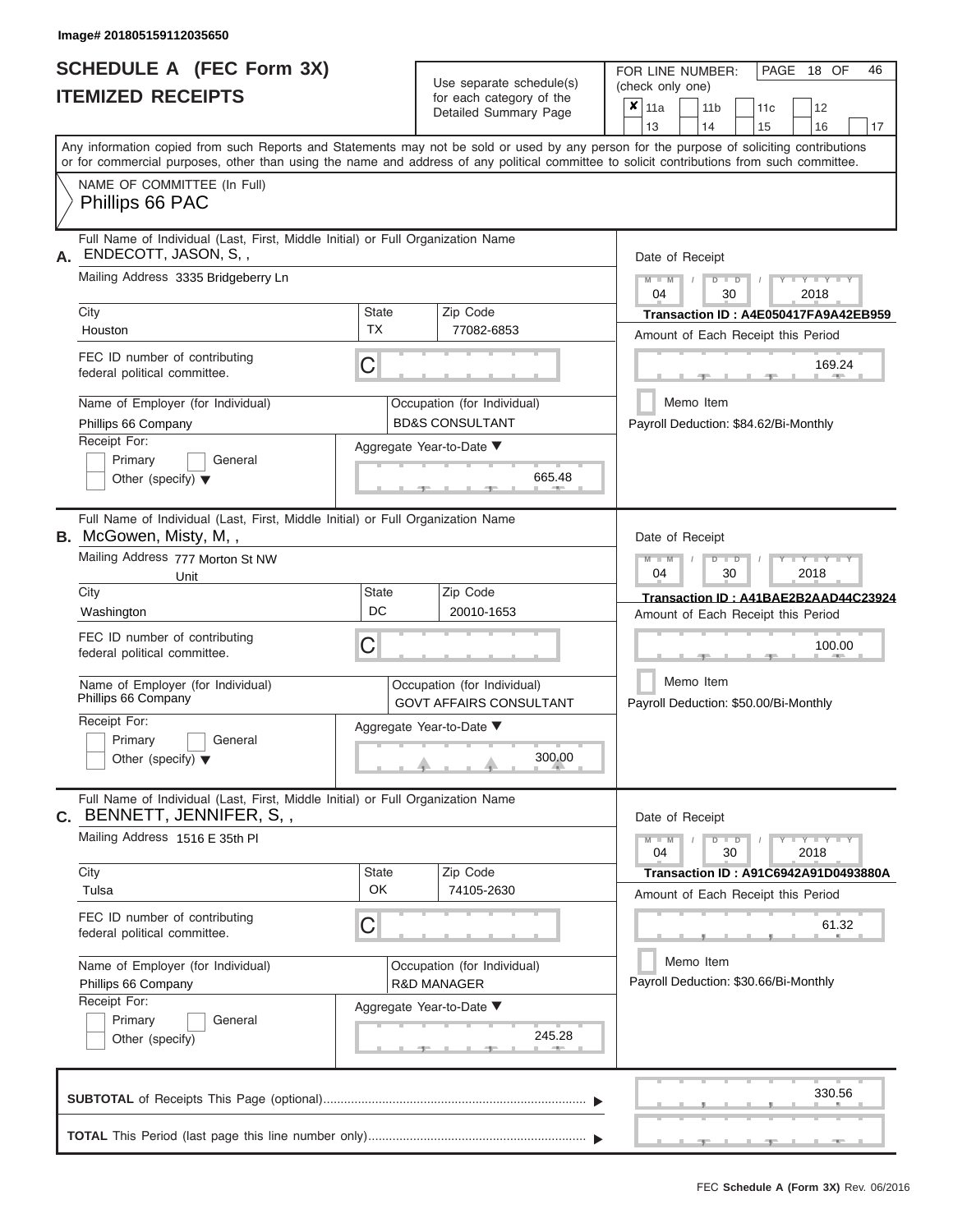Image# 201805159112035650

# SCHEDULE A (FEC Form 3X)
## ITEMIZED RECEIPTS

Use separate schedule(s) for each category of the Detailed Summary Page

FOR LINE NUMBER: (check only one)

- [x] 11a
- [ ] 11b
- [ ] 11c
- [ ] 12
- [ ] 13
- [ ] 14
- [ ] 15
- [ ] 16
- [ ] 17

PAGE 18 OF 46

Any information copied from such Reports and Statements may not be sold or used by any person for the purpose of soliciting contributions or for commercial purposes, other than using the name and address of any political committee to solicit contributions from such committee.

NAME OF COMMITTEE (In Full)
Phillips 66 PAC

---

**A.** Full Name of Individual (Last, First, Middle Initial) or Full Organization Name
ENDECOTT, JASON, S, ,

Mailing Address: 3335 Bridgeberry Ln

| City | State | Zip Code |
|---|---|---|
| Houston | TX | 77082-6853 |

FEC ID number of contributing federal political committee: C

Name of Employer (for Individual): Phillips 66 Company
Occupation (for Individual): BD&S CONSULTANT

Receipt For: [ ] Primary [ ] General [ ] Other (specify)

Aggregate Year-to-Date: 665.48

Date of Receipt: 04 / 30 / 2018
Transaction ID : A4E050417FA9A42EB959
Amount of Each Receipt this Period: 169.24
[ ] Memo Item
Payroll Deduction: $84.62/Bi-Monthly

---

**B.** Full Name of Individual (Last, First, Middle Initial) or Full Organization Name
McGowen, Misty, M, ,

Mailing Address: 777 Morton St NW
Unit

| City | State | Zip Code |
|---|---|---|
| Washington | DC | 20010-1653 |

FEC ID number of contributing federal political committee: C

Name of Employer (for Individual): Phillips 66 Company
Occupation (for Individual): GOVT AFFAIRS CONSULTANT

Receipt For: [ ] Primary [ ] General [ ] Other (specify)

Aggregate Year-to-Date: 300.00

Date of Receipt: 04 / 30 / 2018
Transaction ID : A41BAE2B2AAD44C23924
Amount of Each Receipt this Period: 100.00
[ ] Memo Item
Payroll Deduction: $50.00/Bi-Monthly

---

**C.** Full Name of Individual (Last, First, Middle Initial) or Full Organization Name
BENNETT, JENNIFER, S, ,

Mailing Address: 1516 E 35th Pl

| City | State | Zip Code |
|---|---|---|
| Tulsa | OK | 74105-2630 |

FEC ID number of contributing federal political committee: C

Name of Employer (for Individual): Phillips 66 Company
Occupation (for Individual): R&D MANAGER

Receipt For: [ ] Primary [ ] General [ ] Other (specify)

Aggregate Year-to-Date: 245.28

Date of Receipt: 04 / 30 / 2018
Transaction ID : A91C6942A91D0493880A
Amount of Each Receipt this Period: 61.32
[ ] Memo Item
Payroll Deduction: $30.66/Bi-Monthly

---

**SUBTOTAL** of Receipts This Page (optional): 330.56

**TOTAL** This Period (last page this line number only):

FEC **Schedule A (Form 3X)** Rev. 06/2016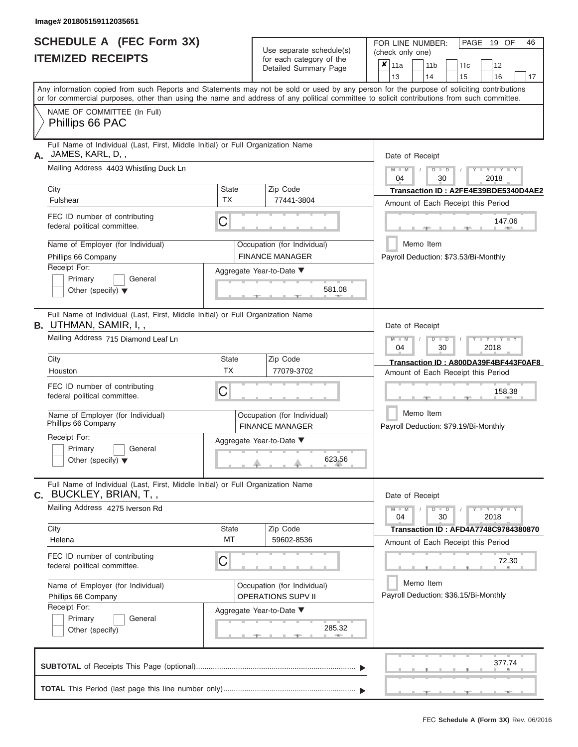Image# 201805159112035651

# SCHEDULE A (FEC Form 3X)
# ITEMIZED RECEIPTS

Use separate schedule(s) for each category of the Detailed Summary Page

FOR LINE NUMBER: (check only one)

- [x] 11a
- [ ] 11b
- [ ] 11c
- [ ] 12
- [ ] 13
- [ ] 14
- [ ] 15
- [ ] 16
- [ ] 17

PAGE 19 OF 46

Any information copied from such Reports and Statements may not be sold or used by any person for the purpose of soliciting contributions or for commercial purposes, other than using the name and address of any political committee to solicit contributions from such committee.

NAME OF COMMITTEE (In Full)
Phillips 66 PAC

---

**A.** Full Name of Individual (Last, First, Middle Initial) or Full Organization Name
JAMES, KARL, D, ,

Mailing Address: 4403 Whistling Duck Ln

| City | State | Zip Code |
|---|---|---|
| Fulshear | TX | 77441-3804 |

FEC ID number of contributing federal political committee: C

Name of Employer (for Individual): Phillips 66 Company
Occupation (for Individual): FINANCE MANAGER

Receipt For: Primary / General / Other (specify)

Aggregate Year-to-Date: 581.08

Date of Receipt: 04 / 30 / 2018
Transaction ID : A2FE4E39BDE5340D4AE2
Amount of Each Receipt this Period: 147.06
Memo Item
Payroll Deduction: $73.53/Bi-Monthly

---

**B.** Full Name of Individual (Last, First, Middle Initial) or Full Organization Name
UTHMAN, SAMIR, I, ,

Mailing Address: 715 Diamond Leaf Ln

| City | State | Zip Code |
|---|---|---|
| Houston | TX | 77079-3702 |

FEC ID number of contributing federal political committee: C

Name of Employer (for Individual): Phillips 66 Company
Occupation (for Individual): FINANCE MANAGER

Receipt For: Primary / General / Other (specify)

Aggregate Year-to-Date: 623.56

Date of Receipt: 04 / 30 / 2018
Transaction ID : A800DA39F4BF443F0AF8
Amount of Each Receipt this Period: 158.38
Memo Item
Payroll Deduction: $79.19/Bi-Monthly

---

**C.** Full Name of Individual (Last, First, Middle Initial) or Full Organization Name
BUCKLEY, BRIAN, T, ,

Mailing Address: 4275 Iverson Rd

| City | State | Zip Code |
|---|---|---|
| Helena | MT | 59602-8536 |

FEC ID number of contributing federal political committee: C

Name of Employer (for Individual): Phillips 66 Company
Occupation (for Individual): OPERATIONS SUPV II

Receipt For: Primary / General / Other (specify)

Aggregate Year-to-Date: 285.32

Date of Receipt: 04 / 30 / 2018
Transaction ID : AFD4A7748C9784380870
Amount of Each Receipt this Period: 72.30
Memo Item
Payroll Deduction: $36.15/Bi-Monthly

---

**SUBTOTAL** of Receipts This Page (optional): 377.74

**TOTAL** This Period (last page this line number only):

FEC Schedule A (Form 3X) Rev. 06/2016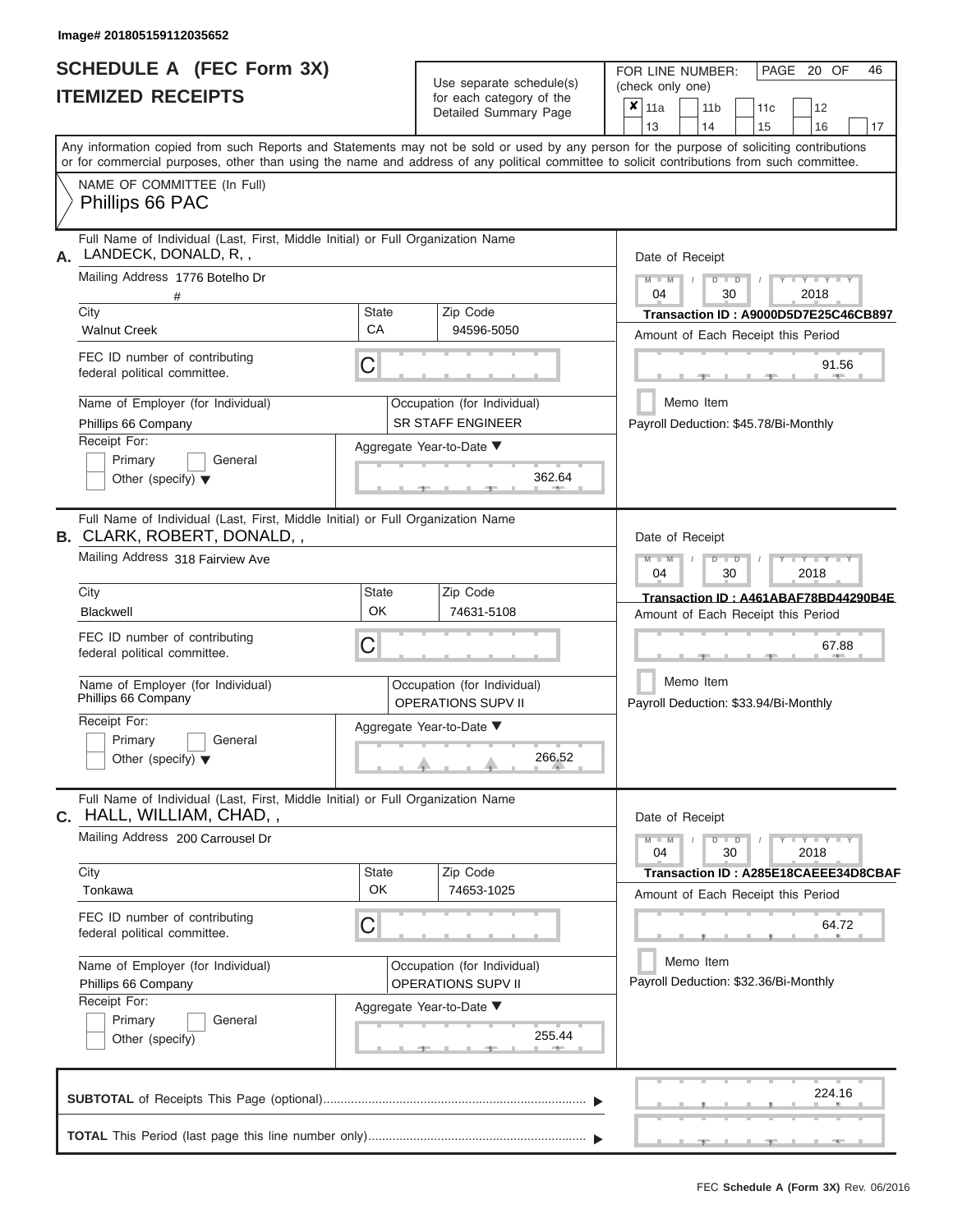Image# 201805159112035652

# SCHEDULE A (FEC Form 3X)
## ITEMIZED RECEIPTS

Use separate schedule(s) for each category of the Detailed Summary Page

FOR LINE NUMBER: (check only one)

- [x] 11a
- [ ] 11b
- [ ] 11c
- [ ] 12
- [ ] 13
- [ ] 14
- [ ] 15
- [ ] 16
- [ ] 17

PAGE 20 OF 46

Any information copied from such Reports and Statements may not be sold or used by any person for the purpose of soliciting contributions or for commercial purposes, other than using the name and address of any political committee to solicit contributions from such committee.

NAME OF COMMITTEE (In Full)
Phillips 66 PAC

---

**A.** Full Name of Individual (Last, First, Middle Initial) or Full Organization Name
LANDECK, DONALD, R, ,

Mailing Address: 1776 Botelho Dr
#

| City | State | Zip Code |
|---|---|---|
| Walnut Creek | CA | 94596-5050 |

FEC ID number of contributing federal political committee: C

Name of Employer (for Individual): Phillips 66 Company
Occupation (for Individual): SR STAFF ENGINEER

Receipt For: Primary / General / Other (specify)

Aggregate Year-to-Date: 362.64

Date of Receipt: 04 / 30 / 2018
Transaction ID : A9000D5D7E25C46CB897
Amount of Each Receipt this Period: 91.56
Memo Item
Payroll Deduction: $45.78/Bi-Monthly

---

**B.** Full Name of Individual (Last, First, Middle Initial) or Full Organization Name
CLARK, ROBERT, DONALD, ,

Mailing Address: 318 Fairview Ave

| City | State | Zip Code |
|---|---|---|
| Blackwell | OK | 74631-5108 |

FEC ID number of contributing federal political committee: C

Name of Employer (for Individual): Phillips 66 Company
Occupation (for Individual): OPERATIONS SUPV II

Receipt For: Primary / General / Other (specify)

Aggregate Year-to-Date: 266.52

Date of Receipt: 04 / 30 / 2018
Transaction ID : A461ABAF78BD44290B4E
Amount of Each Receipt this Period: 67.88
Memo Item
Payroll Deduction: $33.94/Bi-Monthly

---

**C.** Full Name of Individual (Last, First, Middle Initial) or Full Organization Name
HALL, WILLIAM, CHAD, ,

Mailing Address: 200 Carrousel Dr

| City | State | Zip Code |
|---|---|---|
| Tonkawa | OK | 74653-1025 |

FEC ID number of contributing federal political committee: C

Name of Employer (for Individual): Phillips 66 Company
Occupation (for Individual): OPERATIONS SUPV II

Receipt For: Primary / General / Other (specify)

Aggregate Year-to-Date: 255.44

Date of Receipt: 04 / 30 / 2018
Transaction ID : A285E18CAEEE34D8CBAF
Amount of Each Receipt this Period: 64.72
Memo Item
Payroll Deduction: $32.36/Bi-Monthly

---

**SUBTOTAL** of Receipts This Page (optional): 224.16

**TOTAL** This Period (last page this line number only):

FEC Schedule A (Form 3X) Rev. 06/2016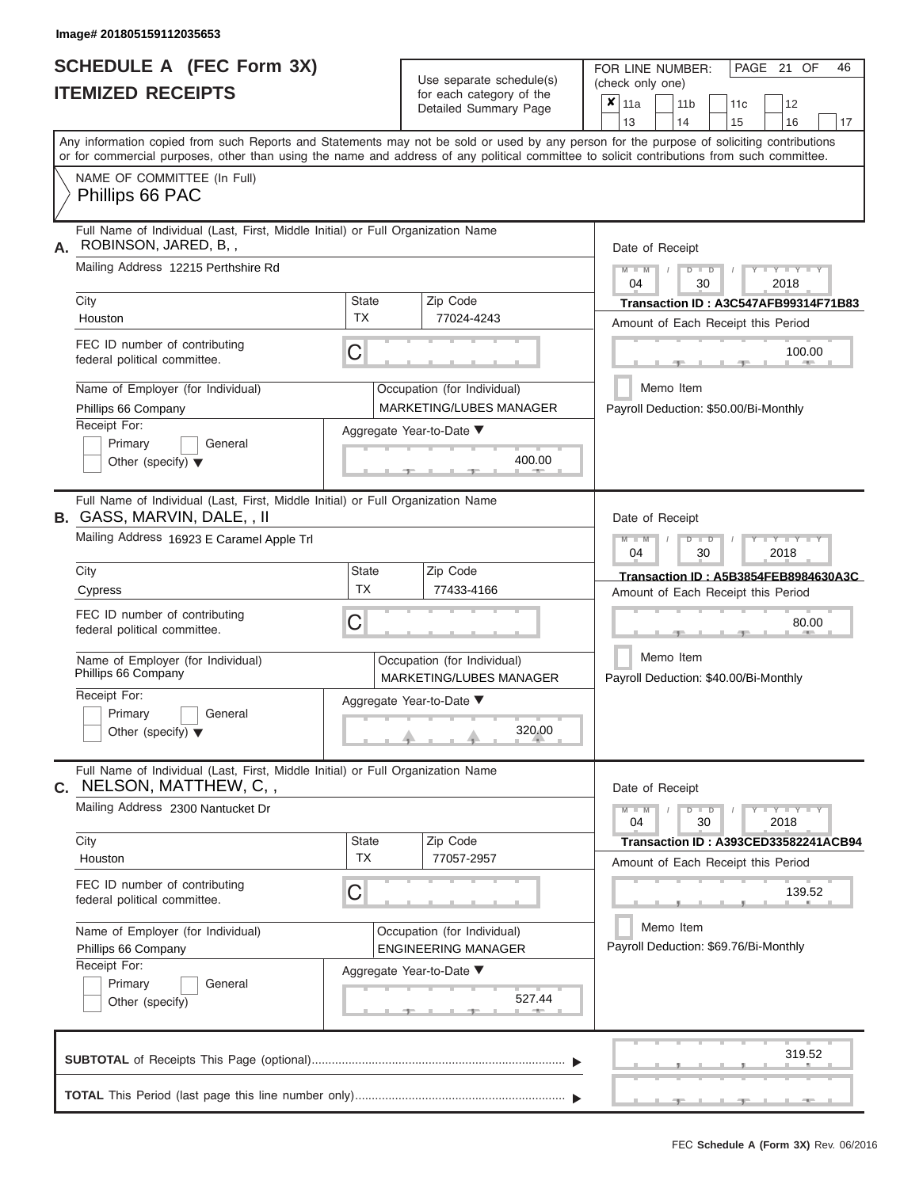Image# 201805159112035653

# SCHEDULE A (FEC Form 3X)
## ITEMIZED RECEIPTS

Use separate schedule(s) for each category of the Detailed Summary Page

FOR LINE NUMBER: (check only one)

- [x] 11a
- [ ] 11b
- [ ] 11c
- [ ] 12
- [ ] 13
- [ ] 14
- [ ] 15
- [ ] 16
- [ ] 17

Any information copied from such Reports and Statements may not be sold or used by any person for the purpose of soliciting contributions or for commercial purposes, other than using the name and address of any political committee to solicit contributions from such committee.

NAME OF COMMITTEE (In Full)
Phillips 66 PAC

---

**A.** Full Name of Individual (Last, First, Middle Initial) or Full Organization Name: ROBINSON, JARED, B, ,

Mailing Address: 12215 Perthshire Rd

City: Houston | State: TX | Zip Code: 77024-4243

FEC ID number of contributing federal political committee: C

Name of Employer (for Individual): Phillips 66 Company

Occupation (for Individual): MARKETING/LUBES MANAGER

Receipt For: Primary / General / Other (specify)

Aggregate Year-to-Date: 400.00

Date of Receipt: 04 / 30 / 2018

Transaction ID : A3C547AFB99314F71B83

Amount of Each Receipt this Period: 100.00

Memo Item

Payroll Deduction: $50.00/Bi-Monthly

---

**B.** Full Name of Individual (Last, First, Middle Initial) or Full Organization Name: GASS, MARVIN, DALE, , II

Mailing Address: 16923 E Caramel Apple Trl

City: Cypress | State: TX | Zip Code: 77433-4166

FEC ID number of contributing federal political committee: C

Name of Employer (for Individual): Phillips 66 Company

Occupation (for Individual): MARKETING/LUBES MANAGER

Receipt For: Primary / General / Other (specify)

Aggregate Year-to-Date: 320.00

Date of Receipt: 04 / 30 / 2018

Transaction ID : A5B3854FEB8984630A3C

Amount of Each Receipt this Period: 80.00

Memo Item

Payroll Deduction: $40.00/Bi-Monthly

---

**C.** Full Name of Individual (Last, First, Middle Initial) or Full Organization Name: NELSON, MATTHEW, C, ,

Mailing Address: 2300 Nantucket Dr

City: Houston | State: TX | Zip Code: 77057-2957

FEC ID number of contributing federal political committee: C

Name of Employer (for Individual): Phillips 66 Company

Occupation (for Individual): ENGINEERING MANAGER

Receipt For: Primary / General / Other (specify)

Aggregate Year-to-Date: 527.44

Date of Receipt: 04 / 30 / 2018

Transaction ID : A393CED33582241ACB94

Amount of Each Receipt this Period: 139.52

Memo Item

Payroll Deduction: $69.76/Bi-Monthly

---

**SUBTOTAL** of Receipts This Page (optional): 319.52

**TOTAL** This Period (last page this line number only):

FEC Schedule A (Form 3X) Rev. 06/2016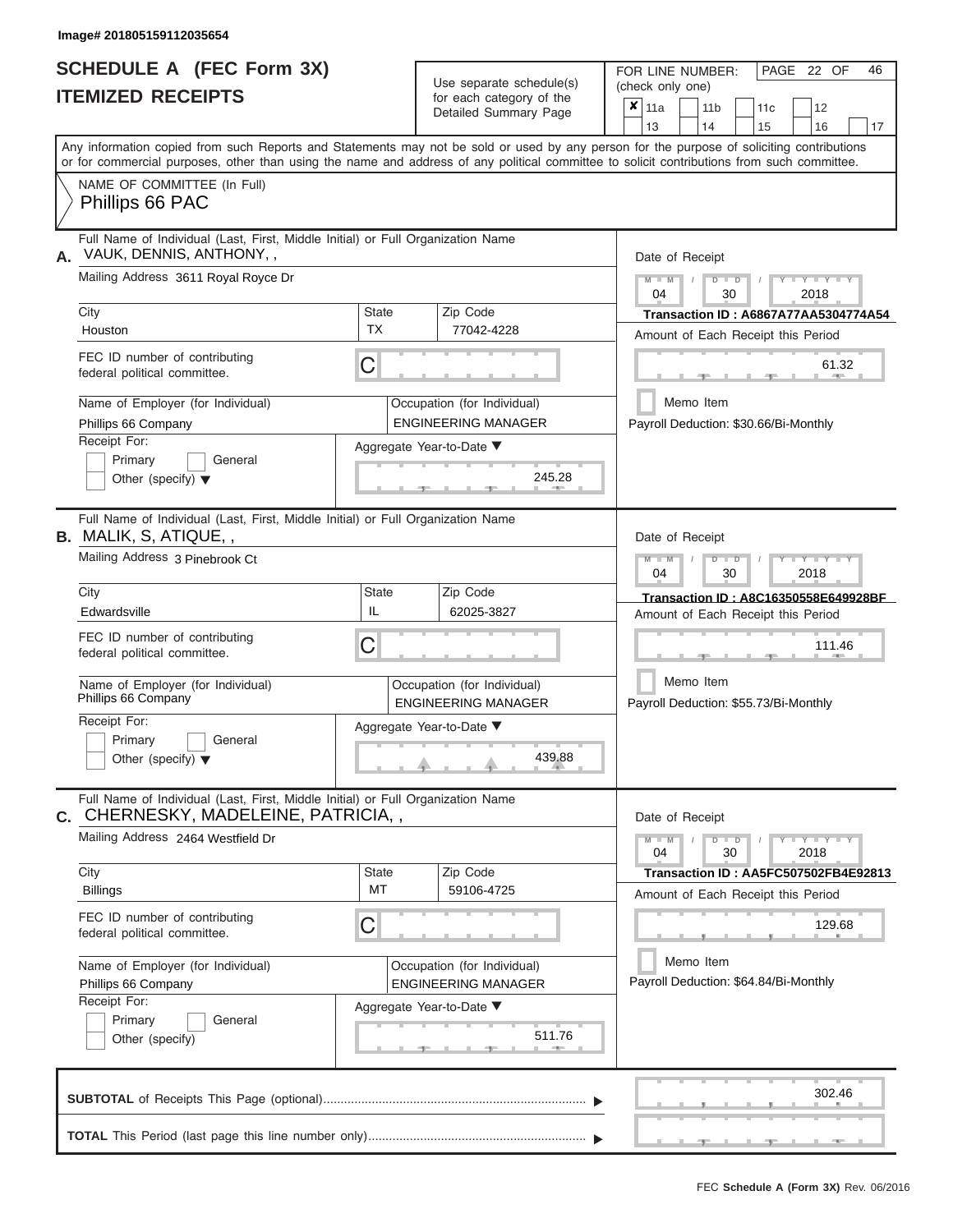Image# 201805159112035654

# SCHEDULE A (FEC Form 3X)
## ITEMIZED RECEIPTS

Use separate schedule(s) for each category of the Detailed Summary Page

FOR LINE NUMBER: (check only one)

☒ 11a ☐ 11b ☐ 11c ☐ 12 ☐ 13 ☐ 14 ☐ 15 ☐ 16 ☐ 17

PAGE 22 OF 46

Any information copied from such Reports and Statements may not be sold or used by any person for the purpose of soliciting contributions or for commercial purposes, other than using the name and address of any political committee to solicit contributions from such committee.

NAME OF COMMITTEE (In Full)
Phillips 66 PAC

---

**A.** Full Name of Individual (Last, First, Middle Initial) or Full Organization Name: VAUK, DENNIS, ANTHONY, ,

Mailing Address: 3611 Royal Royce Dr

City: Houston | State: TX | Zip Code: 77042-4228

FEC ID number of contributing federal political committee: C

Name of Employer (for Individual): Phillips 66 Company

Occupation (for Individual): ENGINEERING MANAGER

Receipt For: ☐ Primary ☐ General ☐ Other (specify)

Aggregate Year-to-Date: 245.28

Date of Receipt: 04 / 30 / 2018

Transaction ID : A6867A77AA5304774A54

Amount of Each Receipt this Period: 61.32

☐ Memo Item

Payroll Deduction: $30.66/Bi-Monthly

---

**B.** Full Name of Individual (Last, First, Middle Initial) or Full Organization Name: MALIK, S, ATIQUE, ,

Mailing Address: 3 Pinebrook Ct

City: Edwardsville | State: IL | Zip Code: 62025-3827

FEC ID number of contributing federal political committee: C

Name of Employer (for Individual): Phillips 66 Company

Occupation (for Individual): ENGINEERING MANAGER

Receipt For: ☐ Primary ☐ General ☐ Other (specify)

Aggregate Year-to-Date: 439.88

Date of Receipt: 04 / 30 / 2018

Transaction ID : A8C16350558E649928BF

Amount of Each Receipt this Period: 111.46

☐ Memo Item

Payroll Deduction: $55.73/Bi-Monthly

---

**C.** Full Name of Individual (Last, First, Middle Initial) or Full Organization Name: CHERNESKY, MADELEINE, PATRICIA, ,

Mailing Address: 2464 Westfield Dr

City: Billings | State: MT | Zip Code: 59106-4725

FEC ID number of contributing federal political committee: C

Name of Employer (for Individual): Phillips 66 Company

Occupation (for Individual): ENGINEERING MANAGER

Receipt For: ☐ Primary ☐ General ☐ Other (specify)

Aggregate Year-to-Date: 511.76

Date of Receipt: 04 / 30 / 2018

Transaction ID : AA5FC507502FB4E92813

Amount of Each Receipt this Period: 129.68

☐ Memo Item

Payroll Deduction: $64.84/Bi-Monthly

---

**SUBTOTAL** of Receipts This Page (optional): 302.46

**TOTAL** This Period (last page this line number only):

FEC **Schedule A (Form 3X)** Rev. 06/2016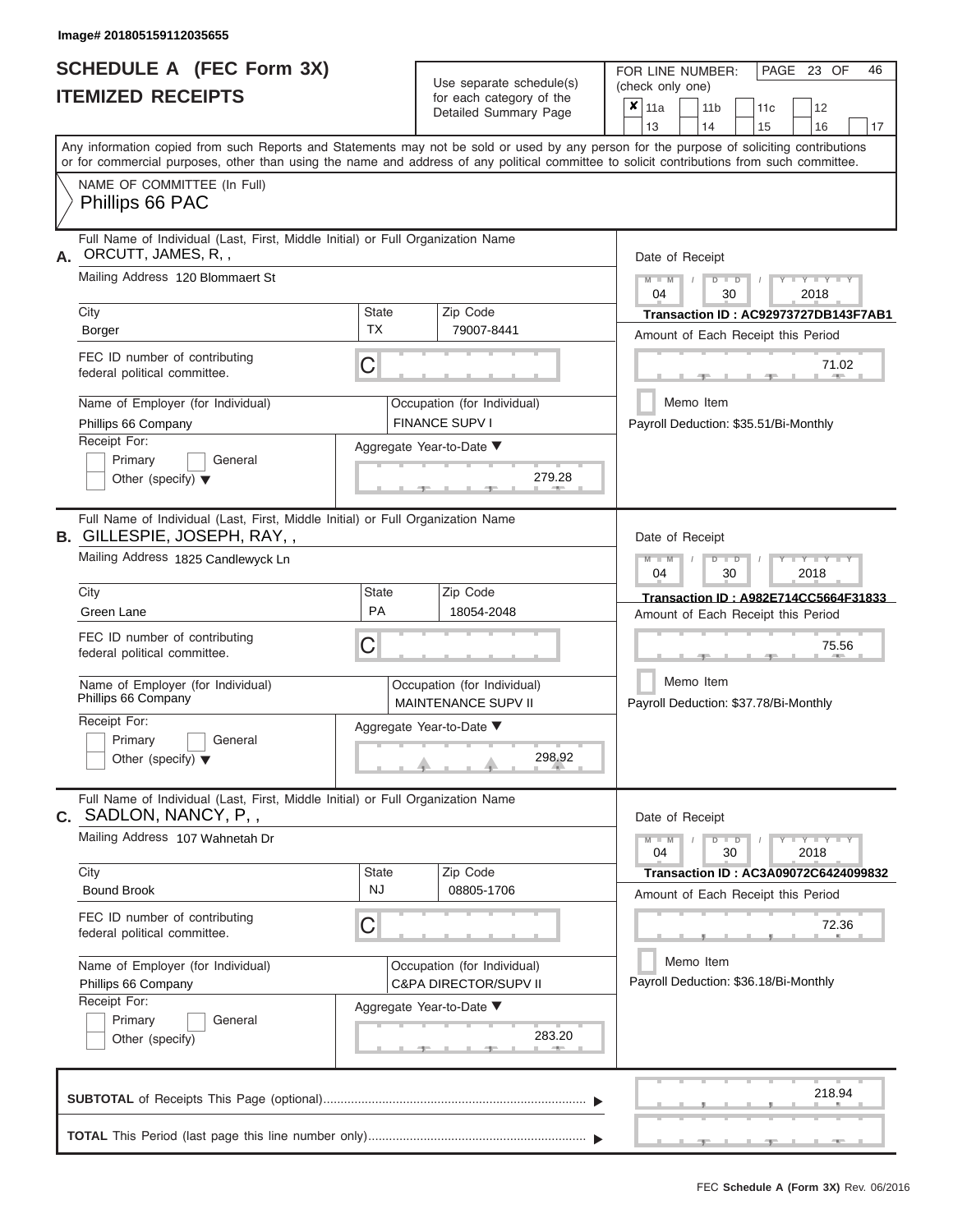Image# 201805159112035655

# SCHEDULE A (FEC Form 3X)
## ITEMIZED RECEIPTS

Use separate schedule(s) for each category of the Detailed Summary Page

FOR LINE NUMBER: (check only one)

- [x] 11a
- [ ] 11b
- [ ] 11c
- [ ] 12
- [ ] 13
- [ ] 14
- [ ] 15
- [ ] 16
- [ ] 17

PAGE 23 OF 46

Any information copied from such Reports and Statements may not be sold or used by any person for the purpose of soliciting contributions or for commercial purposes, other than using the name and address of any political committee to solicit contributions from such committee.

NAME OF COMMITTEE (In Full)
Phillips 66 PAC

---

**A.** Full Name of Individual (Last, First, Middle Initial) or Full Organization Name
ORCUTT, JAMES, R, ,

Mailing Address: 120 Blommaert St

City: Borger | State: TX | Zip Code: 79007-8441

FEC ID number of contributing federal political committee: C

Name of Employer (for Individual): Phillips 66 Company

Occupation (for Individual): FINANCE SUPV I

Receipt For: Primary / General / Other (specify)

Aggregate Year-to-Date: 279.28

Date of Receipt: 04 / 30 / 2018

Transaction ID : AC92973727DB143F7AB1

Amount of Each Receipt this Period: 71.02

Memo Item

Payroll Deduction: $35.51/Bi-Monthly

---

**B.** Full Name of Individual (Last, First, Middle Initial) or Full Organization Name
GILLESPIE, JOSEPH, RAY, ,

Mailing Address: 1825 Candlewyck Ln

City: Green Lane | State: PA | Zip Code: 18054-2048

FEC ID number of contributing federal political committee: C

Name of Employer (for Individual): Phillips 66 Company

Occupation (for Individual): MAINTENANCE SUPV II

Receipt For: Primary / General / Other (specify)

Aggregate Year-to-Date: 298.92

Date of Receipt: 04 / 30 / 2018

Transaction ID : A982E714CC5664F31833

Amount of Each Receipt this Period: 75.56

Memo Item

Payroll Deduction: $37.78/Bi-Monthly

---

**C.** Full Name of Individual (Last, First, Middle Initial) or Full Organization Name
SADLON, NANCY, P, ,

Mailing Address: 107 Wahnetah Dr

City: Bound Brook | State: NJ | Zip Code: 08805-1706

FEC ID number of contributing federal political committee: C

Name of Employer (for Individual): Phillips 66 Company

Occupation (for Individual): C&PA DIRECTOR/SUPV II

Receipt For: Primary / General / Other (specify)

Aggregate Year-to-Date: 283.20

Date of Receipt: 04 / 30 / 2018

Transaction ID : AC3A09072C6424099832

Amount of Each Receipt this Period: 72.36

Memo Item

Payroll Deduction: $36.18/Bi-Monthly

---

**SUBTOTAL** of Receipts This Page (optional): 218.94

**TOTAL** This Period (last page this line number only):

FEC Schedule A (Form 3X) Rev. 06/2016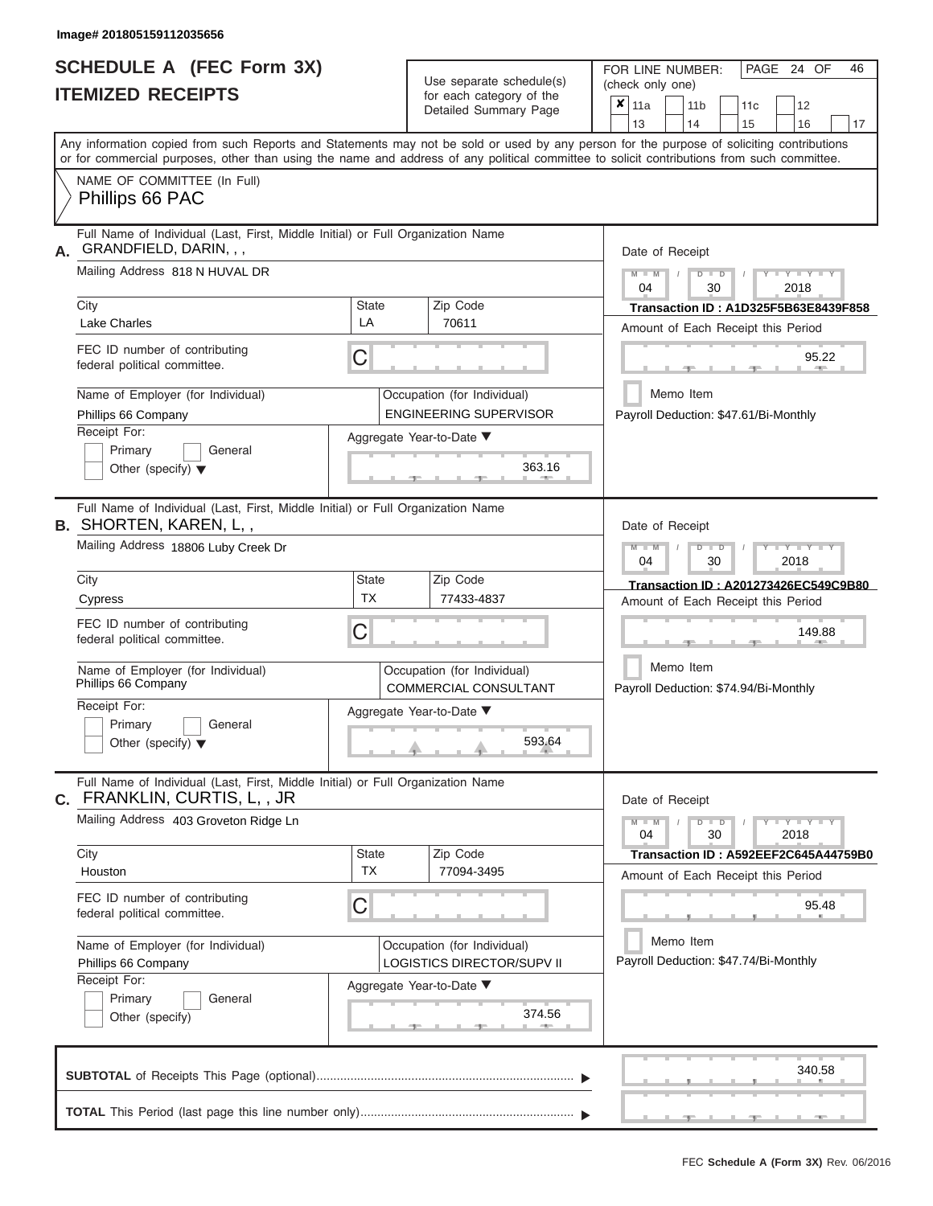Image# 201805159112035656

# SCHEDULE A (FEC Form 3X)
## ITEMIZED RECEIPTS

Use separate schedule(s) for each category of the Detailed Summary Page

FOR LINE NUMBER: (check only one)

- [x] 11a
- [ ] 11b
- [ ] 11c
- [ ] 12
- [ ] 13
- [ ] 14
- [ ] 15
- [ ] 16
- [ ] 17

Any information copied from such Reports and Statements may not be sold or used by any person for the purpose of soliciting contributions or for commercial purposes, other than using the name and address of any political committee to solicit contributions from such committee.

NAME OF COMMITTEE (In Full)
Phillips 66 PAC

---

**A.** Full Name of Individual (Last, First, Middle Initial) or Full Organization Name: GRANDFIELD, DARIN, , ,

Mailing Address: 818 N HUVAL DR

City: Lake Charles | State: LA | Zip Code: 70611

FEC ID number of contributing federal political committee: C

Name of Employer (for Individual): Phillips 66 Company

Occupation (for Individual): ENGINEERING SUPERVISOR

Receipt For: Primary / General / Other (specify)

Aggregate Year-to-Date: 363.16

Date of Receipt: 04 / 30 / 2018

Transaction ID : A1D325F5B63E8439F858

Amount of Each Receipt this Period: 95.22

Memo Item

Payroll Deduction: $47.61/Bi-Monthly

---

**B.** Full Name of Individual (Last, First, Middle Initial) or Full Organization Name: SHORTEN, KAREN, L, ,

Mailing Address: 18806 Luby Creek Dr

City: Cypress | State: TX | Zip Code: 77433-4837

FEC ID number of contributing federal political committee: C

Name of Employer (for Individual): Phillips 66 Company

Occupation (for Individual): COMMERCIAL CONSULTANT

Receipt For: Primary / General / Other (specify)

Aggregate Year-to-Date: 593.64

Date of Receipt: 04 / 30 / 2018

Transaction ID : A201273426EC549C9B80

Amount of Each Receipt this Period: 149.88

Memo Item

Payroll Deduction: $74.94/Bi-Monthly

---

**C.** Full Name of Individual (Last, First, Middle Initial) or Full Organization Name: FRANKLIN, CURTIS, L, , JR

Mailing Address: 403 Groveton Ridge Ln

City: Houston | State: TX | Zip Code: 77094-3495

FEC ID number of contributing federal political committee: C

Name of Employer (for Individual): Phillips 66 Company

Occupation (for Individual): LOGISTICS DIRECTOR/SUPV II

Receipt For: Primary / General / Other (specify)

Aggregate Year-to-Date: 374.56

Date of Receipt: 04 / 30 / 2018

Transaction ID : A592EEF2C645A44759B0

Amount of Each Receipt this Period: 95.48

Memo Item

Payroll Deduction: $47.74/Bi-Monthly

---

**SUBTOTAL** of Receipts This Page (optional): 340.58

**TOTAL** This Period (last page this line number only):

FEC Schedule A (Form 3X) Rev. 06/2016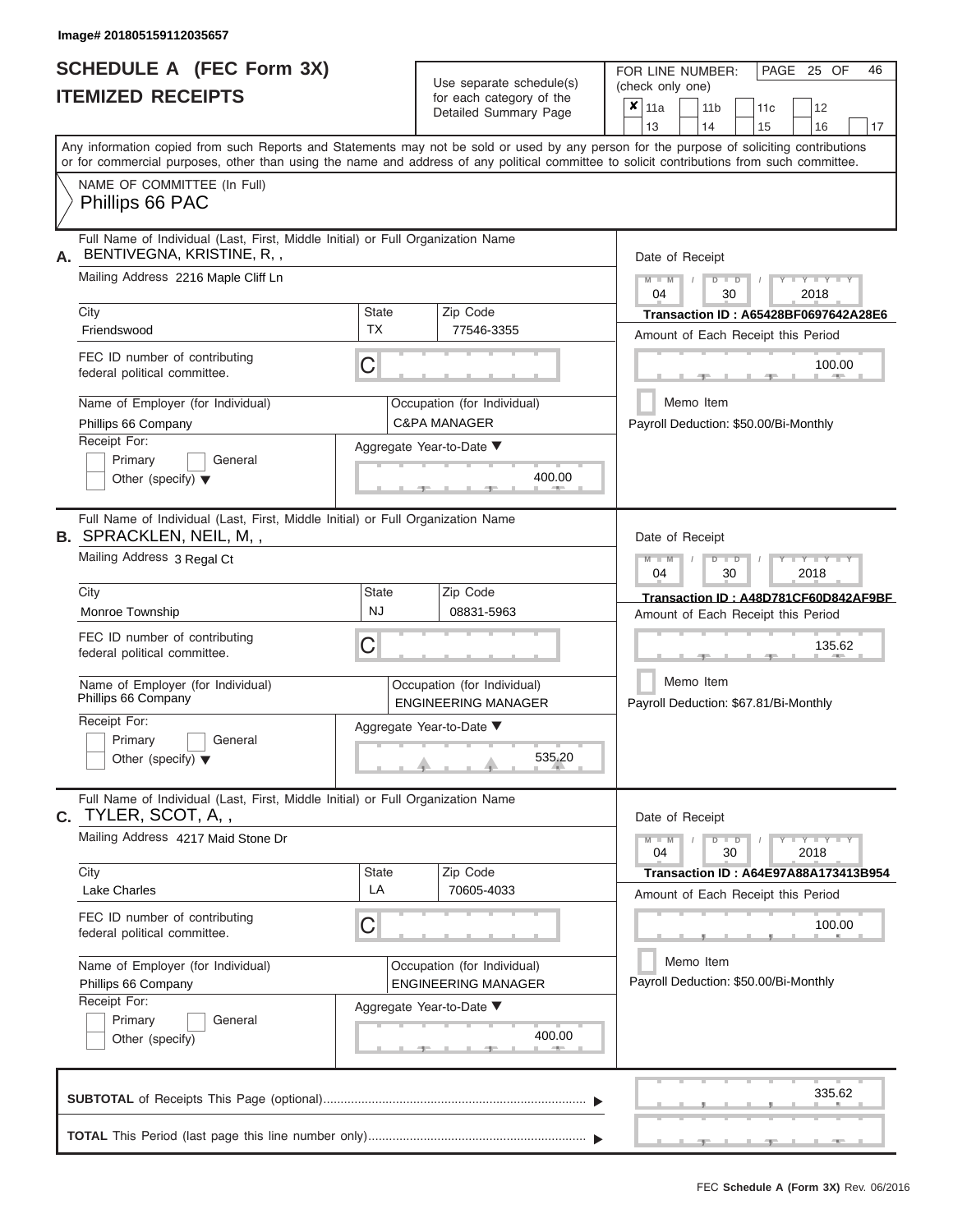Image# 201805159112035657

# SCHEDULE A (FEC Form 3X)
## ITEMIZED RECEIPTS

Use separate schedule(s) for each category of the Detailed Summary Page

FOR LINE NUMBER: (check only one)

- [x] 11a
- [ ] 11b
- [ ] 11c
- [ ] 12
- [ ] 13
- [ ] 14
- [ ] 15
- [ ] 16
- [ ] 17

Any information copied from such Reports and Statements may not be sold or used by any person for the purpose of soliciting contributions or for commercial purposes, other than using the name and address of any political committee to solicit contributions from such committee.

NAME OF COMMITTEE (In Full)
Phillips 66 PAC

---

**A.** Full Name of Individual (Last, First, Middle Initial) or Full Organization Name: BENTIVEGNA, KRISTINE, R, ,

Mailing Address: 2216 Maple Cliff Ln

City: Friendswood | State: TX | Zip Code: 77546-3355

FEC ID number of contributing federal political committee: C

Name of Employer (for Individual): Phillips 66 Company

Occupation (for Individual): C&PA MANAGER

Receipt For: Primary / General / Other (specify)

Aggregate Year-to-Date: 400.00

Date of Receipt: 04 / 30 / 2018

Transaction ID : A65428BF0697642A28E6

Amount of Each Receipt this Period: 100.00

Memo Item

Payroll Deduction: $50.00/Bi-Monthly

---

**B.** Full Name of Individual (Last, First, Middle Initial) or Full Organization Name: SPRACKLEN, NEIL, M, ,

Mailing Address: 3 Regal Ct

City: Monroe Township | State: NJ | Zip Code: 08831-5963

FEC ID number of contributing federal political committee: C

Name of Employer (for Individual): Phillips 66 Company

Occupation (for Individual): ENGINEERING MANAGER

Receipt For: Primary / General / Other (specify)

Aggregate Year-to-Date: 535.20

Date of Receipt: 04 / 30 / 2018

Transaction ID : A48D781CF60D842AF9BF

Amount of Each Receipt this Period: 135.62

Memo Item

Payroll Deduction: $67.81/Bi-Monthly

---

**C.** Full Name of Individual (Last, First, Middle Initial) or Full Organization Name: TYLER, SCOT, A, ,

Mailing Address: 4217 Maid Stone Dr

City: Lake Charles | State: LA | Zip Code: 70605-4033

FEC ID number of contributing federal political committee: C

Name of Employer (for Individual): Phillips 66 Company

Occupation (for Individual): ENGINEERING MANAGER

Receipt For: Primary / General / Other (specify)

Aggregate Year-to-Date: 400.00

Date of Receipt: 04 / 30 / 2018

Transaction ID : A64E97A88A173413B954

Amount of Each Receipt this Period: 100.00

Memo Item

Payroll Deduction: $50.00/Bi-Monthly

---

**SUBTOTAL** of Receipts This Page (optional): 335.62

**TOTAL** This Period (last page this line number only):

FEC Schedule A (Form 3X) Rev. 06/2016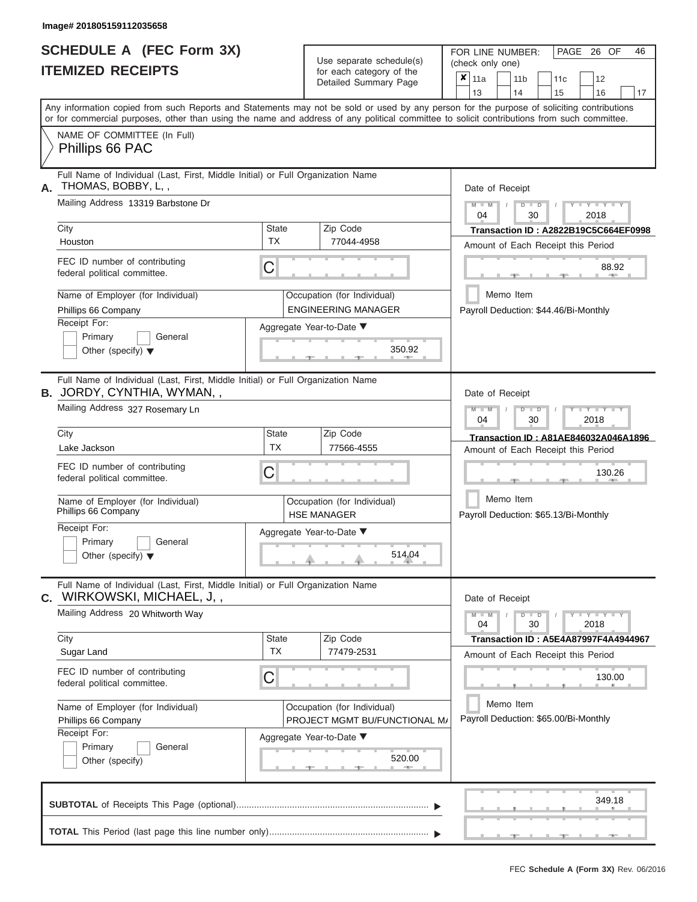Image# 201805159112035658

# SCHEDULE A (FEC Form 3X)
## ITEMIZED RECEIPTS

Use separate schedule(s) for each category of the Detailed Summary Page

FOR LINE NUMBER: (check only one)
[X] 11a [ ] 11b [ ] 11c [ ] 12 [ ] 13 [ ] 14 [ ] 15 [ ] 16 [ ] 17

PAGE 26 OF 46

Any information copied from such Reports and Statements may not be sold or used by any person for the purpose of soliciting contributions or for commercial purposes, other than using the name and address of any political committee to solicit contributions from such committee.

NAME OF COMMITTEE (In Full)
Phillips 66 PAC

---

**A.** Full Name of Individual (Last, First, Middle Initial) or Full Organization Name
THOMAS, BOBBY, L, ,

Mailing Address: 13319 Barbstone Dr

City: Houston | State: TX | Zip Code: 77044-4958

FEC ID number of contributing federal political committee: C

Name of Employer (for Individual): Phillips 66 Company

Occupation (for Individual): ENGINEERING MANAGER

Receipt For: [ ] Primary [ ] General [ ] Other (specify)

Aggregate Year-to-Date: 350.92

Date of Receipt: 04 / 30 / 2018

Transaction ID : A2822B19C5C664EF0998

Amount of Each Receipt this Period: 88.92

[ ] Memo Item

Payroll Deduction: $44.46/Bi-Monthly

---

**B.** Full Name of Individual (Last, First, Middle Initial) or Full Organization Name
JORDY, CYNTHIA, WYMAN, ,

Mailing Address: 327 Rosemary Ln

City: Lake Jackson | State: TX | Zip Code: 77566-4555

FEC ID number of contributing federal political committee: C

Name of Employer (for Individual): Phillips 66 Company

Occupation (for Individual): HSE MANAGER

Receipt For: [ ] Primary [ ] General [ ] Other (specify)

Aggregate Year-to-Date: 514.04

Date of Receipt: 04 / 30 / 2018

Transaction ID : A81AE846032A046A1896

Amount of Each Receipt this Period: 130.26

[ ] Memo Item

Payroll Deduction: $65.13/Bi-Monthly

---

**C.** Full Name of Individual (Last, First, Middle Initial) or Full Organization Name
WIRKOWSKI, MICHAEL, J, ,

Mailing Address: 20 Whitworth Way

City: Sugar Land | State: TX | Zip Code: 77479-2531

FEC ID number of contributing federal political committee: C

Name of Employer (for Individual): Phillips 66 Company

Occupation (for Individual): PROJECT MGMT BU/FUNCTIONAL M/

Receipt For: [ ] Primary [ ] General [ ] Other (specify)

Aggregate Year-to-Date: 520.00

Date of Receipt: 04 / 30 / 2018

Transaction ID : A5E4A87997F4A4944967

Amount of Each Receipt this Period: 130.00

[ ] Memo Item

Payroll Deduction: $65.00/Bi-Monthly

---

**SUBTOTAL** of Receipts This Page (optional): 349.18

**TOTAL** This Period (last page this line number only):

FEC Schedule A (Form 3X) Rev. 06/2016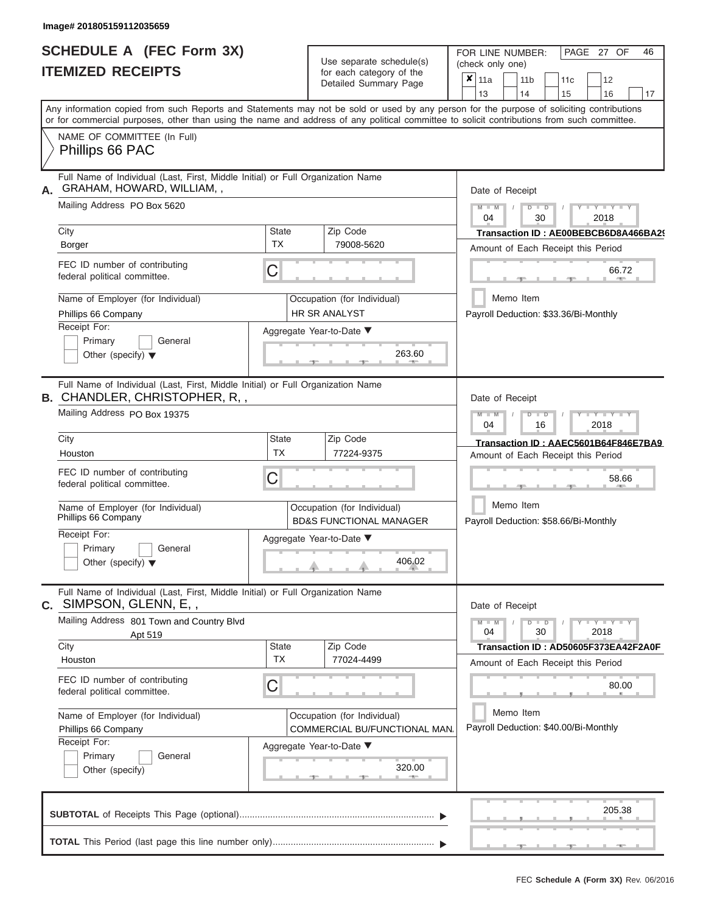Image# 201805159112035659

# SCHEDULE A (FEC Form 3X)
## ITEMIZED RECEIPTS

Use separate schedule(s) for each category of the Detailed Summary Page

FOR LINE NUMBER: (check only one)

- [x] 11a
- [ ] 11b
- [ ] 11c
- [ ] 12
- [ ] 13
- [ ] 14
- [ ] 15
- [ ] 16
- [ ] 17

PAGE 27 OF 46

Any information copied from such Reports and Statements may not be sold or used by any person for the purpose of soliciting contributions or for commercial purposes, other than using the name and address of any political committee to solicit contributions from such committee.

NAME OF COMMITTEE (In Full)
Phillips 66 PAC

---

**A.** Full Name of Individual (Last, First, Middle Initial) or Full Organization Name: GRAHAM, HOWARD, WILLIAM, ,

Mailing Address: PO Box 5620

City: Borger | State: TX | Zip Code: 79008-5620

FEC ID number of contributing federal political committee: C

Name of Employer (for Individual): Phillips 66 Company

Occupation (for Individual): HR SR ANALYST

Receipt For: Primary / General / Other (specify)

Aggregate Year-to-Date: 263.60

Date of Receipt: 04 / 30 / 2018

Transaction ID : AE00BEBCB6D8A466BA29

Amount of Each Receipt this Period: 66.72

Memo Item

Payroll Deduction: $33.36/Bi-Monthly

---

**B.** Full Name of Individual (Last, First, Middle Initial) or Full Organization Name: CHANDLER, CHRISTOPHER, R, ,

Mailing Address: PO Box 19375

City: Houston | State: TX | Zip Code: 77224-9375

FEC ID number of contributing federal political committee: C

Name of Employer (for Individual): Phillips 66 Company

Occupation (for Individual): BD&S FUNCTIONAL MANAGER

Receipt For: Primary / General / Other (specify)

Aggregate Year-to-Date: 406.02

Date of Receipt: 04 / 16 / 2018

Transaction ID : AAEC5601B64F846E7BA9

Amount of Each Receipt this Period: 58.66

Memo Item

Payroll Deduction: $58.66/Bi-Monthly

---

**C.** Full Name of Individual (Last, First, Middle Initial) or Full Organization Name: SIMPSON, GLENN, E, ,

Mailing Address: 801 Town and Country Blvd Apt 519

City: Houston | State: TX | Zip Code: 77024-4499

FEC ID number of contributing federal political committee: C

Name of Employer (for Individual): Phillips 66 Company

Occupation (for Individual): COMMERCIAL BU/FUNCTIONAL MAN.

Receipt For: Primary / General / Other (specify)

Aggregate Year-to-Date: 320.00

Date of Receipt: 04 / 30 / 2018

Transaction ID : AD50605F373EA42F2A0F

Amount of Each Receipt this Period: 80.00

Memo Item

Payroll Deduction: $40.00/Bi-Monthly

---

**SUBTOTAL** of Receipts This Page (optional): 205.38

**TOTAL** This Period (last page this line number only):

FEC Schedule A (Form 3X) Rev. 06/2016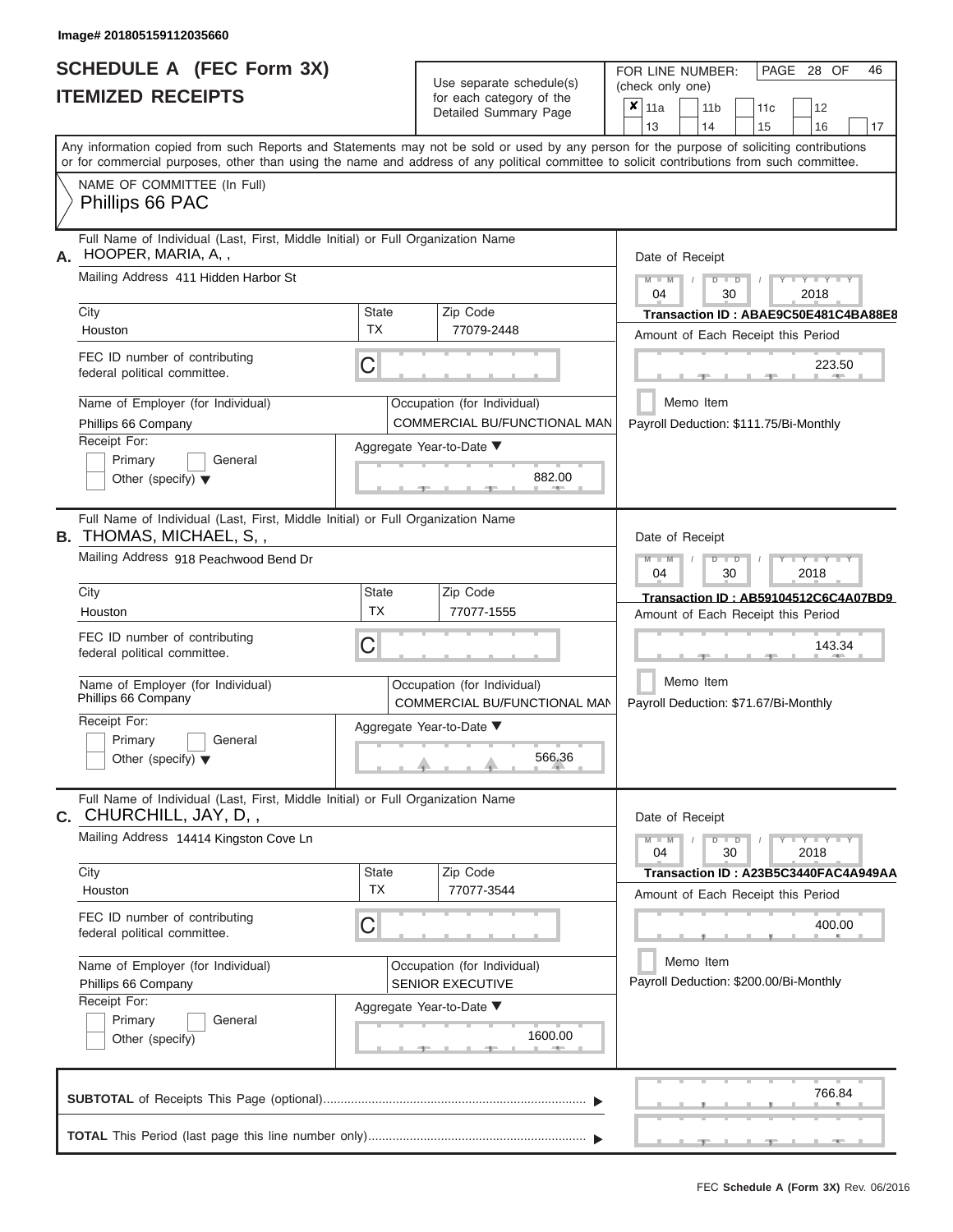Image# 201805159112035660

# SCHEDULE A (FEC Form 3X)
## ITEMIZED RECEIPTS

Use separate schedule(s) for each category of the Detailed Summary Page

FOR LINE NUMBER: (check only one)

| ✘ 11a | 11b | 11c | 12 |
|---|---|---|---|
| 13 | 14 | 15 | 16 | 17 |

Any information copied from such Reports and Statements may not be sold or used by any person for the purpose of soliciting contributions or for commercial purposes, other than using the name and address of any political committee to solicit contributions from such committee.

NAME OF COMMITTEE (In Full)
Phillips 66 PAC

---

**A.** Full Name of Individual (Last, First, Middle Initial) or Full Organization Name
HOOPER, MARIA, A, ,

Mailing Address: 411 Hidden Harbor St

City: Houston | State: TX | Zip Code: 77079-2448

FEC ID number of contributing federal political committee: C

Name of Employer (for Individual): Phillips 66 Company

Occupation (for Individual): COMMERCIAL BU/FUNCTIONAL MAN

Receipt For: Primary / General / Other (specify)

Aggregate Year-to-Date: 882.00

Date of Receipt: 04 / 30 / 2018

Transaction ID : ABAE9C50E481C4BA88E8

Amount of Each Receipt this Period: 223.50

Memo Item

Payroll Deduction: $111.75/Bi-Monthly

---

**B.** Full Name of Individual (Last, First, Middle Initial) or Full Organization Name
THOMAS, MICHAEL, S, ,

Mailing Address: 918 Peachwood Bend Dr

City: Houston | State: TX | Zip Code: 77077-1555

FEC ID number of contributing federal political committee: C

Name of Employer (for Individual): Phillips 66 Company

Occupation (for Individual): COMMERCIAL BU/FUNCTIONAL MAN

Receipt For: Primary / General / Other (specify)

Aggregate Year-to-Date: 566.36

Date of Receipt: 04 / 30 / 2018

Transaction ID : AB59104512C6C4A07BD9

Amount of Each Receipt this Period: 143.34

Memo Item

Payroll Deduction: $71.67/Bi-Monthly

---

**C.** Full Name of Individual (Last, First, Middle Initial) or Full Organization Name
CHURCHILL, JAY, D, ,

Mailing Address: 14414 Kingston Cove Ln

City: Houston | State: TX | Zip Code: 77077-3544

FEC ID number of contributing federal political committee: C

Name of Employer (for Individual): Phillips 66 Company

Occupation (for Individual): SENIOR EXECUTIVE

Receipt For: Primary / General / Other (specify)

Aggregate Year-to-Date: 1600.00

Date of Receipt: 04 / 30 / 2018

Transaction ID : A23B5C3440FAC4A949AA

Amount of Each Receipt this Period: 400.00

Memo Item

Payroll Deduction: $200.00/Bi-Monthly

---

**SUBTOTAL** of Receipts This Page (optional): 766.84

**TOTAL** This Period (last page this line number only):

FEC **Schedule A (Form 3X)** Rev. 06/2016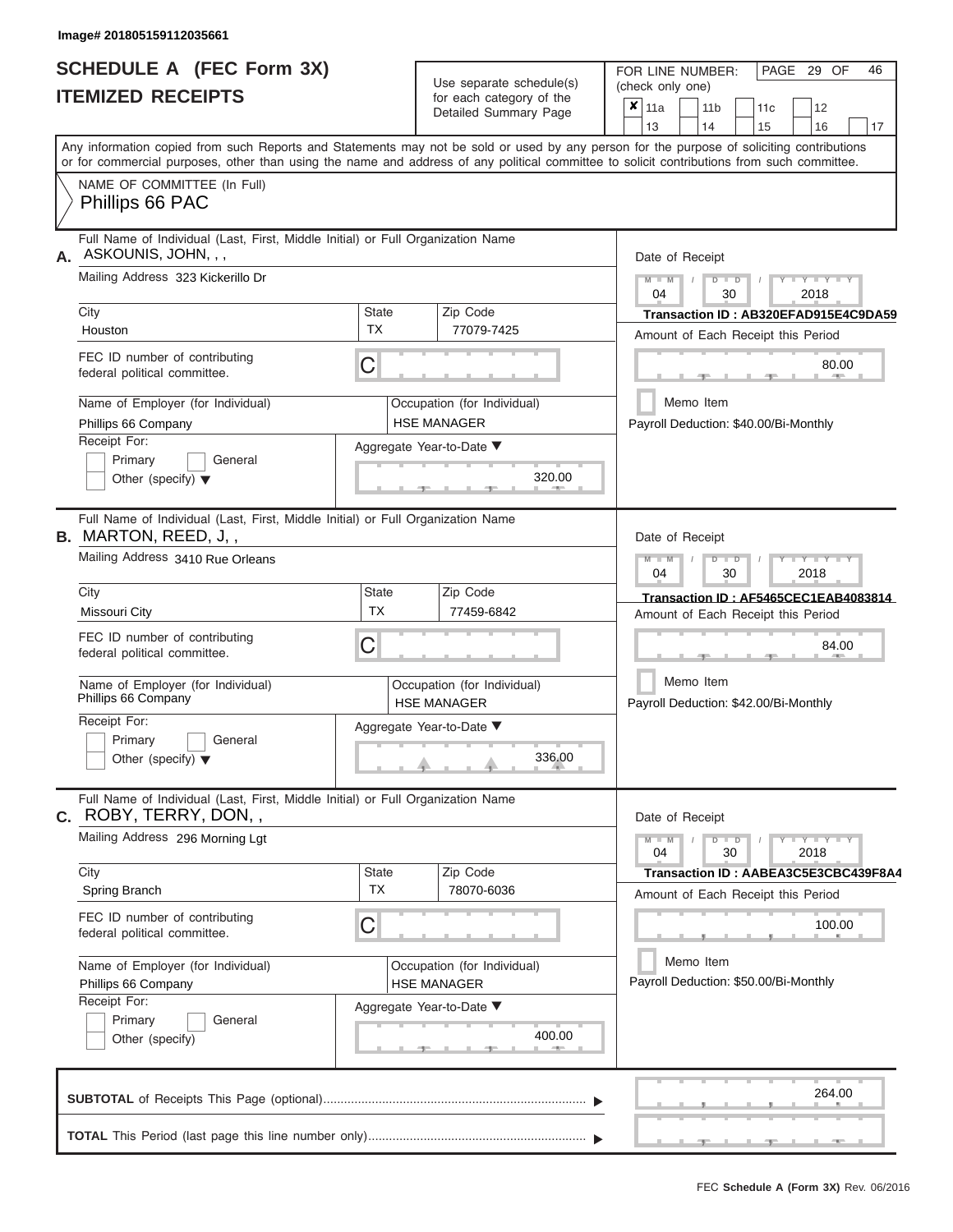Image# 201805159112035661

# SCHEDULE A (FEC Form 3X)
## ITEMIZED RECEIPTS

Use separate schedule(s) for each category of the Detailed Summary Page

FOR LINE NUMBER: (check only one)

☒ 11a ☐ 11b ☐ 11c ☐ 12 ☐ 13 ☐ 14 ☐ 15 ☐ 16 ☐ 17

PAGE 29 OF 46

Any information copied from such Reports and Statements may not be sold or used by any person for the purpose of soliciting contributions or for commercial purposes, other than using the name and address of any political committee to solicit contributions from such committee.

NAME OF COMMITTEE (In Full)
Phillips 66 PAC

---

**A.** Full Name of Individual (Last, First, Middle Initial) or Full Organization Name: ASKOUNIS, JOHN, , ,

Mailing Address: 323 Kickerillo Dr

City: Houston | State: TX | Zip Code: 77079-7425

FEC ID number of contributing federal political committee: C

Name of Employer (for Individual): Phillips 66 Company

Occupation (for Individual): HSE MANAGER

Receipt For: ☐ Primary ☐ General ☐ Other (specify)

Aggregate Year-to-Date: 320.00

Date of Receipt: 04 / 30 / 2018

Transaction ID : AB320EFAD915E4C9DA59

Amount of Each Receipt this Period: 80.00

☐ Memo Item

Payroll Deduction: $40.00/Bi-Monthly

---

**B.** Full Name of Individual (Last, First, Middle Initial) or Full Organization Name: MARTON, REED, J, ,

Mailing Address: 3410 Rue Orleans

City: Missouri City | State: TX | Zip Code: 77459-6842

FEC ID number of contributing federal political committee: C

Name of Employer (for Individual): Phillips 66 Company

Occupation (for Individual): HSE MANAGER

Receipt For: ☐ Primary ☐ General ☐ Other (specify)

Aggregate Year-to-Date: 336.00

Date of Receipt: 04 / 30 / 2018

Transaction ID : AF5465CEC1EAB4083814

Amount of Each Receipt this Period: 84.00

☐ Memo Item

Payroll Deduction: $42.00/Bi-Monthly

---

**C.** Full Name of Individual (Last, First, Middle Initial) or Full Organization Name: ROBY, TERRY, DON, ,

Mailing Address: 296 Morning Lgt

City: Spring Branch | State: TX | Zip Code: 78070-6036

FEC ID number of contributing federal political committee: C

Name of Employer (for Individual): Phillips 66 Company

Occupation (for Individual): HSE MANAGER

Receipt For: ☐ Primary ☐ General ☐ Other (specify)

Aggregate Year-to-Date: 400.00

Date of Receipt: 04 / 30 / 2018

Transaction ID : AABEA3C5E3CBC439F8A4

Amount of Each Receipt this Period: 100.00

☐ Memo Item

Payroll Deduction: $50.00/Bi-Monthly

---

**SUBTOTAL** of Receipts This Page (optional): 264.00

**TOTAL** This Period (last page this line number only):

FEC Schedule A (Form 3X) Rev. 06/2016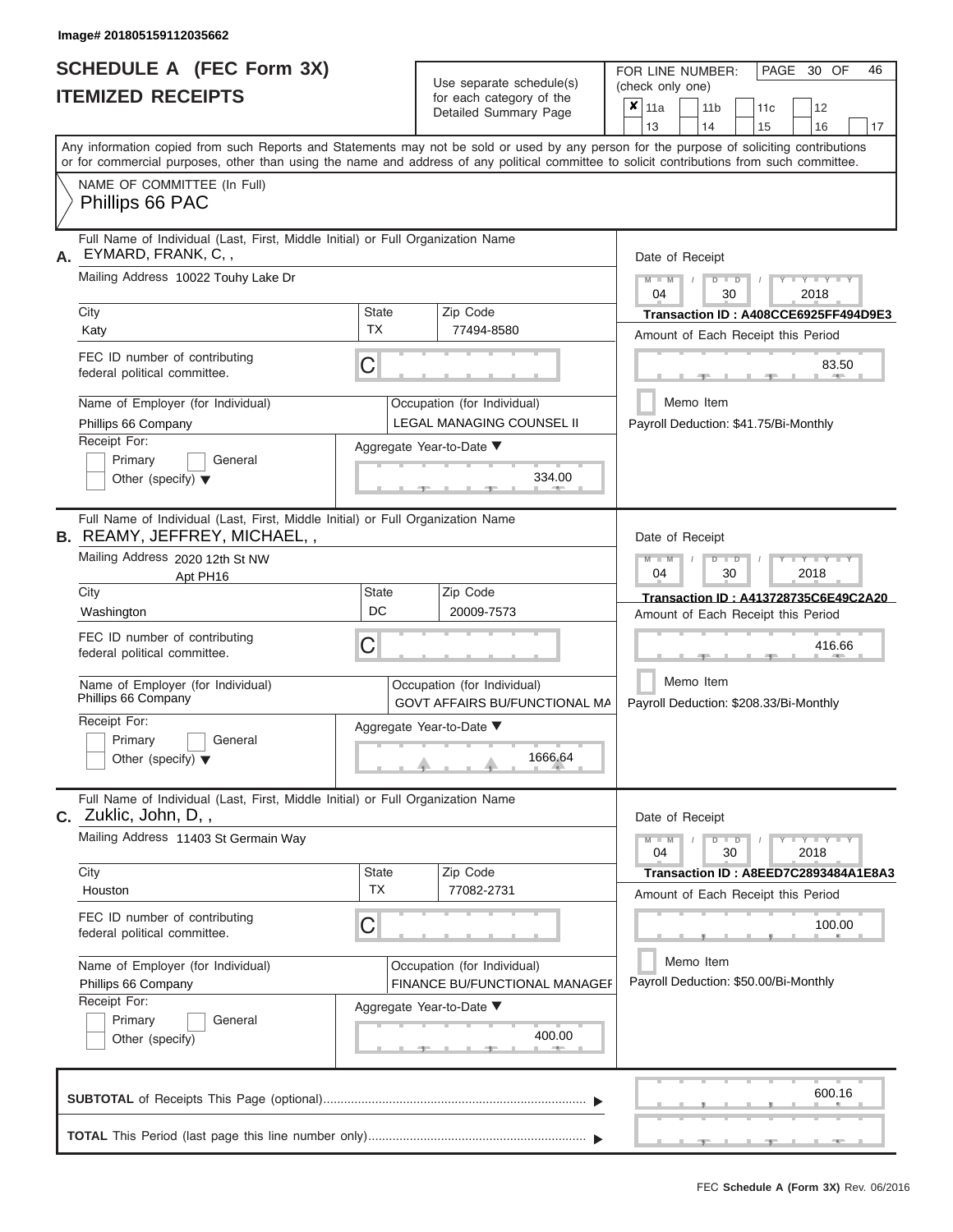Image# 201805159112035662

# SCHEDULE A (FEC Form 3X)
## ITEMIZED RECEIPTS

Use separate schedule(s) for each category of the Detailed Summary Page

FOR LINE NUMBER: (check only one)

- [x] 11a
- [ ] 11b
- [ ] 11c
- [ ] 12
- [ ] 13
- [ ] 14
- [ ] 15
- [ ] 16
- [ ] 17

PAGE 30 OF 46

Any information copied from such Reports and Statements may not be sold or used by any person for the purpose of soliciting contributions or for commercial purposes, other than using the name and address of any political committee to solicit contributions from such committee.

NAME OF COMMITTEE (In Full)
Phillips 66 PAC

---

**A.** Full Name of Individual (Last, First, Middle Initial) or Full Organization Name
EYMARD, FRANK, C, ,

Mailing Address: 10022 Touhy Lake Dr

City: Katy | State: TX | Zip Code: 77494-8580

FEC ID number of contributing federal political committee: C

Name of Employer (for Individual): Phillips 66 Company

Occupation (for Individual): LEGAL MANAGING COUNSEL II

Receipt For: Primary / General / Other (specify)

Aggregate Year-to-Date: 334.00

Date of Receipt: 04 / 30 / 2018

Transaction ID : A408CCE6925FF494D9E3

Amount of Each Receipt this Period: 83.50

Memo Item

Payroll Deduction: $41.75/Bi-Monthly

---

**B.** Full Name of Individual (Last, First, Middle Initial) or Full Organization Name
REAMY, JEFFREY, MICHAEL, ,

Mailing Address: 2020 12th St NW
Apt PH16

City: Washington | State: DC | Zip Code: 20009-7573

FEC ID number of contributing federal political committee: C

Name of Employer (for Individual): Phillips 66 Company

Occupation (for Individual): GOVT AFFAIRS BU/FUNCTIONAL MA

Receipt For: Primary / General / Other (specify)

Aggregate Year-to-Date: 1666.64

Date of Receipt: 04 / 30 / 2018

Transaction ID : A413728735C6E49C2A20

Amount of Each Receipt this Period: 416.66

Memo Item

Payroll Deduction: $208.33/Bi-Monthly

---

**C.** Full Name of Individual (Last, First, Middle Initial) or Full Organization Name
Zuklic, John, D, ,

Mailing Address: 11403 St Germain Way

City: Houston | State: TX | Zip Code: 77082-2731

FEC ID number of contributing federal political committee: C

Name of Employer (for Individual): Phillips 66 Company

Occupation (for Individual): FINANCE BU/FUNCTIONAL MANAGEF

Receipt For: Primary / General / Other (specify)

Aggregate Year-to-Date: 400.00

Date of Receipt: 04 / 30 / 2018

Transaction ID : A8EED7C2893484A1E8A3

Amount of Each Receipt this Period: 100.00

Memo Item

Payroll Deduction: $50.00/Bi-Monthly

---

**SUBTOTAL** of Receipts This Page (optional): 600.16

**TOTAL** This Period (last page this line number only):

FEC Schedule A (Form 3X) Rev. 06/2016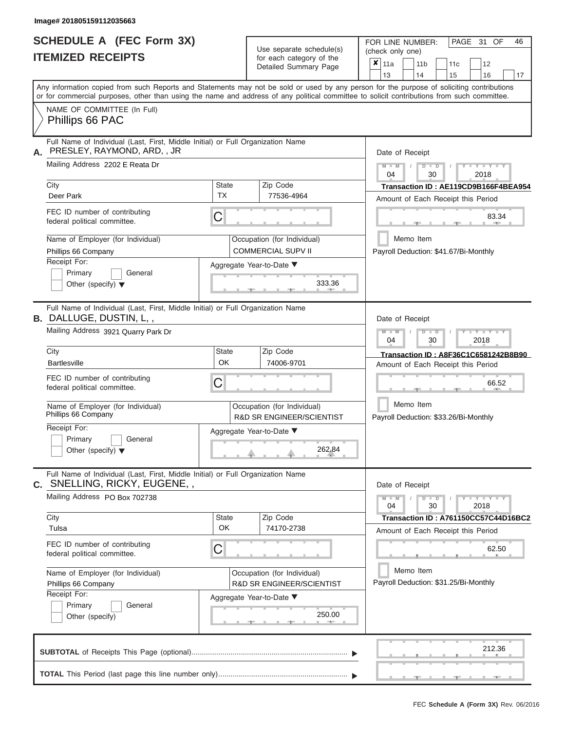Image# 201805159112035663

# SCHEDULE A (FEC Form 3X)
## ITEMIZED RECEIPTS

Use separate schedule(s) for each category of the Detailed Summary Page

FOR LINE NUMBER: (check only one)

- [x] 11a
- [ ] 11b
- [ ] 11c
- [ ] 12
- [ ] 13
- [ ] 14
- [ ] 15
- [ ] 16
- [ ] 17

Any information copied from such Reports and Statements may not be sold or used by any person for the purpose of soliciting contributions or for commercial purposes, other than using the name and address of any political committee to solicit contributions from such committee.

NAME OF COMMITTEE (In Full)
Phillips 66 PAC

---

**A.** Full Name of Individual (Last, First, Middle Initial) or Full Organization Name
PRESLEY, RAYMOND, ARD, , JR

Mailing Address: 2202 E Reata Dr

| City | State | Zip Code |
|---|---|---|
| Deer Park | TX | 77536-4964 |

FEC ID number of contributing federal political committee: C

Name of Employer (for Individual): Phillips 66 Company

Occupation (for Individual): COMMERCIAL SUPV II

Receipt For: Primary / General / Other (specify)

Aggregate Year-to-Date: 333.36

Date of Receipt: 04 / 30 / 2018

Transaction ID : AE119CD9B166F4BEA954

Amount of Each Receipt this Period: 83.34

Memo Item

Payroll Deduction: $41.67/Bi-Monthly

---

**B.** Full Name of Individual (Last, First, Middle Initial) or Full Organization Name
DALLUGE, DUSTIN, L, ,

Mailing Address: 3921 Quarry Park Dr

| City | State | Zip Code |
|---|---|---|
| Bartlesville | OK | 74006-9701 |

FEC ID number of contributing federal political committee: C

Name of Employer (for Individual): Phillips 66 Company

Occupation (for Individual): R&D SR ENGINEER/SCIENTIST

Receipt For: Primary / General / Other (specify)

Aggregate Year-to-Date: 262.84

Date of Receipt: 04 / 30 / 2018

Transaction ID : A8F36C1C6581242B8B90

Amount of Each Receipt this Period: 66.52

Memo Item

Payroll Deduction: $33.26/Bi-Monthly

---

**C.** Full Name of Individual (Last, First, Middle Initial) or Full Organization Name
SNELLING, RICKY, EUGENE, ,

Mailing Address: PO Box 702738

| City | State | Zip Code |
|---|---|---|
| Tulsa | OK | 74170-2738 |

FEC ID number of contributing federal political committee: C

Name of Employer (for Individual): Phillips 66 Company

Occupation (for Individual): R&D SR ENGINEER/SCIENTIST

Receipt For: Primary / General / Other (specify)

Aggregate Year-to-Date: 250.00

Date of Receipt: 04 / 30 / 2018

Transaction ID : A761150CC57C44D16BC2

Amount of Each Receipt this Period: 62.50

Memo Item

Payroll Deduction: $31.25/Bi-Monthly

---

**SUBTOTAL** of Receipts This Page (optional): 212.36

**TOTAL** This Period (last page this line number only):

FEC Schedule A (Form 3X) Rev. 06/2016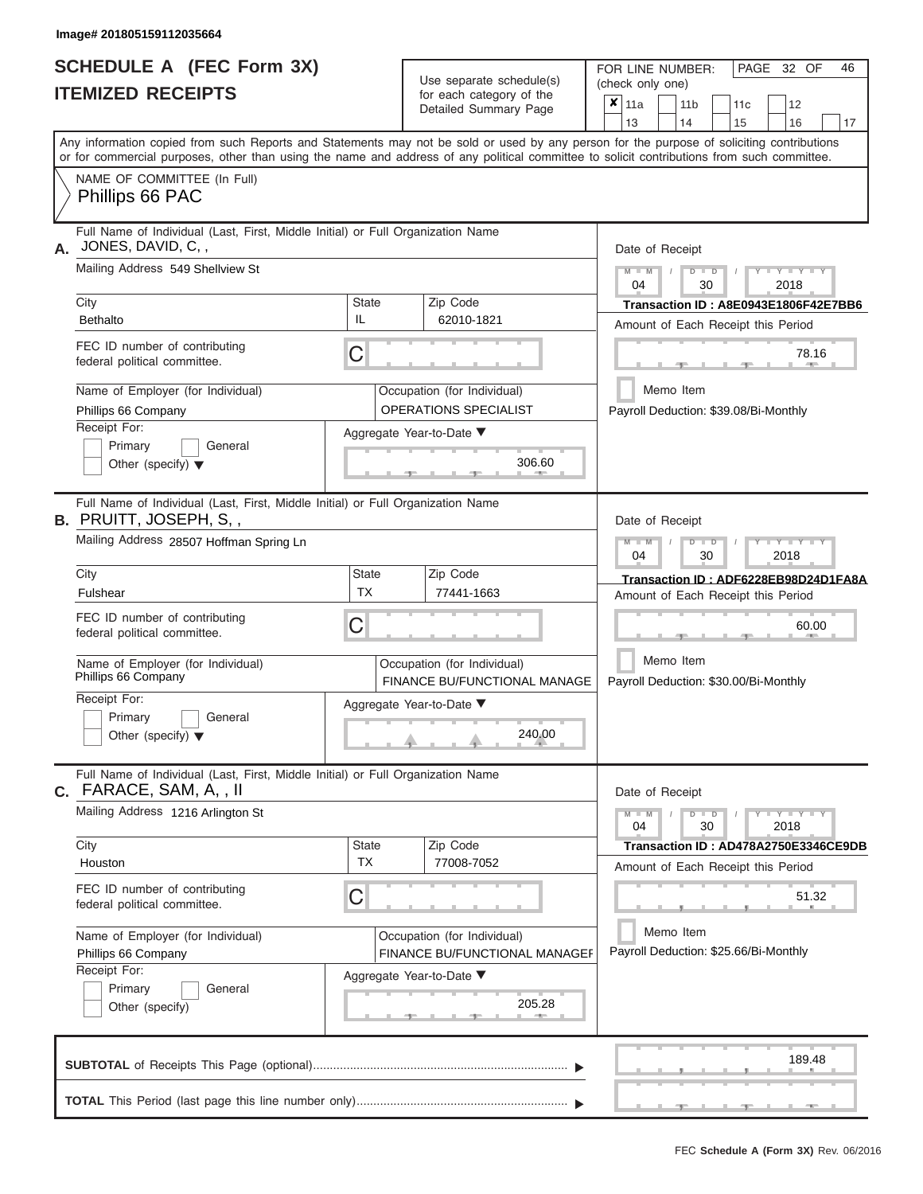Image# 201805159112035664

# SCHEDULE A (FEC Form 3X)
## ITEMIZED RECEIPTS

Use separate schedule(s) for each category of the Detailed Summary Page

FOR LINE NUMBER: (check only one)

- [x] 11a
- [ ] 11b
- [ ] 11c
- [ ] 12
- [ ] 13
- [ ] 14
- [ ] 15
- [ ] 16
- [ ] 17

PAGE 32 OF 46

Any information copied from such Reports and Statements may not be sold or used by any person for the purpose of soliciting contributions or for commercial purposes, other than using the name and address of any political committee to solicit contributions from such committee.

NAME OF COMMITTEE (In Full)
Phillips 66 PAC

---

**A.** Full Name of Individual (Last, First, Middle Initial) or Full Organization Name: JONES, DAVID, C, ,

Mailing Address: 549 Shellview St

City: Bethalto | State: IL | Zip Code: 62010-1821

FEC ID number of contributing federal political committee: C

Name of Employer (for Individual): Phillips 66 Company

Occupation (for Individual): OPERATIONS SPECIALIST

Receipt For: Primary / General / Other (specify)

Aggregate Year-to-Date: 306.60

Date of Receipt: 04 / 30 / 2018

Transaction ID : A8E0943E1806F42E7BB6

Amount of Each Receipt this Period: 78.16

Memo Item

Payroll Deduction: $39.08/Bi-Monthly

---

**B.** Full Name of Individual (Last, First, Middle Initial) or Full Organization Name: PRUITT, JOSEPH, S, ,

Mailing Address: 28507 Hoffman Spring Ln

City: Fulshear | State: TX | Zip Code: 77441-1663

FEC ID number of contributing federal political committee: C

Name of Employer (for Individual): Phillips 66 Company

Occupation (for Individual): FINANCE BU/FUNCTIONAL MANAGE

Receipt For: Primary / General / Other (specify)

Aggregate Year-to-Date: 240.00

Date of Receipt: 04 / 30 / 2018

Transaction ID : ADF6228EB98D24D1FA8A

Amount of Each Receipt this Period: 60.00

Memo Item

Payroll Deduction: $30.00/Bi-Monthly

---

**C.** Full Name of Individual (Last, First, Middle Initial) or Full Organization Name: FARACE, SAM, A, , II

Mailing Address: 1216 Arlington St

City: Houston | State: TX | Zip Code: 77008-7052

FEC ID number of contributing federal political committee: C

Name of Employer (for Individual): Phillips 66 Company

Occupation (for Individual): FINANCE BU/FUNCTIONAL MANAGEF

Receipt For: Primary / General / Other (specify)

Aggregate Year-to-Date: 205.28

Date of Receipt: 04 / 30 / 2018

Transaction ID : AD478A2750E3346CE9DB

Amount of Each Receipt this Period: 51.32

Memo Item

Payroll Deduction: $25.66/Bi-Monthly

---

**SUBTOTAL** of Receipts This Page (optional): 189.48

**TOTAL** This Period (last page this line number only):

FEC Schedule A (Form 3X) Rev. 06/2016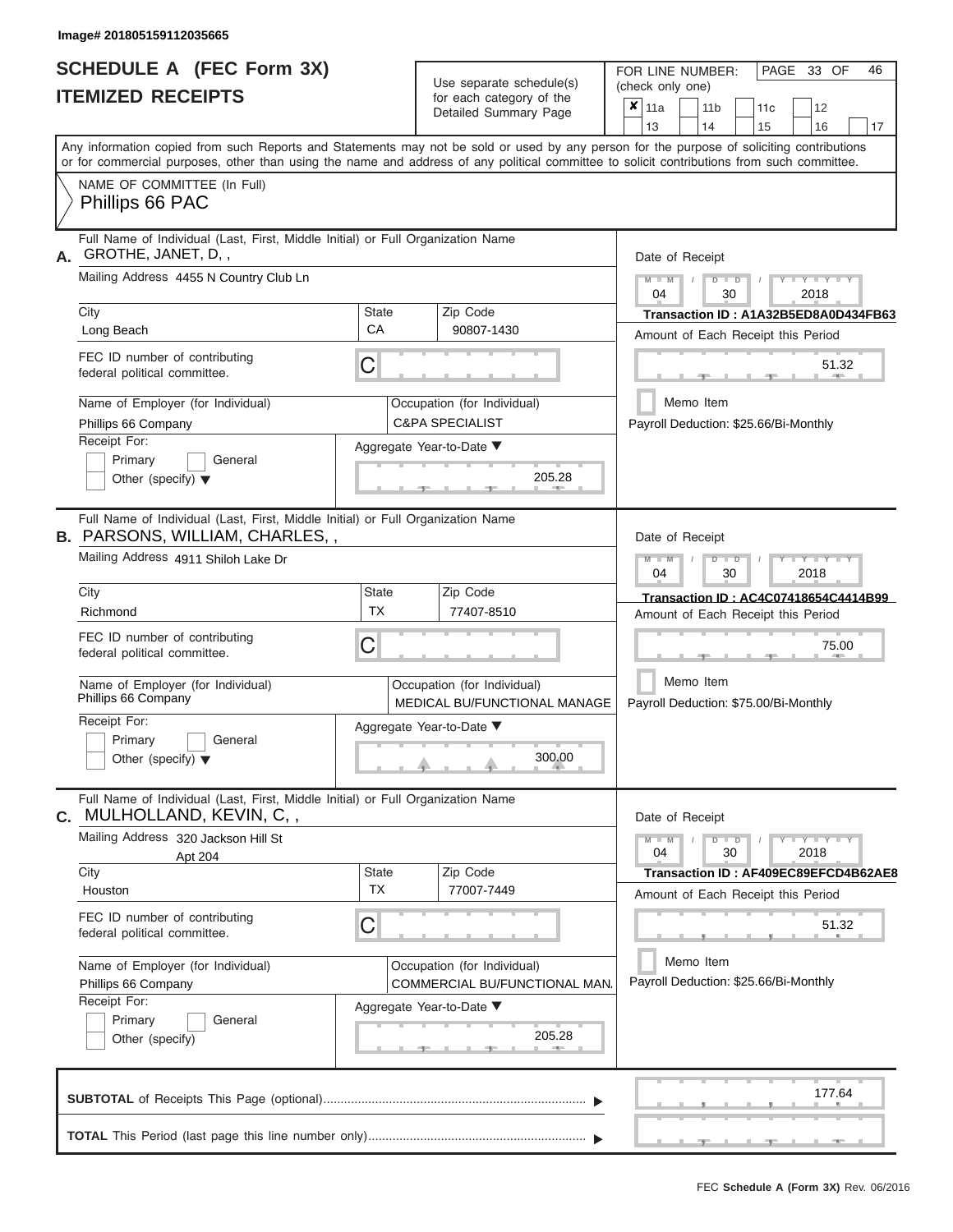Image# 201805159112035665

# SCHEDULE A (FEC Form 3X)
## ITEMIZED RECEIPTS

Use separate schedule(s) for each category of the Detailed Summary Page

FOR LINE NUMBER: (check only one)

PAGE 33 OF 46

- [x] 11a
- [ ] 11b
- [ ] 11c
- [ ] 12
- [ ] 13
- [ ] 14
- [ ] 15
- [ ] 16
- [ ] 17

Any information copied from such Reports and Statements may not be sold or used by any person for the purpose of soliciting contributions or for commercial purposes, other than using the name and address of any political committee to solicit contributions from such committee.

NAME OF COMMITTEE (In Full)
Phillips 66 PAC

---

**A.** Full Name of Individual (Last, First, Middle Initial) or Full Organization Name
GROTHE, JANET, D, ,

Mailing Address 4455 N Country Club Ln

| City | State | Zip Code |
|---|---|---|
| Long Beach | CA | 90807-1430 |

FEC ID number of contributing federal political committee. C

Name of Employer (for Individual): Phillips 66 Company

Occupation (for Individual): C&PA SPECIALIST

Receipt For: Primary / General / Other (specify)

Aggregate Year-to-Date: 205.28

Date of Receipt: 04 / 30 / 2018

Transaction ID : A1A32B5ED8A0D434FB63

Amount of Each Receipt this Period: 51.32

Memo Item

Payroll Deduction: $25.66/Bi-Monthly

---

**B.** Full Name of Individual (Last, First, Middle Initial) or Full Organization Name
PARSONS, WILLIAM, CHARLES, ,

Mailing Address 4911 Shiloh Lake Dr

| City | State | Zip Code |
|---|---|---|
| Richmond | TX | 77407-8510 |

FEC ID number of contributing federal political committee. C

Name of Employer (for Individual): Phillips 66 Company

Occupation (for Individual): MEDICAL BU/FUNCTIONAL MANAGE

Receipt For: Primary / General / Other (specify)

Aggregate Year-to-Date: 300.00

Date of Receipt: 04 / 30 / 2018

Transaction ID : AC4C07418654C4414B99

Amount of Each Receipt this Period: 75.00

Memo Item

Payroll Deduction: $75.00/Bi-Monthly

---

**C.** Full Name of Individual (Last, First, Middle Initial) or Full Organization Name
MULHOLLAND, KEVIN, C, ,

Mailing Address 320 Jackson Hill St
Apt 204

| City | State | Zip Code |
|---|---|---|
| Houston | TX | 77007-7449 |

FEC ID number of contributing federal political committee. C

Name of Employer (for Individual): Phillips 66 Company

Occupation (for Individual): COMMERCIAL BU/FUNCTIONAL MAN.

Receipt For: Primary / General / Other (specify)

Aggregate Year-to-Date: 205.28

Date of Receipt: 04 / 30 / 2018

Transaction ID : AF409EC89EFCD4B62AE8

Amount of Each Receipt this Period: 51.32

Memo Item

Payroll Deduction: $25.66/Bi-Monthly

---

**SUBTOTAL** of Receipts This Page (optional): 177.64

**TOTAL** This Period (last page this line number only):

FEC **Schedule A (Form 3X)** Rev. 06/2016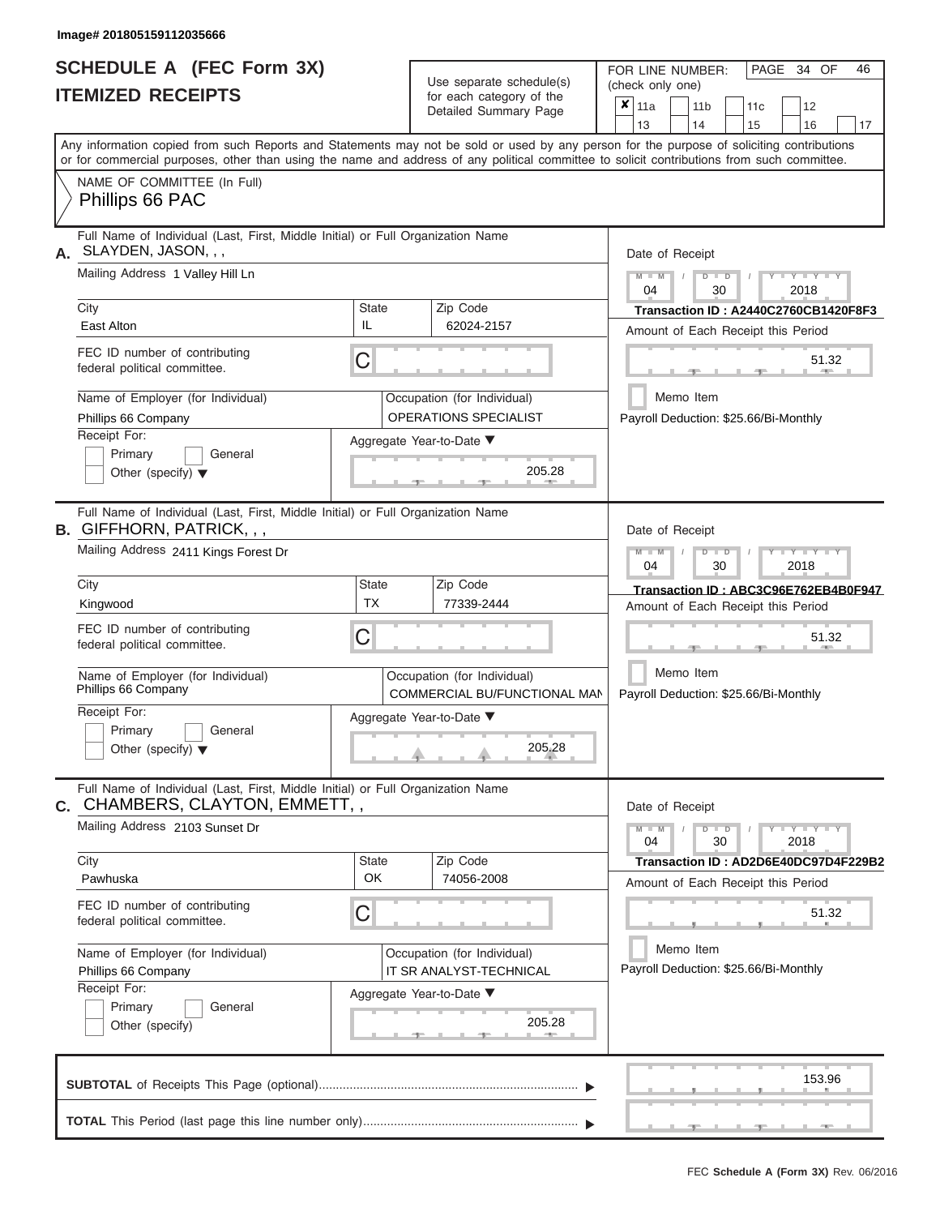Image# 201805159112035666

# SCHEDULE A (FEC Form 3X)
# ITEMIZED RECEIPTS

Use separate schedule(s) for each category of the Detailed Summary Page

FOR LINE NUMBER: (check only one)

- [x] 11a
- [ ] 11b
- [ ] 11c
- [ ] 12
- [ ] 13
- [ ] 14
- [ ] 15
- [ ] 16
- [ ] 17

PAGE 34 OF 46

Any information copied from such Reports and Statements may not be sold or used by any person for the purpose of soliciting contributions or for commercial purposes, other than using the name and address of any political committee to solicit contributions from such committee.

NAME OF COMMITTEE (In Full)
Phillips 66 PAC

---

**A.** Full Name of Individual (Last, First, Middle Initial) or Full Organization Name: SLAYDEN, JASON, , ,

Mailing Address: 1 Valley Hill Ln

City: East Alton | State: IL | Zip Code: 62024-2157

FEC ID number of contributing federal political committee: C

Name of Employer (for Individual): Phillips 66 Company

Occupation (for Individual): OPERATIONS SPECIALIST

Receipt For: Primary / General / Other (specify)

Aggregate Year-to-Date: 205.28

Date of Receipt: 04 / 30 / 2018

Transaction ID : A2440C2760CB1420F8F3

Amount of Each Receipt this Period: 51.32

Memo Item

Payroll Deduction: $25.66/Bi-Monthly

---

**B.** Full Name of Individual (Last, First, Middle Initial) or Full Organization Name: GIFFHORN, PATRICK, , ,

Mailing Address: 2411 Kings Forest Dr

City: Kingwood | State: TX | Zip Code: 77339-2444

FEC ID number of contributing federal political committee: C

Name of Employer (for Individual): Phillips 66 Company

Occupation (for Individual): COMMERCIAL BU/FUNCTIONAL MAN

Receipt For: Primary / General / Other (specify)

Aggregate Year-to-Date: 205.28

Date of Receipt: 04 / 30 / 2018

Transaction ID : ABC3C96E762EB4B0F947

Amount of Each Receipt this Period: 51.32

Memo Item

Payroll Deduction: $25.66/Bi-Monthly

---

**C.** Full Name of Individual (Last, First, Middle Initial) or Full Organization Name: CHAMBERS, CLAYTON, EMMETT, ,

Mailing Address: 2103 Sunset Dr

City: Pawhuska | State: OK | Zip Code: 74056-2008

FEC ID number of contributing federal political committee: C

Name of Employer (for Individual): Phillips 66 Company

Occupation (for Individual): IT SR ANALYST-TECHNICAL

Receipt For: Primary / General / Other (specify)

Aggregate Year-to-Date: 205.28

Date of Receipt: 04 / 30 / 2018

Transaction ID : AD2D6E40DC97D4F229B2

Amount of Each Receipt this Period: 51.32

Memo Item

Payroll Deduction: $25.66/Bi-Monthly

---

**SUBTOTAL** of Receipts This Page (optional): 153.96

**TOTAL** This Period (last page this line number only):

FEC Schedule A (Form 3X) Rev. 06/2016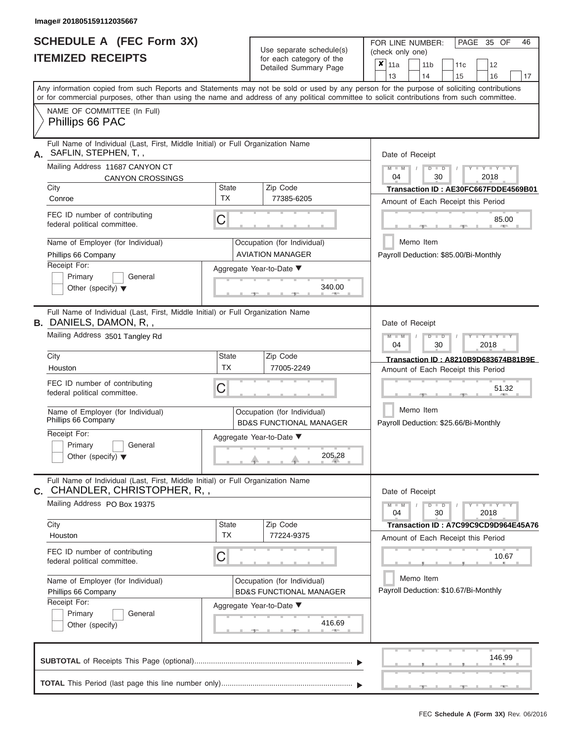Image# 201805159112035667

# SCHEDULE A (FEC Form 3X)
## ITEMIZED RECEIPTS

Use separate schedule(s) for each category of the Detailed Summary Page

FOR LINE NUMBER: (check only one)
PAGE 35 OF 46

☒ 11a ☐ 11b ☐ 11c ☐ 12 ☐ 13 ☐ 14 ☐ 15 ☐ 16 ☐ 17

Any information copied from such Reports and Statements may not be sold or used by any person for the purpose of soliciting contributions or for commercial purposes, other than using the name and address of any political committee to solicit contributions from such committee.

NAME OF COMMITTEE (In Full)
Phillips 66 PAC

---

**A.** Full Name of Individual (Last, First, Middle Initial) or Full Organization Name
SAFLIN, STEPHEN, T, ,

Mailing Address 11687 CANYON CT
CANYON CROSSINGS

| City | State | Zip Code |
|---|---|---|
| Conroe | TX | 77385-6205 |

FEC ID number of contributing federal political committee. C

Name of Employer (for Individual): Phillips 66 Company
Occupation (for Individual): AVIATION MANAGER

Receipt For: ☐ Primary ☐ General ☐ Other (specify)

Aggregate Year-to-Date: 340.00

Date of Receipt: 04 / 30 / 2018
Transaction ID : AE30FC667FDDE4569B01
Amount of Each Receipt this Period: 85.00
☐ Memo Item
Payroll Deduction: $85.00/Bi-Monthly

---

**B.** Full Name of Individual (Last, First, Middle Initial) or Full Organization Name
DANIELS, DAMON, R, ,

Mailing Address 3501 Tangley Rd

| City | State | Zip Code |
|---|---|---|
| Houston | TX | 77005-2249 |

FEC ID number of contributing federal political committee. C

Name of Employer (for Individual): Phillips 66 Company
Occupation (for Individual): BD&S FUNCTIONAL MANAGER

Receipt For: ☐ Primary ☐ General ☐ Other (specify)

Aggregate Year-to-Date: 205.28

Date of Receipt: 04 / 30 / 2018
Transaction ID : A8210B9D683674B81B9E
Amount of Each Receipt this Period: 51.32
☐ Memo Item
Payroll Deduction: $25.66/Bi-Monthly

---

**C.** Full Name of Individual (Last, First, Middle Initial) or Full Organization Name
CHANDLER, CHRISTOPHER, R, ,

Mailing Address PO Box 19375

| City | State | Zip Code |
|---|---|---|
| Houston | TX | 77224-9375 |

FEC ID number of contributing federal political committee. C

Name of Employer (for Individual): Phillips 66 Company
Occupation (for Individual): BD&S FUNCTIONAL MANAGER

Receipt For: ☐ Primary ☐ General ☐ Other (specify)

Aggregate Year-to-Date: 416.69

Date of Receipt: 04 / 30 / 2018
Transaction ID : A7C99C9CD9D964E45A76
Amount of Each Receipt this Period: 10.67
☐ Memo Item
Payroll Deduction: $10.67/Bi-Monthly

---

**SUBTOTAL** of Receipts This Page (optional): 146.99

**TOTAL** This Period (last page this line number only):

FEC Schedule A (Form 3X) Rev. 06/2016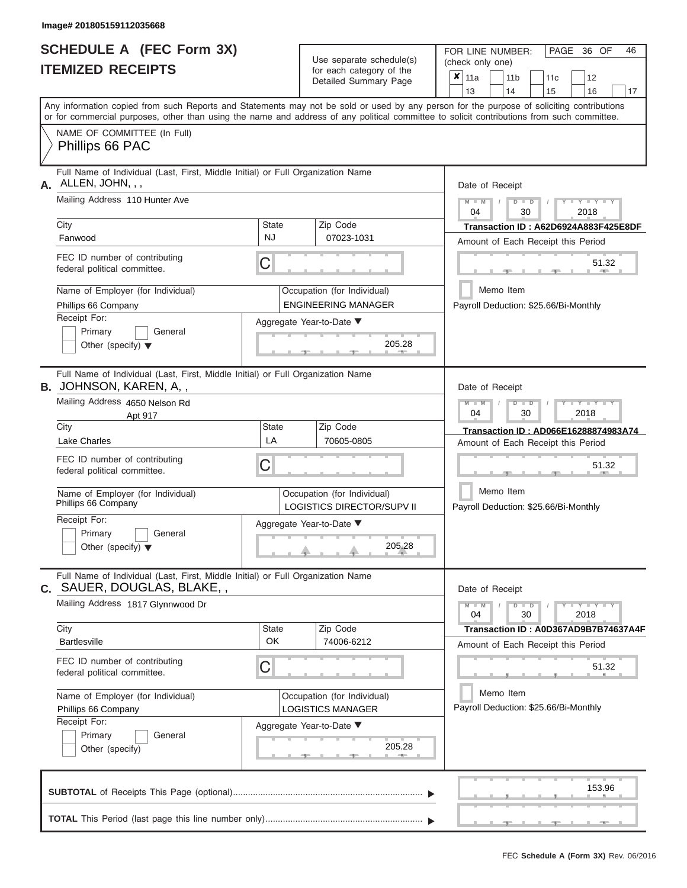Image# 201805159112035668

# SCHEDULE A (FEC Form 3X)
## ITEMIZED RECEIPTS

Use separate schedule(s) for each category of the Detailed Summary Page

FOR LINE NUMBER: (check only one)

- [x] 11a
- [ ] 11b
- [ ] 11c
- [ ] 12
- [ ] 13
- [ ] 14
- [ ] 15
- [ ] 16
- [ ] 17

PAGE 36 OF 46

Any information copied from such Reports and Statements may not be sold or used by any person for the purpose of soliciting contributions or for commercial purposes, other than using the name and address of any political committee to solicit contributions from such committee.

NAME OF COMMITTEE (In Full)
Phillips 66 PAC

---

**A.** Full Name of Individual (Last, First, Middle Initial) or Full Organization Name: ALLEN, JOHN, , ,

Mailing Address: 110 Hunter Ave

City: Fanwood | State: NJ | Zip Code: 07023-1031

FEC ID number of contributing federal political committee: C

Name of Employer (for Individual): Phillips 66 Company

Occupation (for Individual): ENGINEERING MANAGER

Receipt For: Primary / General / Other (specify)

Aggregate Year-to-Date: 205.28

Date of Receipt: 04 / 30 / 2018

Transaction ID : A62D6924A883F425E8DF

Amount of Each Receipt this Period: 51.32

Memo Item

Payroll Deduction: $25.66/Bi-Monthly

---

**B.** Full Name of Individual (Last, First, Middle Initial) or Full Organization Name: JOHNSON, KAREN, A, ,

Mailing Address: 4650 Nelson Rd, Apt 917

City: Lake Charles | State: LA | Zip Code: 70605-0805

FEC ID number of contributing federal political committee: C

Name of Employer (for Individual): Phillips 66 Company

Occupation (for Individual): LOGISTICS DIRECTOR/SUPV II

Receipt For: Primary / General / Other (specify)

Aggregate Year-to-Date: 205.28

Date of Receipt: 04 / 30 / 2018

Transaction ID : AD066E16288874983A74

Amount of Each Receipt this Period: 51.32

Memo Item

Payroll Deduction: $25.66/Bi-Monthly

---

**C.** Full Name of Individual (Last, First, Middle Initial) or Full Organization Name: SAUER, DOUGLAS, BLAKE, ,

Mailing Address: 1817 Glynnwood Dr

City: Bartlesville | State: OK | Zip Code: 74006-6212

FEC ID number of contributing federal political committee: C

Name of Employer (for Individual): Phillips 66 Company

Occupation (for Individual): LOGISTICS MANAGER

Receipt For: Primary / General / Other (specify)

Aggregate Year-to-Date: 205.28

Date of Receipt: 04 / 30 / 2018

Transaction ID : A0D367AD9B7B74637A4F

Amount of Each Receipt this Period: 51.32

Memo Item

Payroll Deduction: $25.66/Bi-Monthly

---

**SUBTOTAL** of Receipts This Page (optional): 153.96

**TOTAL** This Period (last page this line number only):

FEC Schedule A (Form 3X) Rev. 06/2016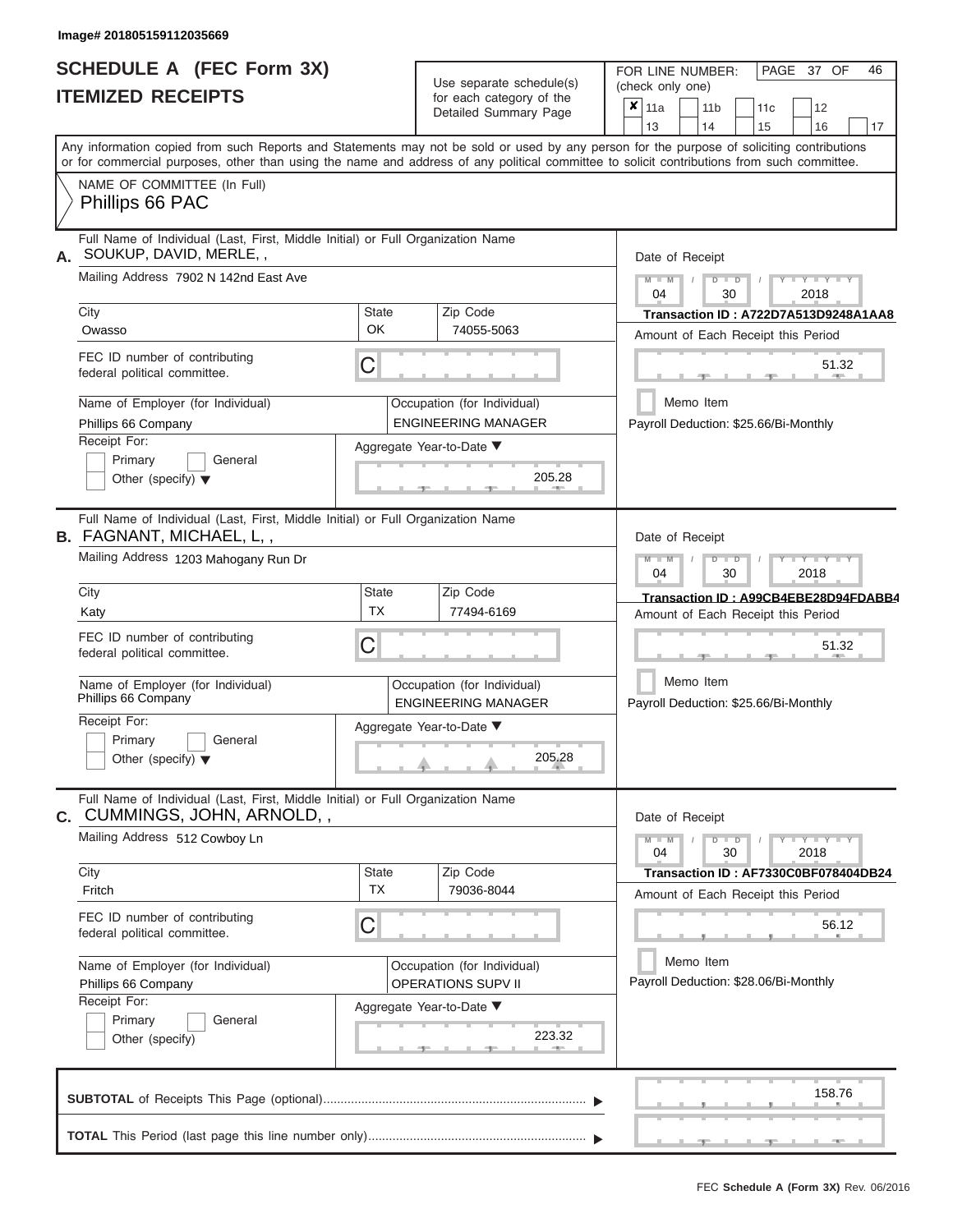Image# 201805159112035669

# SCHEDULE A (FEC Form 3X)
## ITEMIZED RECEIPTS

Use separate schedule(s) for each category of the Detailed Summary Page

FOR LINE NUMBER: (check only one)
☒ 11a ☐ 11b ☐ 11c ☐ 12 ☐ 13 ☐ 14 ☐ 15 ☐ 16 ☐ 17

PAGE 37 OF 46

Any information copied from such Reports and Statements may not be sold or used by any person for the purpose of soliciting contributions or for commercial purposes, other than using the name and address of any political committee to solicit contributions from such committee.

NAME OF COMMITTEE (In Full)
Phillips 66 PAC

---

**A.** Full Name of Individual (Last, First, Middle Initial) or Full Organization Name
SOUKUP, DAVID, MERLE, ,

Mailing Address: 7902 N 142nd East Ave

| City | State | Zip Code |
|---|---|---|
| Owasso | OK | 74055-5063 |

FEC ID number of contributing federal political committee: C

Name of Employer (for Individual): Phillips 66 Company
Occupation (for Individual): ENGINEERING MANAGER

Receipt For: ☐ Primary ☐ General ☐ Other (specify)

Aggregate Year-to-Date: 205.28

Date of Receipt: 04 / 30 / 2018
Transaction ID : A722D7A513D9248A1AA8
Amount of Each Receipt this Period: 51.32
☐ Memo Item
Payroll Deduction: $25.66/Bi-Monthly

---

**B.** Full Name of Individual (Last, First, Middle Initial) or Full Organization Name
FAGNANT, MICHAEL, L, ,

Mailing Address: 1203 Mahogany Run Dr

| City | State | Zip Code |
|---|---|---|
| Katy | TX | 77494-6169 |

FEC ID number of contributing federal political committee: C

Name of Employer (for Individual): Phillips 66 Company
Occupation (for Individual): ENGINEERING MANAGER

Receipt For: ☐ Primary ☐ General ☐ Other (specify)

Aggregate Year-to-Date: 205.28

Date of Receipt: 04 / 30 / 2018
Transaction ID : A99CB4EBE28D94FDABB4
Amount of Each Receipt this Period: 51.32
☐ Memo Item
Payroll Deduction: $25.66/Bi-Monthly

---

**C.** Full Name of Individual (Last, First, Middle Initial) or Full Organization Name
CUMMINGS, JOHN, ARNOLD, ,

Mailing Address: 512 Cowboy Ln

| City | State | Zip Code |
|---|---|---|
| Fritch | TX | 79036-8044 |

FEC ID number of contributing federal political committee: C

Name of Employer (for Individual): Phillips 66 Company
Occupation (for Individual): OPERATIONS SUPV II

Receipt For: ☐ Primary ☐ General ☐ Other (specify)

Aggregate Year-to-Date: 223.32

Date of Receipt: 04 / 30 / 2018
Transaction ID : AF7330C0BF078404DB24
Amount of Each Receipt this Period: 56.12
☐ Memo Item
Payroll Deduction: $28.06/Bi-Monthly

---

**SUBTOTAL** of Receipts This Page (optional): 158.76

**TOTAL** This Period (last page this line number only):

FEC Schedule A (Form 3X) Rev. 06/2016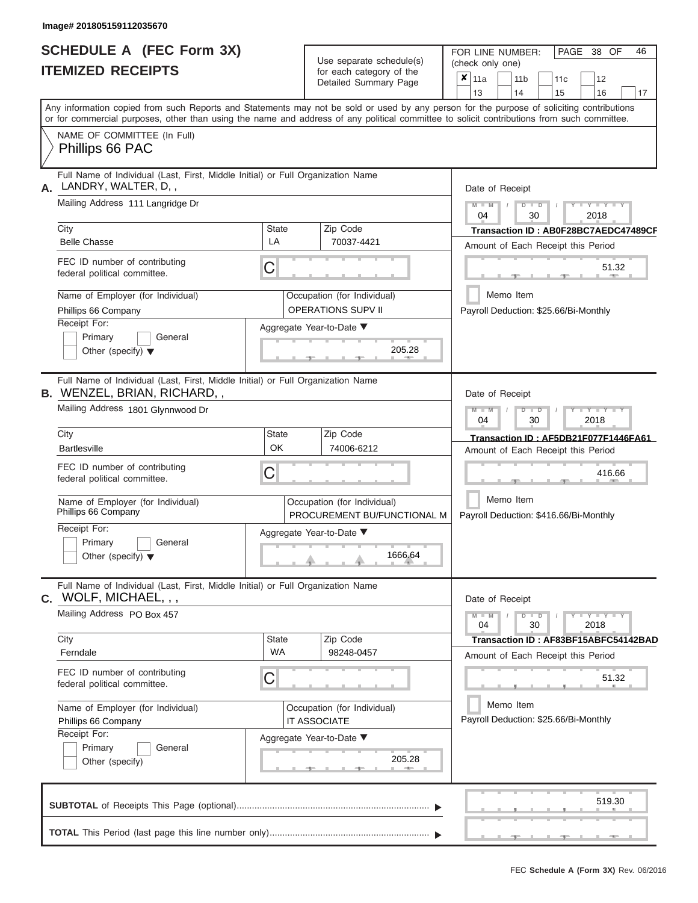Image# 201805159112035670

# SCHEDULE A (FEC Form 3X)
## ITEMIZED RECEIPTS

Use separate schedule(s) for each category of the Detailed Summary Page

FOR LINE NUMBER: (check only one)

- [x] 11a
- [ ] 11b
- [ ] 11c
- [ ] 12
- [ ] 13
- [ ] 14
- [ ] 15
- [ ] 16
- [ ] 17

Any information copied from such Reports and Statements may not be sold or used by any person for the purpose of soliciting contributions or for commercial purposes, other than using the name and address of any political committee to solicit contributions from such committee.

NAME OF COMMITTEE (In Full)
Phillips 66 PAC

---

**A.** Full Name of Individual (Last, First, Middle Initial) or Full Organization Name: LANDRY, WALTER, D, ,

Mailing Address: 111 Langridge Dr

City: Belle Chasse | State: LA | Zip Code: 70037-4421

FEC ID number of contributing federal political committee: C

Name of Employer (for Individual): Phillips 66 Company

Occupation (for Individual): OPERATIONS SUPV II

Receipt For: Primary / General / Other (specify)

Aggregate Year-to-Date: 205.28

Date of Receipt: 04 / 30 / 2018

Transaction ID : AB0F28BC7AEDC47489CF

Amount of Each Receipt this Period: 51.32

Memo Item

Payroll Deduction: $25.66/Bi-Monthly

---

**B.** Full Name of Individual (Last, First, Middle Initial) or Full Organization Name: WENZEL, BRIAN, RICHARD, ,

Mailing Address: 1801 Glynnwood Dr

City: Bartlesville | State: OK | Zip Code: 74006-6212

FEC ID number of contributing federal political committee: C

Name of Employer (for Individual): Phillips 66 Company

Occupation (for Individual): PROCUREMENT BU/FUNCTIONAL M

Receipt For: Primary / General / Other (specify)

Aggregate Year-to-Date: 1666.64

Date of Receipt: 04 / 30 / 2018

Transaction ID : AF5DB21F077F1446FA61

Amount of Each Receipt this Period: 416.66

Memo Item

Payroll Deduction: $416.66/Bi-Monthly

---

**C.** Full Name of Individual (Last, First, Middle Initial) or Full Organization Name: WOLF, MICHAEL, , ,

Mailing Address: PO Box 457

City: Ferndale | State: WA | Zip Code: 98248-0457

FEC ID number of contributing federal political committee: C

Name of Employer (for Individual): Phillips 66 Company

Occupation (for Individual): IT ASSOCIATE

Receipt For: Primary / General / Other (specify)

Aggregate Year-to-Date: 205.28

Date of Receipt: 04 / 30 / 2018

Transaction ID : AF83BF15ABFC54142BAD

Amount of Each Receipt this Period: 51.32

Memo Item

Payroll Deduction: $25.66/Bi-Monthly

---

**SUBTOTAL** of Receipts This Page (optional): 519.30

**TOTAL** This Period (last page this line number only):

FEC **Schedule A (Form 3X)** Rev. 06/2016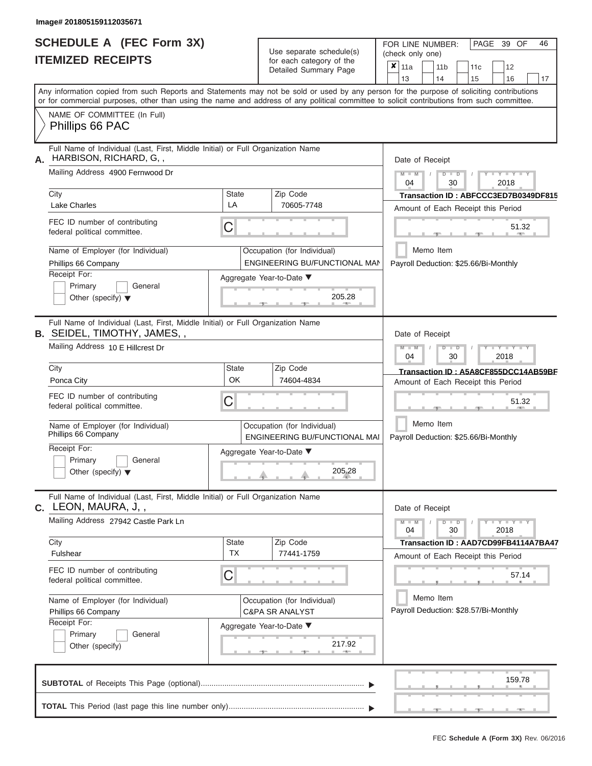Image# 201805159112035671

# SCHEDULE A (FEC Form 3X)
## ITEMIZED RECEIPTS

Use separate schedule(s) for each category of the Detailed Summary Page

FOR LINE NUMBER: (check only one)

☒ 11a ☐ 11b ☐ 11c ☐ 12 ☐ 13 ☐ 14 ☐ 15 ☐ 16 ☐ 17

PAGE 39 OF 46

Any information copied from such Reports and Statements may not be sold or used by any person for the purpose of soliciting contributions or for commercial purposes, other than using the name and address of any political committee to solicit contributions from such committee.

NAME OF COMMITTEE (In Full)
Phillips 66 PAC

---

**A.** Full Name of Individual (Last, First, Middle Initial) or Full Organization Name: HARBISON, RICHARD, G, ,

Mailing Address: 4900 Fernwood Dr

City: Lake Charles | State: LA | Zip Code: 70605-7748

FEC ID number of contributing federal political committee: C

Name of Employer (for Individual): Phillips 66 Company

Occupation (for Individual): ENGINEERING BU/FUNCTIONAL MAN

Receipt For: ☐ Primary ☐ General ☐ Other (specify)

Aggregate Year-to-Date: 205.28

Date of Receipt: 04 / 30 / 2018

Transaction ID : ABFCCC3ED7B0349DF815

Amount of Each Receipt this Period: 51.32

☐ Memo Item

Payroll Deduction: $25.66/Bi-Monthly

---

**B.** Full Name of Individual (Last, First, Middle Initial) or Full Organization Name: SEIDEL, TIMOTHY, JAMES, ,

Mailing Address: 10 E Hillcrest Dr

City: Ponca City | State: OK | Zip Code: 74604-4834

FEC ID number of contributing federal political committee: C

Name of Employer (for Individual): Phillips 66 Company

Occupation (for Individual): ENGINEERING BU/FUNCTIONAL MAI

Receipt For: ☐ Primary ☐ General ☐ Other (specify)

Aggregate Year-to-Date: 205.28

Date of Receipt: 04 / 30 / 2018

Transaction ID : A5A8CF855DCC14AB59BF

Amount of Each Receipt this Period: 51.32

☐ Memo Item

Payroll Deduction: $25.66/Bi-Monthly

---

**C.** Full Name of Individual (Last, First, Middle Initial) or Full Organization Name: LEON, MAURA, J, ,

Mailing Address: 27942 Castle Park Ln

City: Fulshear | State: TX | Zip Code: 77441-1759

FEC ID number of contributing federal political committee: C

Name of Employer (for Individual): Phillips 66 Company

Occupation (for Individual): C&PA SR ANALYST

Receipt For: ☐ Primary ☐ General ☐ Other (specify)

Aggregate Year-to-Date: 217.92

Date of Receipt: 04 / 30 / 2018

Transaction ID : AAD7CD99FB4114A7BA47

Amount of Each Receipt this Period: 57.14

☐ Memo Item

Payroll Deduction: $28.57/Bi-Monthly

---

**SUBTOTAL** of Receipts This Page (optional): 159.78

**TOTAL** This Period (last page this line number only):

FEC Schedule A (Form 3X) Rev. 06/2016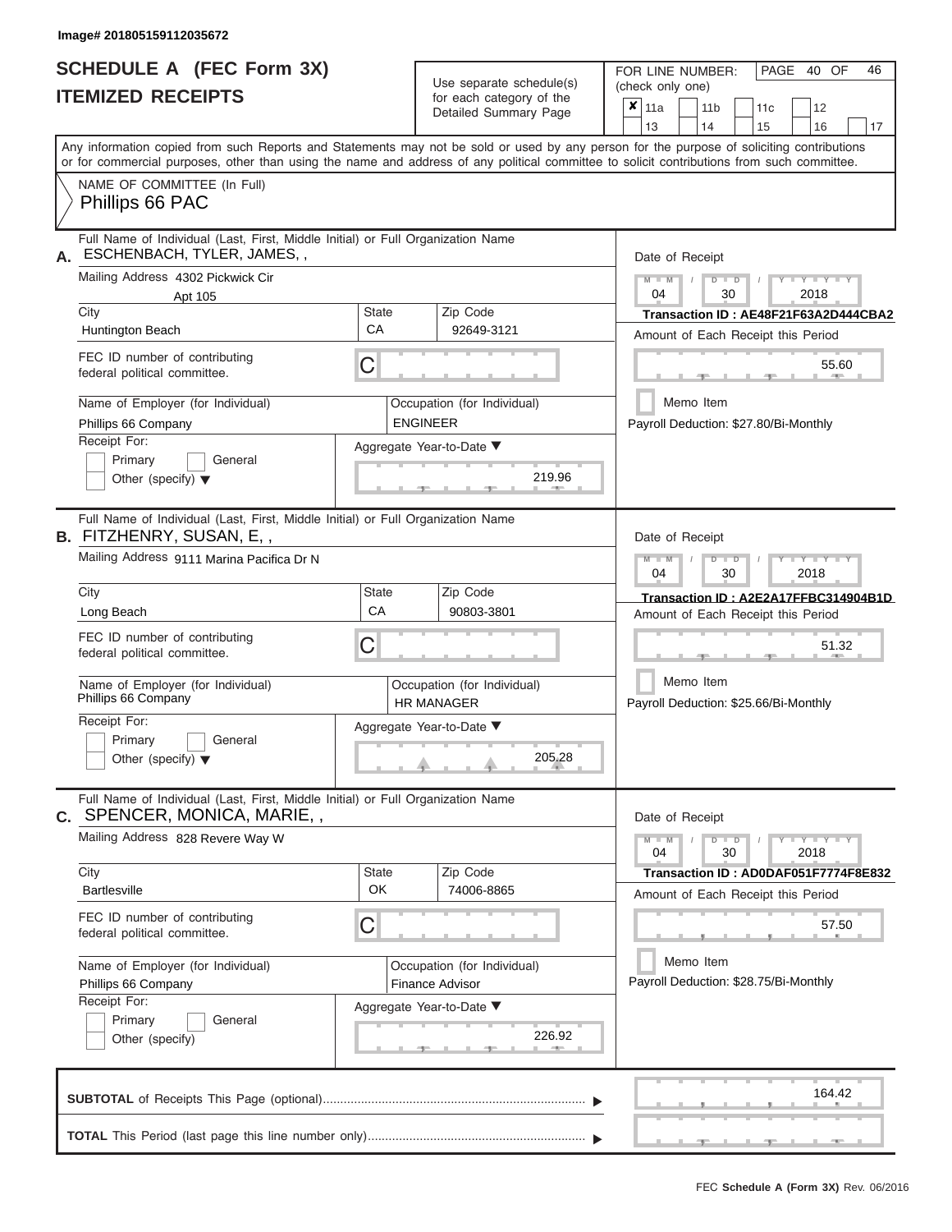Image# 201805159112035672

# SCHEDULE A (FEC Form 3X)
## ITEMIZED RECEIPTS

Use separate schedule(s) for each category of the Detailed Summary Page

FOR LINE NUMBER: (check only one)

- [x] 11a
- [ ] 11b
- [ ] 11c
- [ ] 12
- [ ] 13
- [ ] 14
- [ ] 15
- [ ] 16
- [ ] 17

PAGE 40 OF 46

Any information copied from such Reports and Statements may not be sold or used by any person for the purpose of soliciting contributions or for commercial purposes, other than using the name and address of any political committee to solicit contributions from such committee.

NAME OF COMMITTEE (In Full)
Phillips 66 PAC

---

**A.** Full Name of Individual (Last, First, Middle Initial) or Full Organization Name
ESCHENBACH, TYLER, JAMES, ,

Mailing Address 4302 Pickwick Cir
Apt 105

| City | State | Zip Code |
|---|---|---|
| Huntington Beach | CA | 92649-3121 |

FEC ID number of contributing federal political committee. C

Name of Employer (for Individual): Phillips 66 Company
Occupation (for Individual): ENGINEER

Receipt For: Primary / General / Other (specify)

Aggregate Year-to-Date: 219.96

Date of Receipt: 04 / 30 / 2018
Transaction ID : AE48F21F63A2D444CBA2
Amount of Each Receipt this Period: 55.60
Memo Item
Payroll Deduction: $27.80/Bi-Monthly

---

**B.** Full Name of Individual (Last, First, Middle Initial) or Full Organization Name
FITZHENRY, SUSAN, E, ,

Mailing Address 9111 Marina Pacifica Dr N

| City | State | Zip Code |
|---|---|---|
| Long Beach | CA | 90803-3801 |

FEC ID number of contributing federal political committee. C

Name of Employer (for Individual): Phillips 66 Company
Occupation (for Individual): HR MANAGER

Receipt For: Primary / General / Other (specify)

Aggregate Year-to-Date: 205.28

Date of Receipt: 04 / 30 / 2018
Transaction ID : A2E2A17FFBC314904B1D
Amount of Each Receipt this Period: 51.32
Memo Item
Payroll Deduction: $25.66/Bi-Monthly

---

**C.** Full Name of Individual (Last, First, Middle Initial) or Full Organization Name
SPENCER, MONICA, MARIE, ,

Mailing Address 828 Revere Way W

| City | State | Zip Code |
|---|---|---|
| Bartlesville | OK | 74006-8865 |

FEC ID number of contributing federal political committee. C

Name of Employer (for Individual): Phillips 66 Company
Occupation (for Individual): Finance Advisor

Receipt For: Primary / General / Other (specify)

Aggregate Year-to-Date: 226.92

Date of Receipt: 04 / 30 / 2018
Transaction ID : AD0DAF051F7774F8E832
Amount of Each Receipt this Period: 57.50
Memo Item
Payroll Deduction: $28.75/Bi-Monthly

---

**SUBTOTAL** of Receipts This Page (optional) ........ 164.42

**TOTAL** This Period (last page this line number only) ........

FEC Schedule A (Form 3X) Rev. 06/2016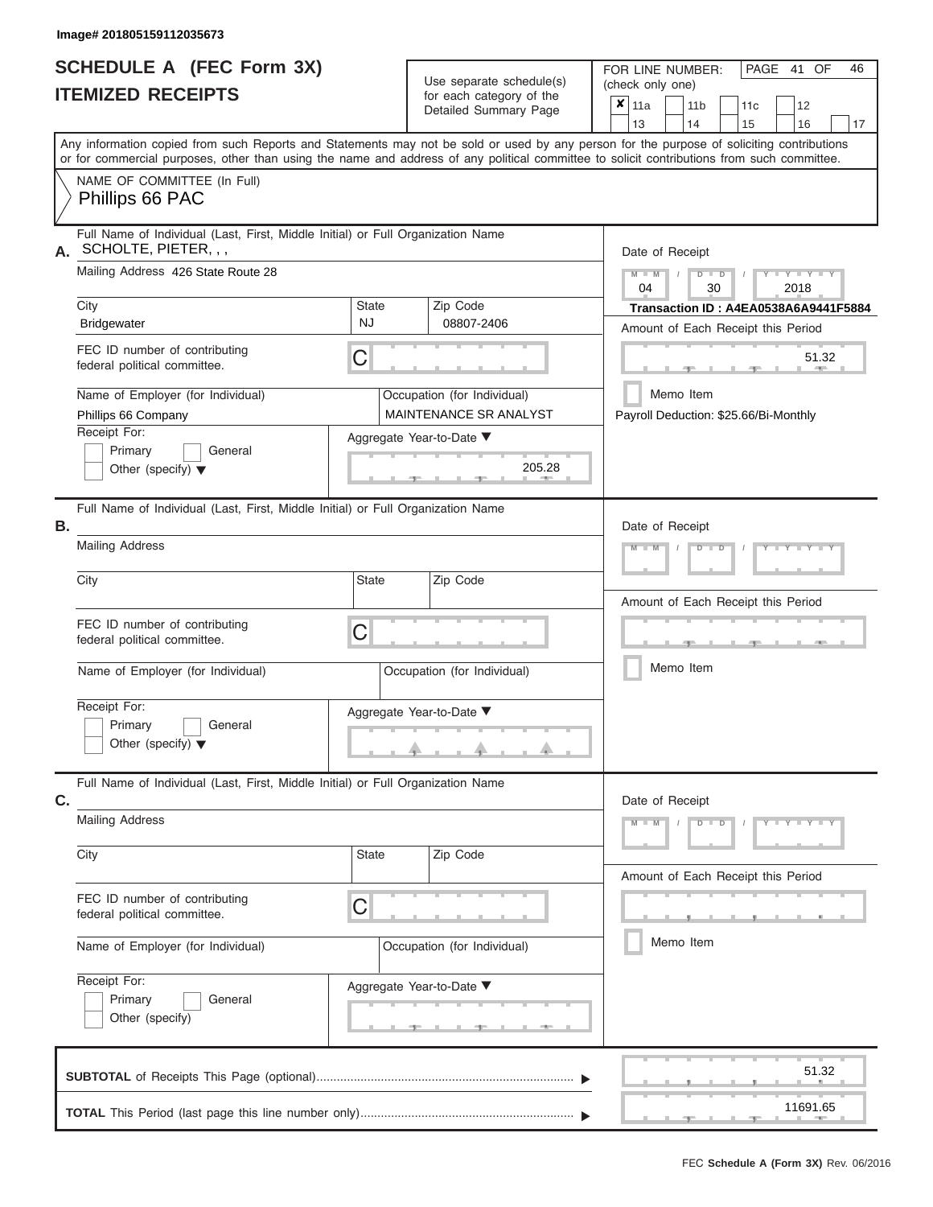Image# 201805159112035673

# SCHEDULE A (FEC Form 3X)
## ITEMIZED RECEIPTS

Use separate schedule(s) for each category of the Detailed Summary Page

FOR LINE NUMBER: (check only one)

- [x] 11a
- [ ] 11b
- [ ] 11c
- [ ] 12
- [ ] 13
- [ ] 14
- [ ] 15
- [ ] 16
- [ ] 17

Any information copied from such Reports and Statements may not be sold or used by any person for the purpose of soliciting contributions or for commercial purposes, other than using the name and address of any political committee to solicit contributions from such committee.

NAME OF COMMITTEE (In Full)
Phillips 66 PAC

---

**A.** Full Name of Individual (Last, First, Middle Initial) or Full Organization Name
SCHOLTE, PIETER, , ,

Mailing Address: 426 State Route 28

| City | State | Zip Code |
|---|---|---|
| Bridgewater | NJ | 08807-2406 |

FEC ID number of contributing federal political committee. C

Name of Employer (for Individual): Phillips 66 Company

Occupation (for Individual): MAINTENANCE SR ANALYST

Receipt For:
- [ ] Primary
- [ ] General
- [ ] Other (specify)

Aggregate Year-to-Date: 205.28

Date of Receipt: 04 / 30 / 2018

Transaction ID : A4EA0538A6A9441F5884

Amount of Each Receipt this Period: 51.32

- [ ] Memo Item

Payroll Deduction: $25.66/Bi-Monthly

---

**B.** Full Name of Individual (Last, First, Middle Initial) or Full Organization Name

Mailing Address

| City | State | Zip Code |
|---|---|---|
| | | |

FEC ID number of contributing federal political committee. C

Name of Employer (for Individual)

Occupation (for Individual)

Receipt For:
- [ ] Primary
- [ ] General
- [ ] Other (specify)

Aggregate Year-to-Date

Date of Receipt

Amount of Each Receipt this Period

- [ ] Memo Item

---

**C.** Full Name of Individual (Last, First, Middle Initial) or Full Organization Name

Mailing Address

| City | State | Zip Code |
|---|---|---|
| | | |

FEC ID number of contributing federal political committee. C

Name of Employer (for Individual)

Occupation (for Individual)

Receipt For:
- [ ] Primary
- [ ] General
- [ ] Other (specify)

Aggregate Year-to-Date

Date of Receipt

Amount of Each Receipt this Period

- [ ] Memo Item

---

**SUBTOTAL** of Receipts This Page (optional): 51.32

**TOTAL** This Period (last page this line number only): 11691.65

FEC Schedule A (Form 3X) Rev. 06/2016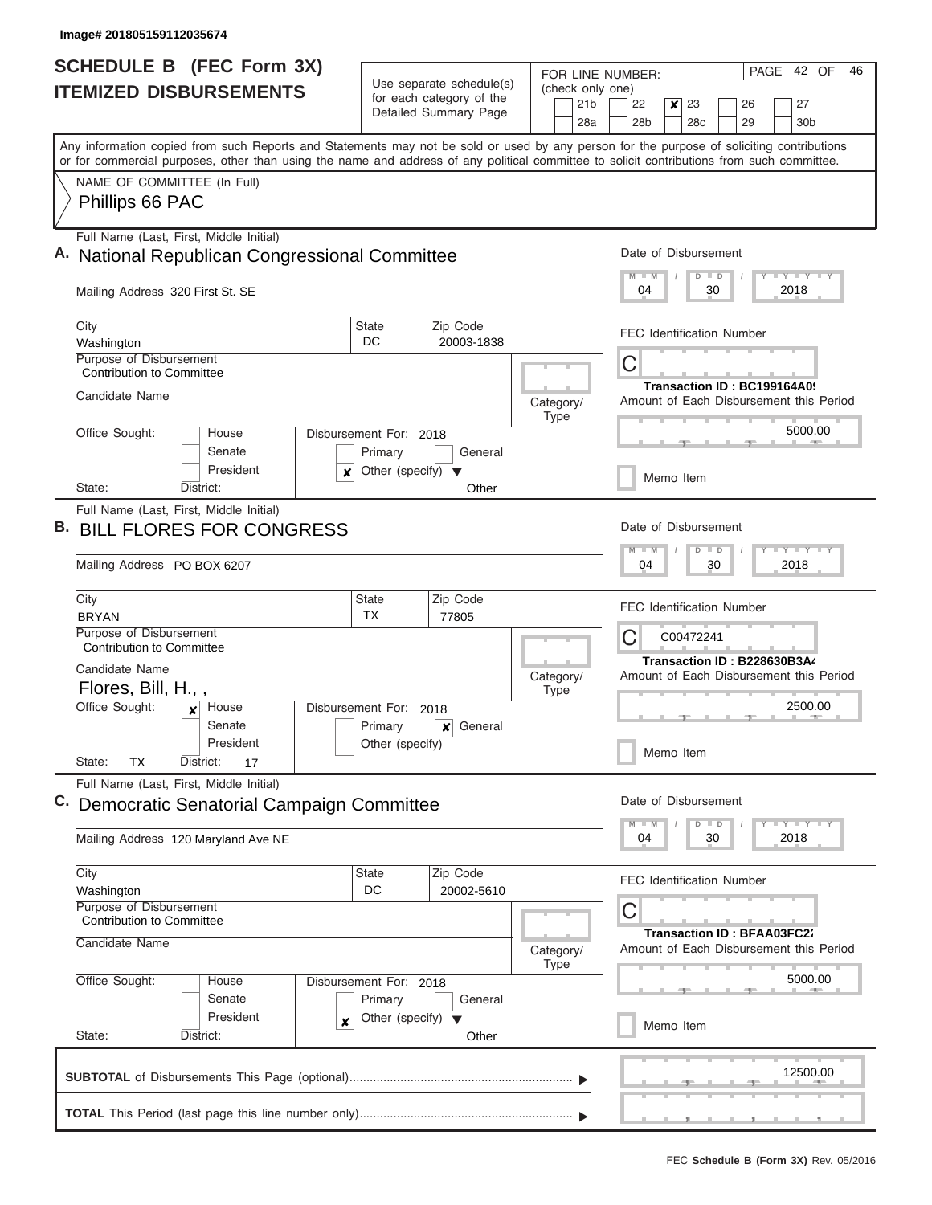Image# 201805159112035674

# SCHEDULE B (FEC Form 3X) ITEMIZED DISBURSEMENTS

Use separate schedule(s) for each category of the Detailed Summary Page

FOR LINE NUMBER: (check only one)

21b | 22 | **x** 23 | 26 | 27
28a | 28b | 28c | 29 | 30b

PAGE 42 OF 46

Any information copied from such Reports and Statements may not be sold or used by any person for the purpose of soliciting contributions or for commercial purposes, other than using the name and address of any political committee to solicit contributions from such committee.

NAME OF COMMITTEE (In Full)
Phillips 66 PAC

---

**A.** Full Name (Last, First, Middle Initial): National Republican Congressional Committee

Mailing Address: 320 First St. SE

City: Washington | State: DC | Zip Code: 20003-1838

Purpose of Disbursement: Contribution to Committee

Candidate Name:

Category/Type:

Office Sought: House / Senate / President

State: | District:

Disbursement For: 2018 — Primary / General / **x** Other (specify): Other

Date of Disbursement: 04 / 30 / 2018

FEC Identification Number: C

Transaction ID : BC199164A0!

Amount of Each Disbursement this Period: 5000.00

Memo Item

---

**B.** Full Name (Last, First, Middle Initial): BILL FLORES FOR CONGRESS

Mailing Address: PO BOX 6207

City: BRYAN | State: TX | Zip Code: 77805

Purpose of Disbursement: Contribution to Committee

Candidate Name: Flores, Bill, H., ,

Category/Type:

Office Sought: **x** House / Senate / President

State: TX | District: 17

Disbursement For: 2018 — Primary / **x** General / Other (specify)

Date of Disbursement: 04 / 30 / 2018

FEC Identification Number: C00472241

Transaction ID : B228630B3A4

Amount of Each Disbursement this Period: 2500.00

Memo Item

---

**C.** Full Name (Last, First, Middle Initial): Democratic Senatorial Campaign Committee

Mailing Address: 120 Maryland Ave NE

City: Washington | State: DC | Zip Code: 20002-5610

Purpose of Disbursement: Contribution to Committee

Candidate Name:

Category/Type:

Office Sought: House / Senate / President

State: | District:

Disbursement For: 2018 — Primary / General / **x** Other (specify): Other

Date of Disbursement: 04 / 30 / 2018

FEC Identification Number: C

Transaction ID : BFAA03FC22

Amount of Each Disbursement this Period: 5000.00

Memo Item

---

**SUBTOTAL** of Disbursements This Page (optional): 12500.00

**TOTAL** This Period (last page this line number only):

FEC **Schedule B (Form 3X)** Rev. 05/2016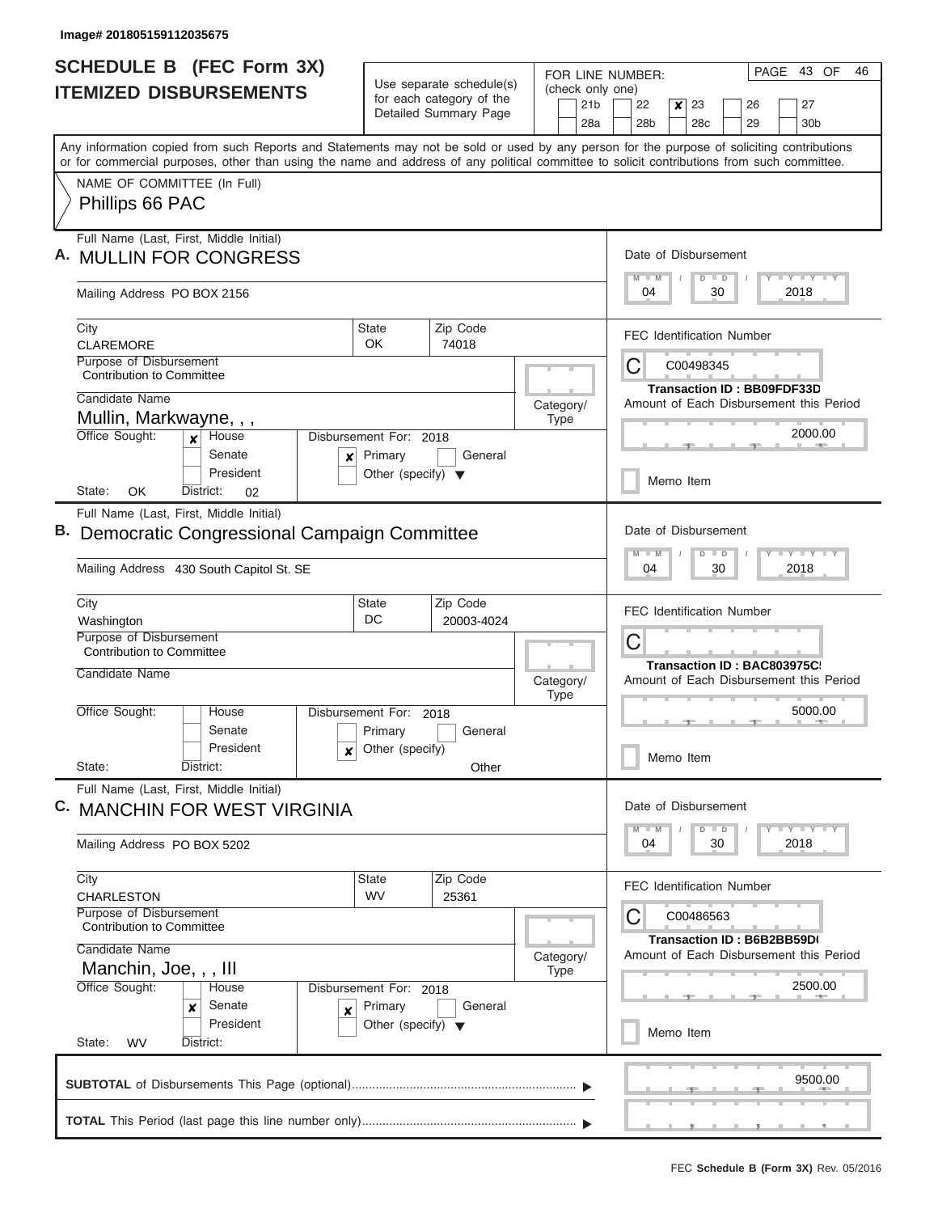Image# 201805159112035675

# SCHEDULE B (FEC Form 3X) ITEMIZED DISBURSEMENTS

Use separate schedule(s) for each category of the Detailed Summary Page

FOR LINE NUMBER: (check only one)

21b | 22 | **x** 23 | 26 | 27
28a | 28b | 28c | 29 | 30b

PAGE 43 OF 46

Any information copied from such Reports and Statements may not be sold or used by any person for the purpose of soliciting contributions or for commercial purposes, other than using the name and address of any political committee to solicit contributions from such committee.

NAME OF COMMITTEE (In Full)

Phillips 66 PAC

---

**A.** Full Name (Last, First, Middle Initial)
**MULLIN FOR CONGRESS**

Mailing Address PO BOX 2156

City: CLAREMORE | State: OK | Zip Code: 74018

Purpose of Disbursement: Contribution to Committee

Candidate Name: Mullin, Markwayne, , ,

Category/Type:

Office Sought: **x** House / Senate / President

State: OK District: 02

Disbursement For: 2018 — **x** Primary / General / Other (specify)

Date of Disbursement: 04 / 30 / 2018

FEC Identification Number: C00498345

Transaction ID : BB09FDF33D

Amount of Each Disbursement this Period: 2000.00

Memo Item

---

**B.** Full Name (Last, First, Middle Initial)
**Democratic Congressional Campaign Committee**

Mailing Address 430 South Capitol St. SE

City: Washington | State: DC | Zip Code: 20003-4024

Purpose of Disbursement: Contribution to Committee

Candidate Name:

Category/Type:

Office Sought: House / Senate / President

State: District:

Disbursement For: 2018 — Primary / General / **x** Other (specify) Other

Date of Disbursement: 04 / 30 / 2018

FEC Identification Number: C

Transaction ID : BAC803975C!

Amount of Each Disbursement this Period: 5000.00

Memo Item

---

**C.** Full Name (Last, First, Middle Initial)
**MANCHIN FOR WEST VIRGINIA**

Mailing Address PO BOX 5202

City: CHARLESTON | State: WV | Zip Code: 25361

Purpose of Disbursement: Contribution to Committee

Candidate Name: Manchin, Joe, , , III

Category/Type:

Office Sought: House / **x** Senate / President

State: WV District:

Disbursement For: 2018 — **x** Primary / General / Other (specify)

Date of Disbursement: 04 / 30 / 2018

FEC Identification Number: C00486563

Transaction ID : B6B2BB59D(

Amount of Each Disbursement this Period: 2500.00

Memo Item

---

**SUBTOTAL** of Disbursements This Page (optional) ........ 9500.00

**TOTAL** This Period (last page this line number only) ........

FEC **Schedule B (Form 3X)** Rev. 05/2016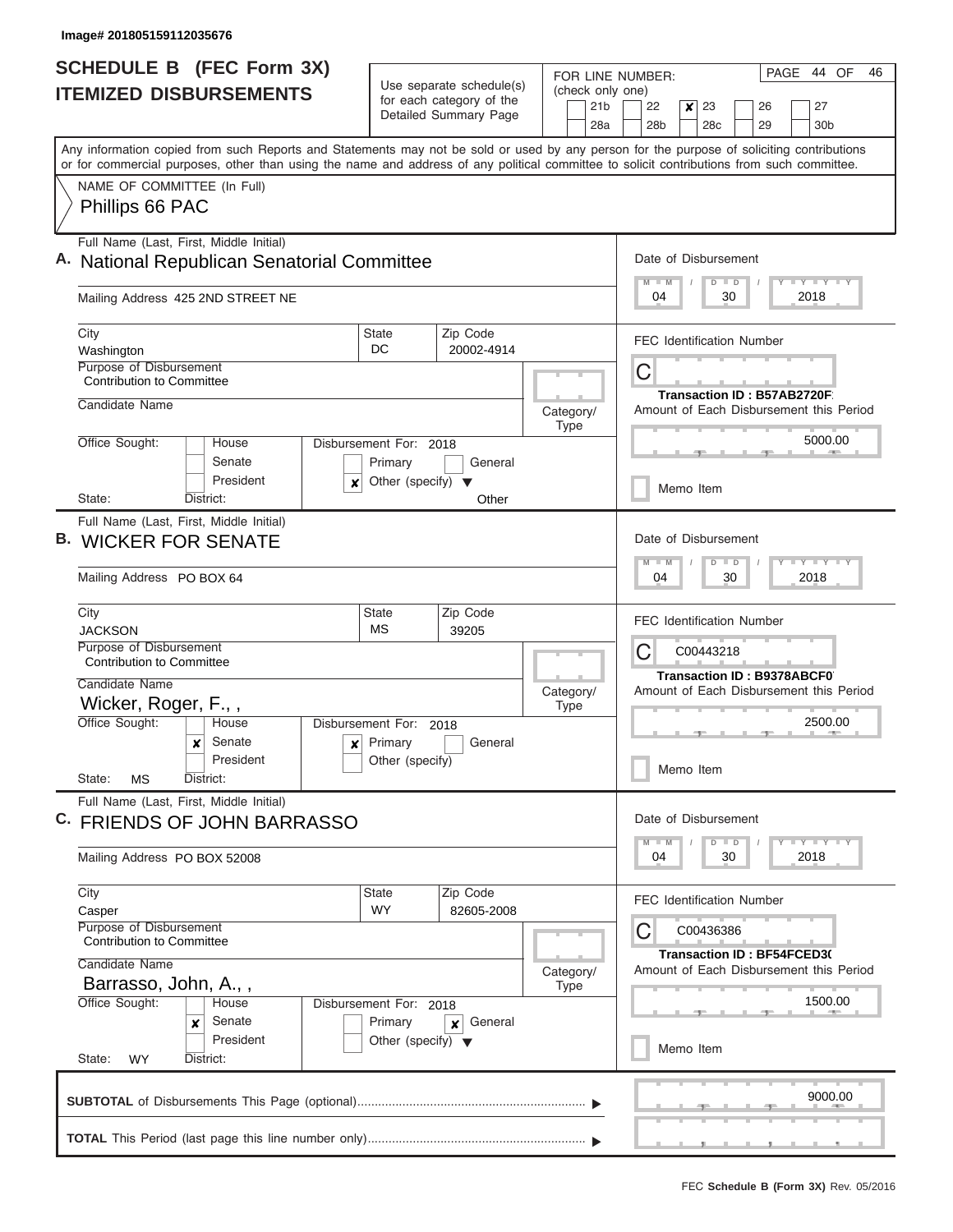Image# 201805159112035676

# SCHEDULE B (FEC Form 3X) ITEMIZED DISBURSEMENTS

Use separate schedule(s) for each category of the Detailed Summary Page

FOR LINE NUMBER: (check only one)

21b | 22 | **x** 23 | 26 | 27
28a | 28b | 28c | 29 | 30b

PAGE 44 OF 46

Any information copied from such Reports and Statements may not be sold or used by any person for the purpose of soliciting contributions or for commercial purposes, other than using the name and address of any political committee to solicit contributions from such committee.

NAME OF COMMITTEE (In Full)
Phillips 66 PAC

---

**A.** Full Name (Last, First, Middle Initial): National Republican Senatorial Committee

Mailing Address: 425 2ND STREET NE

City: Washington | State: DC | Zip Code: 20002-4914

Purpose of Disbursement: Contribution to Committee

Candidate Name:

Category/Type:

Office Sought: House / Senate / President

State: District:

Disbursement For: 2018 — Primary / General / **x** Other (specify): Other

Date of Disbursement: 04 / 30 / 2018

FEC Identification Number: C

Transaction ID : B57AB2720F

Amount of Each Disbursement this Period: 5000.00

Memo Item

---

**B.** Full Name (Last, First, Middle Initial): WICKER FOR SENATE

Mailing Address: PO BOX 64

City: JACKSON | State: MS | Zip Code: 39205

Purpose of Disbursement: Contribution to Committee

Candidate Name: Wicker, Roger, F., ,

Category/Type:

Office Sought: House / **x** Senate / President

State: MS District:

Disbursement For: 2018 — **x** Primary / General / Other (specify)

Date of Disbursement: 04 / 30 / 2018

FEC Identification Number: C00443218

Transaction ID : B9378ABCF0

Amount of Each Disbursement this Period: 2500.00

Memo Item

---

**C.** Full Name (Last, First, Middle Initial): FRIENDS OF JOHN BARRASSO

Mailing Address: PO BOX 52008

City: Casper | State: WY | Zip Code: 82605-2008

Purpose of Disbursement: Contribution to Committee

Candidate Name: Barrasso, John, A., ,

Category/Type:

Office Sought: House / **x** Senate / President

State: WY District:

Disbursement For: 2018 — Primary / **x** General / Other (specify)

Date of Disbursement: 04 / 30 / 2018

FEC Identification Number: C00436386

Transaction ID : BF54FCED30

Amount of Each Disbursement this Period: 1500.00

Memo Item

---

**SUBTOTAL** of Disbursements This Page (optional): 9000.00

**TOTAL** This Period (last page this line number only):

FEC **Schedule B (Form 3X)** Rev. 05/2016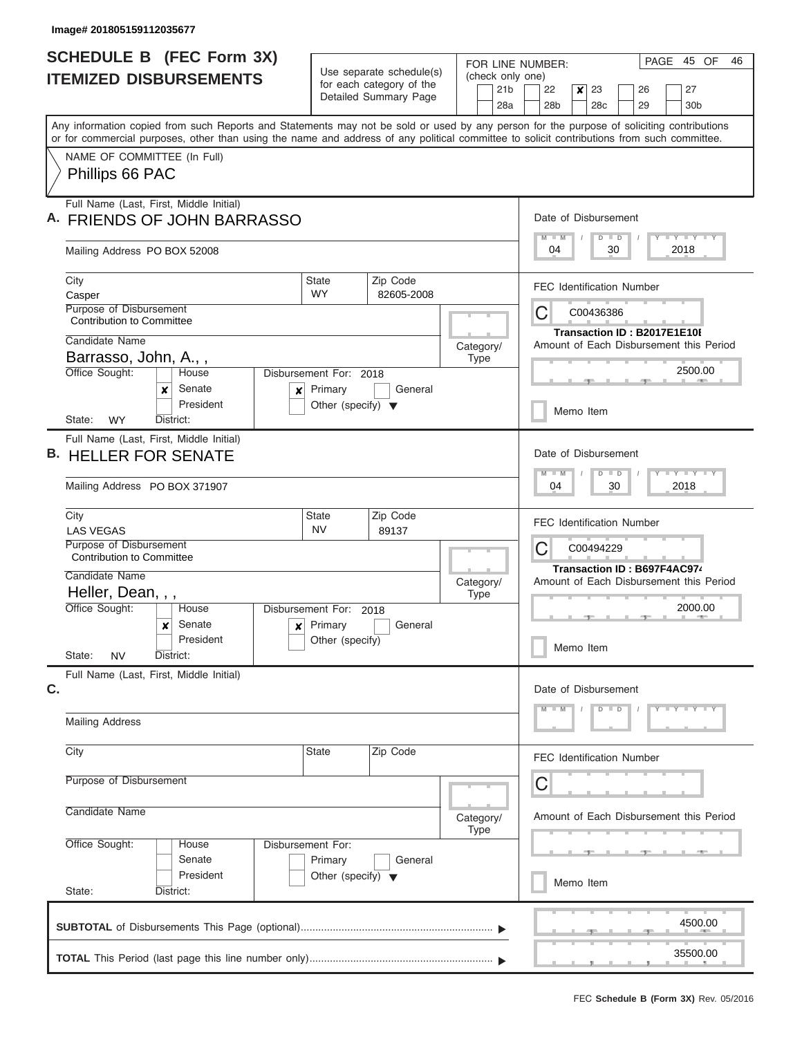Image# 201805159112035677

# SCHEDULE B (FEC Form 3X)
## ITEMIZED DISBURSEMENTS

Use separate schedule(s) for each category of the Detailed Summary Page

FOR LINE NUMBER: (check only one)

- [ ] 21b
- [ ] 22
- [x] 23
- [ ] 26
- [ ] 27
- [ ] 28a
- [ ] 28b
- [ ] 28c
- [ ] 29
- [ ] 30b

PAGE 45 OF 46

Any information copied from such Reports and Statements may not be sold or used by any person for the purpose of soliciting contributions or for commercial purposes, other than using the name and address of any political committee to solicit contributions from such committee.

NAME OF COMMITTEE (In Full)

Phillips 66 PAC

---

**A.** Full Name (Last, First, Middle Initial): FRIENDS OF JOHN BARRASSO

Mailing Address: PO BOX 52008

City: Casper | State: WY | Zip Code: 82605-2008

Purpose of Disbursement: Contribution to Committee

Candidate Name: Barrasso, John, A., ,

Category/Type:

Office Sought: [ ] House [x] Senate [ ] President

State: WY District:

Disbursement For: 2018 [x] Primary [ ] General [ ] Other (specify)

Date of Disbursement: 04 / 30 / 2018

FEC Identification Number: C00436386

Transaction ID : B2017E1E10E

Amount of Each Disbursement this Period: 2500.00

[ ] Memo Item

---

**B.** Full Name (Last, First, Middle Initial): HELLER FOR SENATE

Mailing Address: PO BOX 371907

City: LAS VEGAS | State: NV | Zip Code: 89137

Purpose of Disbursement: Contribution to Committee

Candidate Name: Heller, Dean, , ,

Category/Type:

Office Sought: [ ] House [x] Senate [ ] President

State: NV District:

Disbursement For: 2018 [x] Primary [ ] General [ ] Other (specify)

Date of Disbursement: 04 / 30 / 2018

FEC Identification Number: C00494229

Transaction ID : B697F4AC974

Amount of Each Disbursement this Period: 2000.00

[ ] Memo Item

---

**C.** Full Name (Last, First, Middle Initial):

Mailing Address:

City: | State: | Zip Code:

Purpose of Disbursement:

Candidate Name:

Category/Type:

Office Sought: [ ] House [ ] Senate [ ] President

State: District:

Disbursement For: [ ] Primary [ ] General [ ] Other (specify)

Date of Disbursement:

FEC Identification Number: C

Amount of Each Disbursement this Period:

[ ] Memo Item

---

**SUBTOTAL** of Disbursements This Page (optional): 4500.00

**TOTAL** This Period (last page this line number only): 35500.00

FEC **Schedule B (Form 3X)** Rev. 05/2016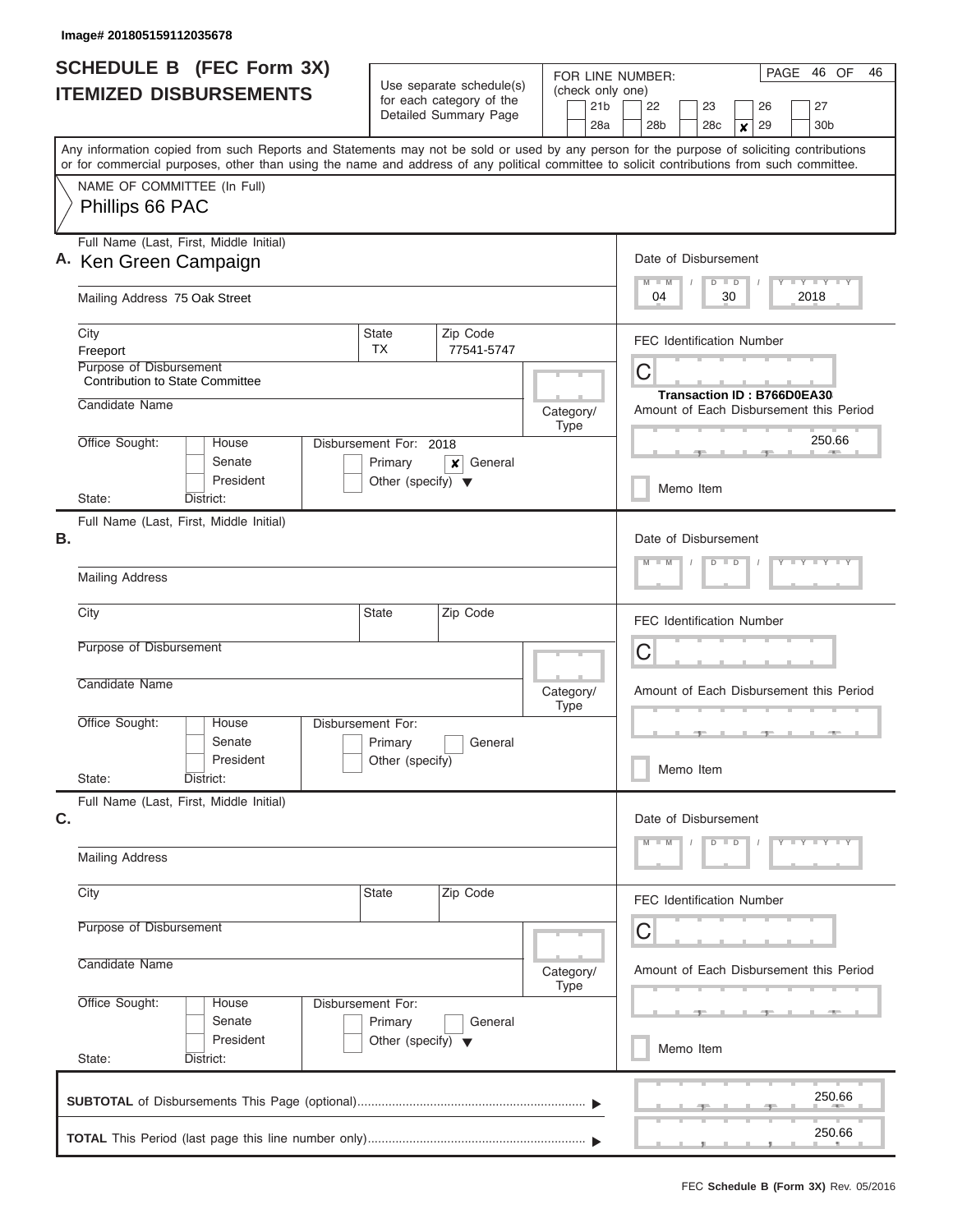Image# 201805159112035678

# SCHEDULE B (FEC Form 3X) ITEMIZED DISBURSEMENTS

Use separate schedule(s) for each category of the Detailed Summary Page

FOR LINE NUMBER: (check only one)

21b | 22 | 23 | 26 | 27 | 28a | 28b | 28c | **X** 29 | 30b

PAGE 46 OF 46

Any information copied from such Reports and Statements may not be sold or used by any person for the purpose of soliciting contributions or for commercial purposes, other than using the name and address of any political committee to solicit contributions from such committee.

NAME OF COMMITTEE (In Full)
Phillips 66 PAC

## A.

Full Name (Last, First, Middle Initial): Ken Green Campaign

Mailing Address: 75 Oak Street

City: Freeport | State: TX | Zip Code: 77541-5747

Purpose of Disbursement: Contribution to State Committee

Candidate Name:

Category/Type:

Office Sought: House / Senate / President

State: | District:

Disbursement For: 2018 — Primary / **X** General / Other (specify)

Date of Disbursement: 04 / 30 / 2018

FEC Identification Number: C

Transaction ID : B766D0EA30

Amount of Each Disbursement this Period: 250.66

Memo Item

## B.

Full Name (Last, First, Middle Initial):

Mailing Address

City | State | Zip Code

Purpose of Disbursement

Candidate Name

Category/Type

Office Sought: House / Senate / President

State: | District:

Disbursement For: Primary / General / Other (specify)

Date of Disbursement: M M / D D / Y Y Y Y

FEC Identification Number: C

Amount of Each Disbursement this Period

Memo Item

## C.

Full Name (Last, First, Middle Initial):

Mailing Address

City | State | Zip Code

Purpose of Disbursement

Candidate Name

Category/Type

Office Sought: House / Senate / President

State: | District:

Disbursement For: Primary / General / Other (specify)

Date of Disbursement: M M / D D / Y Y Y Y

FEC Identification Number: C

Amount of Each Disbursement this Period

Memo Item

**SUBTOTAL** of Disbursements This Page (optional) ▶ 250.66

**TOTAL** This Period (last page this line number only) ▶ 250.66

FEC **Schedule B (Form 3X)** Rev. 05/2016